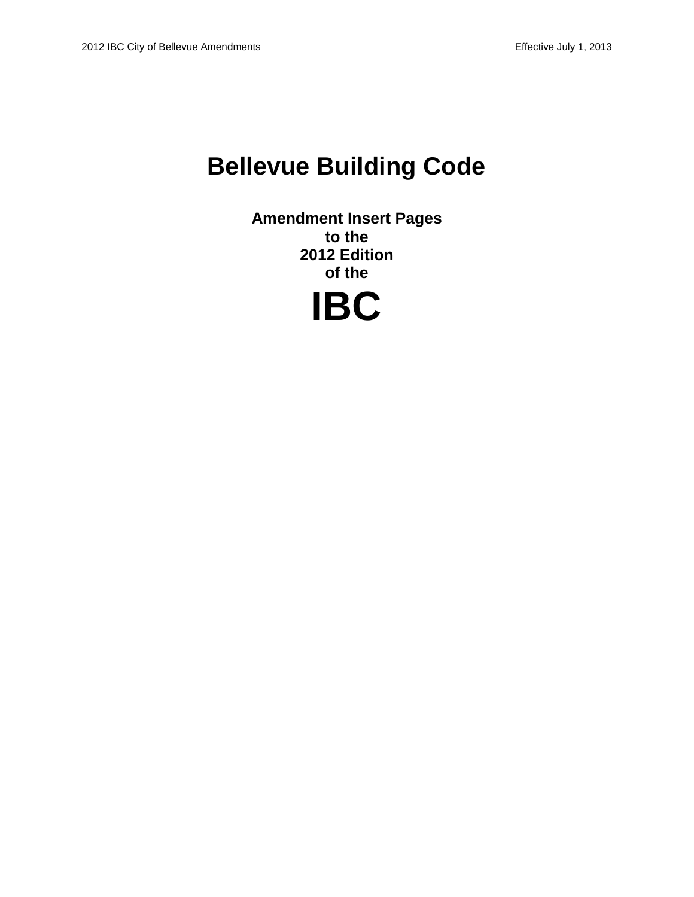# Bellevue Building Code

## Amendment Insert Pages
## to the
## 2012 Edition
## of the

# IBC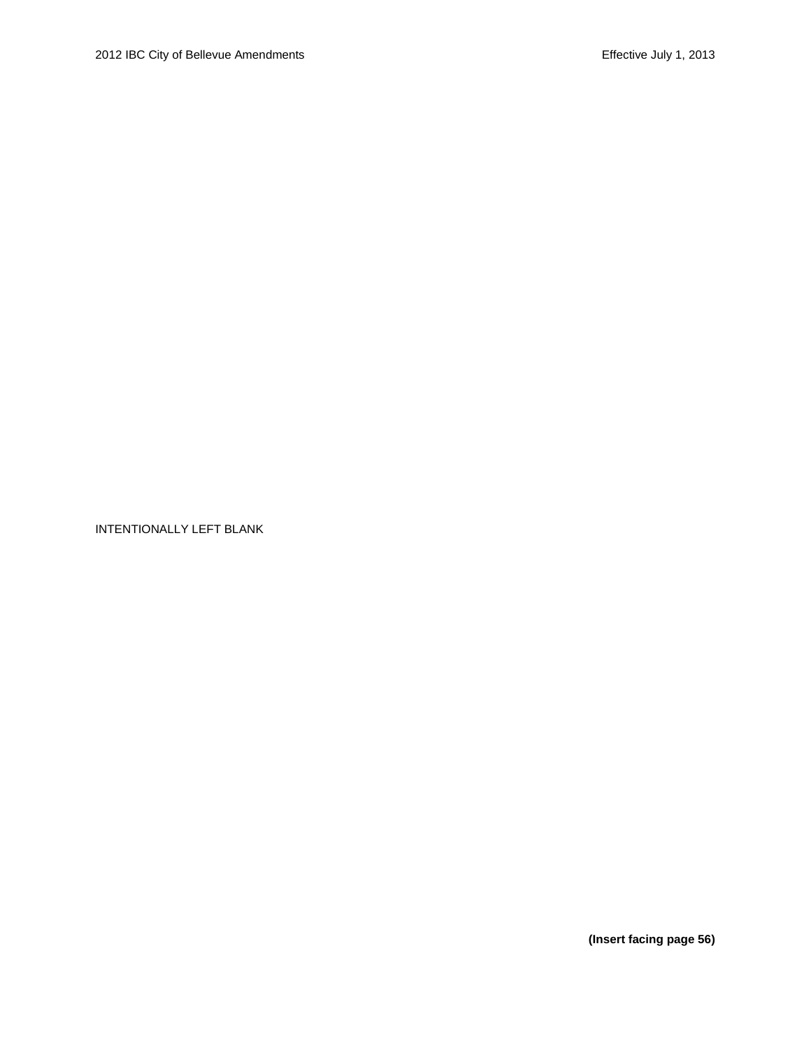INTENTIONALLY LEFT BLANK

**(Insert facing page 56)**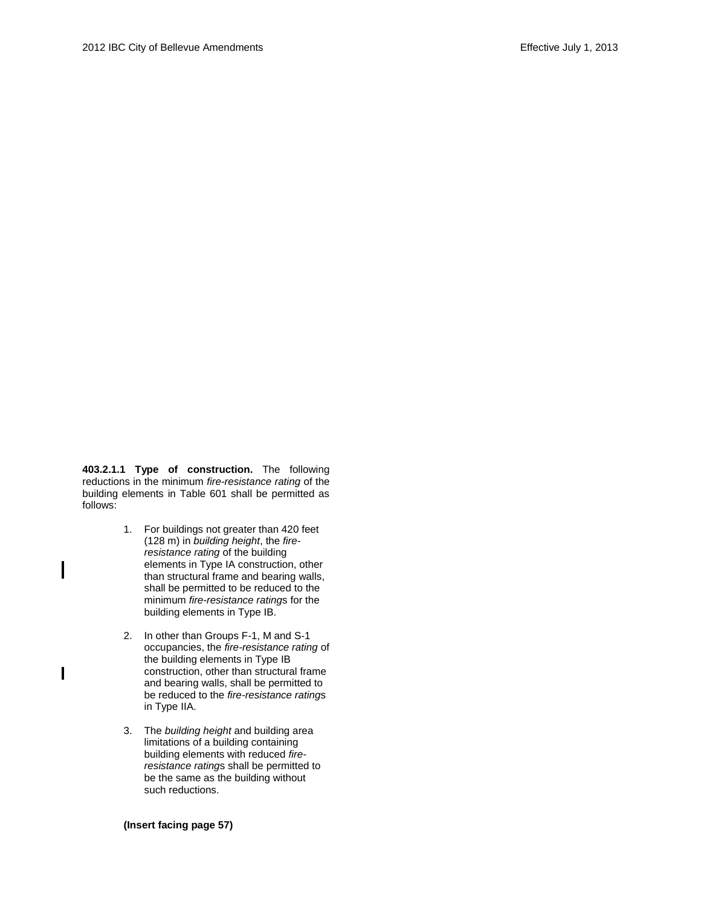**403.2.1.1 Type of construction.** The following reductions in the minimum *fire-resistance rating* of the building elements in Table 601 shall be permitted as follows:

1. For buildings not greater than 420 feet (128 m) in *building height*, the *fire-resistance rating* of the building elements in Type IA construction, other than structural frame and bearing walls, shall be permitted to be reduced to the minimum *fire-resistance rating*s for the building elements in Type IB.

2. In other than Groups F-1, M and S-1 occupancies, the *fire-resistance rating* of the building elements in Type IB construction, other than structural frame and bearing walls, shall be permitted to be reduced to the *fire-resistance rating*s in Type IIA.

3. The *building height* and building area limitations of a building containing building elements with reduced *fire-resistance rating*s shall be permitted to be the same as the building without such reductions.

**(Insert facing page 57)**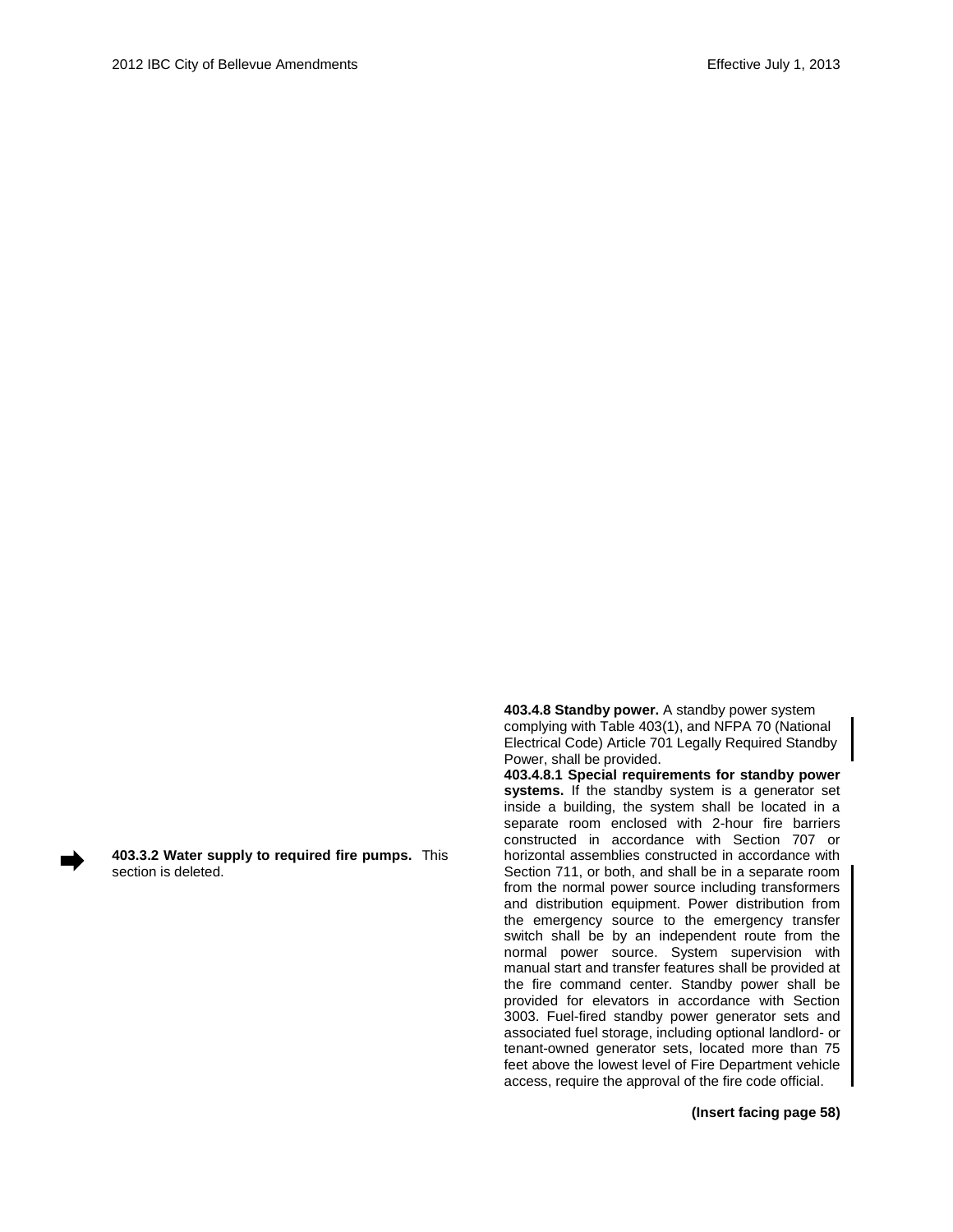**403.3.2 Water supply to required fire pumps.** This section is deleted.

**403.4.8 Standby power.** A standby power system complying with Table 403(1), and NFPA 70 (National Electrical Code) Article 701 Legally Required Standby Power, shall be provided.

**403.4.8.1 Special requirements for standby power systems.** If the standby system is a generator set inside a building, the system shall be located in a separate room enclosed with 2-hour fire barriers constructed in accordance with Section 707 or horizontal assemblies constructed in accordance with Section 711, or both, and shall be in a separate room from the normal power source including transformers and distribution equipment. Power distribution from the emergency source to the emergency transfer switch shall be by an independent route from the normal power source. System supervision with manual start and transfer features shall be provided at the fire command center. Standby power shall be provided for elevators in accordance with Section 3003. Fuel-fired standby power generator sets and associated fuel storage, including optional landlord- or tenant-owned generator sets, located more than 75 feet above the lowest level of Fire Department vehicle access, require the approval of the fire code official.

**(Insert facing page 58)**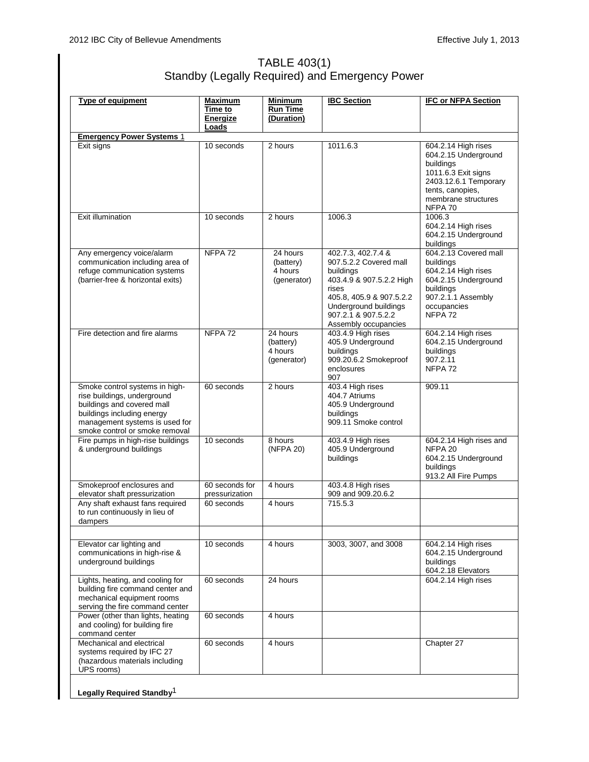# TABLE 403(1)
## Standby (Legally Required) and Emergency Power

| Type of equipment | Maximum Time to Energize Loads | Minimum Run Time (Duration) | IBC Section | IFC or NFPA Section |
|---|---|---|---|---|
| **Emergency Power Systems** 1 | | | | |
| Exit signs | 10 seconds | 2 hours | 1011.6.3 | 604.2.14 High rises<br>604.2.15 Underground buildings<br>1011.6.3 Exit signs<br>2403.12.6.1 Temporary tents, canopies, membrane structures<br>NFPA 70 |
| Exit illumination | 10 seconds | 2 hours | 1006.3 | 1006.3<br>604.2.14 High rises<br>604.2.15 Underground buildings |
| Any emergency voice/alarm communication including area of refuge communication systems (barrier-free & horizontal exits) | NFPA 72 | 24 hours (battery)<br>4 hours (generator) | 402.7.3, 402.7.4 & 907.5.2.2 Covered mall buildings<br>403.4.9 & 907.5.2.2 High rises<br>405.8, 405.9 & 907.5.2.2 Underground buildings<br>907.2.1 & 907.5.2.2 Assembly occupancies | 604.2.13 Covered mall buildings<br>604.2.14 High rises<br>604.2.15 Underground buildings<br>907.2.1.1 Assembly occupancies<br>NFPA 72 |
| Fire detection and fire alarms | NFPA 72 | 24 hours (battery)<br>4 hours (generator) | 403.4.9 High rises<br>405.9 Underground buildings<br>909.20.6.2 Smokeproof enclosures<br>907 | 604.2.14 High rises<br>604.2.15 Underground buildings<br>907.2.11<br>NFPA 72 |
| Smoke control systems in high-rise buildings, underground buildings and covered mall buildings including energy management systems is used for smoke control or smoke removal | 60 seconds | 2 hours | 403.4 High rises<br>404.7 Atriums<br>405.9 Underground buildings<br>909.11 Smoke control | 909.11 |
| Fire pumps in high-rise buildings & underground buildings | 10 seconds | 8 hours (NFPA 20) | 403.4.9 High rises<br>405.9 Underground buildings | 604.2.14 High rises and NFPA 20<br>604.2.15 Underground buildings<br>913.2 All Fire Pumps |
| Smokeproof enclosures and elevator shaft pressurization | 60 seconds for pressurization | 4 hours | 403.4.8 High rises<br>909 and 909.20.6.2 | |
| Any shaft exhaust fans required to run continuously in lieu of dampers | 60 seconds | 4 hours | 715.5.3 | |
| | | | | |
| Elevator car lighting and communications in high-rise & underground buildings | 10 seconds | 4 hours | 3003, 3007, and 3008 | 604.2.14 High rises<br>604.2.15 Underground buildings<br>604.2.18 Elevators |
| Lights, heating, and cooling for building fire command center and mechanical equipment rooms serving the fire command center | 60 seconds | 24 hours | | 604.2.14 High rises |
| Power (other than lights, heating and cooling) for building fire command center | 60 seconds | 4 hours | | |
| Mechanical and electrical systems required by IFC 27 (hazardous materials including UPS rooms) | 60 seconds | 4 hours | | Chapter 27 |
| **Legally Required Standby**[1] | | | | |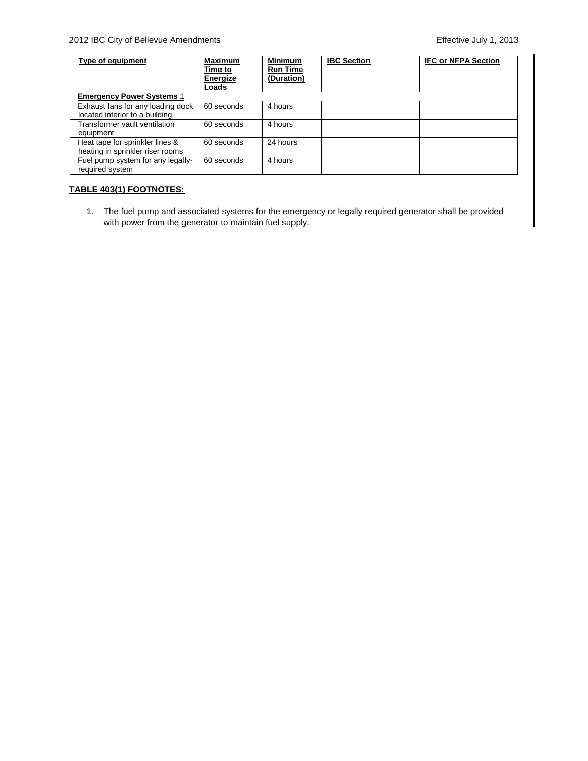| Type of equipment | Maximum Time to Energize Loads | Minimum Run Time (Duration) | IBC Section | IFC or NFPA Section |
|---|---|---|---|---|
| **Emergency Power Systems** 1 | | | | |
| Exhaust fans for any loading dock located interior to a building | 60 seconds | 4 hours | | |
| Transformer vault ventilation equipment | 60 seconds | 4 hours | | |
| Heat tape for sprinkler lines & heating in sprinkler riser rooms | 60 seconds | 24 hours | | |
| Fuel pump system for any legally-required system | 60 seconds | 4 hours | | |

**TABLE 403(1) FOOTNOTES:**

1. The fuel pump and associated systems for the emergency or legally required generator shall be provided with power from the generator to maintain fuel supply.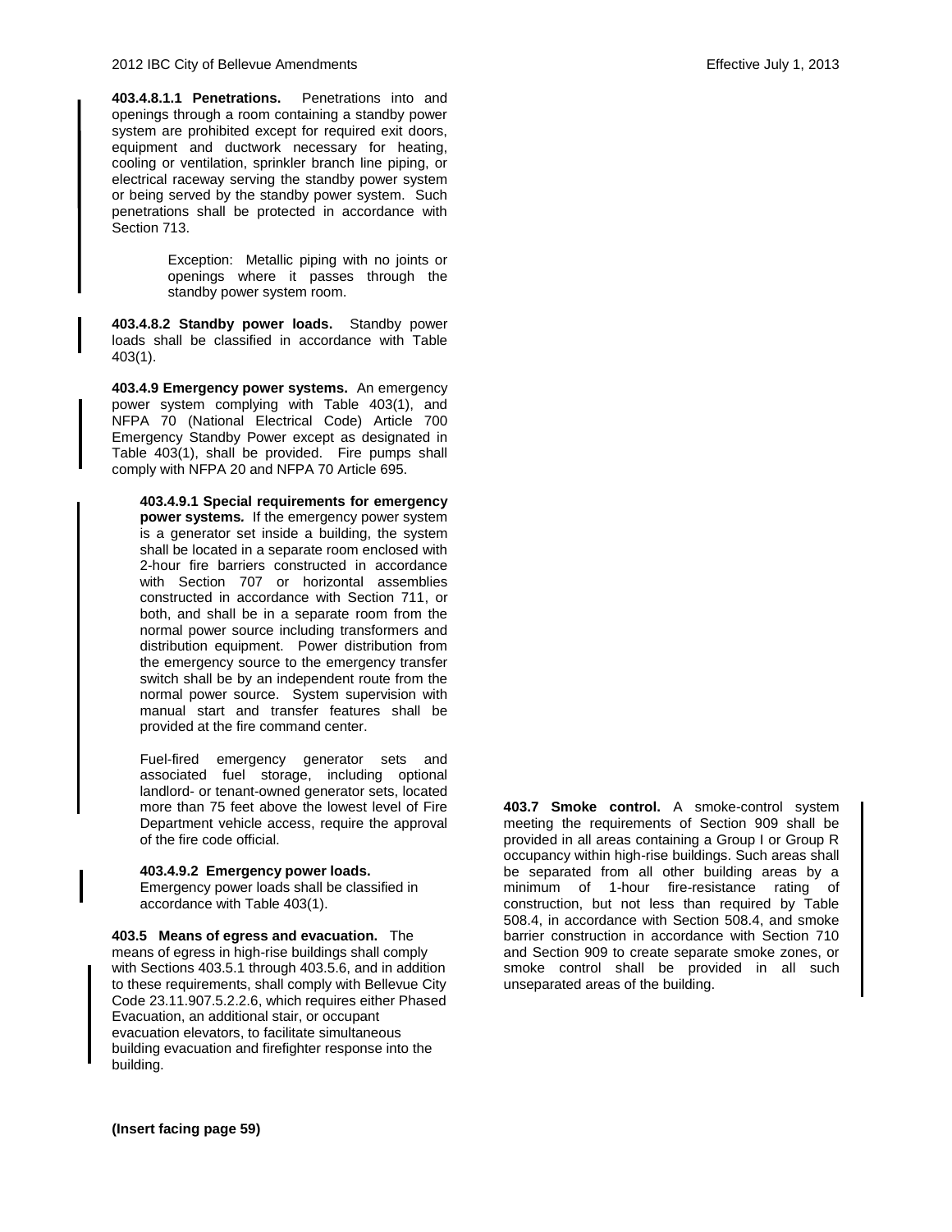**403.4.8.1.1 Penetrations.** Penetrations into and openings through a room containing a standby power system are prohibited except for required exit doors, equipment and ductwork necessary for heating, cooling or ventilation, sprinkler branch line piping, or electrical raceway serving the standby power system or being served by the standby power system. Such penetrations shall be protected in accordance with Section 713.

> Exception: Metallic piping with no joints or openings where it passes through the standby power system room.

**403.4.8.2 Standby power loads.** Standby power loads shall be classified in accordance with Table 403(1).

**403.4.9 Emergency power systems.** An emergency power system complying with Table 403(1), and NFPA 70 (National Electrical Code) Article 700 Emergency Standby Power except as designated in Table 403(1), shall be provided. Fire pumps shall comply with NFPA 20 and NFPA 70 Article 695.

**403.4.9.1 Special requirements for emergency power systems.** If the emergency power system is a generator set inside a building, the system shall be located in a separate room enclosed with 2-hour fire barriers constructed in accordance with Section 707 or horizontal assemblies constructed in accordance with Section 711, or both, and shall be in a separate room from the normal power source including transformers and distribution equipment. Power distribution from the emergency source to the emergency transfer switch shall be by an independent route from the normal power source. System supervision with manual start and transfer features shall be provided at the fire command center.

Fuel-fired emergency generator sets and associated fuel storage, including optional landlord- or tenant-owned generator sets, located more than 75 feet above the lowest level of Fire Department vehicle access, require the approval of the fire code official.

**403.4.9.2 Emergency power loads.** Emergency power loads shall be classified in accordance with Table 403(1).

**403.5 Means of egress and evacuation.** The means of egress in high-rise buildings shall comply with Sections 403.5.1 through 403.5.6, and in addition to these requirements, shall comply with Bellevue City Code 23.11.907.5.2.2.6, which requires either Phased Evacuation, an additional stair, or occupant evacuation elevators, to facilitate simultaneous building evacuation and firefighter response into the building.

**403.7 Smoke control.** A smoke-control system meeting the requirements of Section 909 shall be provided in all areas containing a Group I or Group R occupancy within high-rise buildings. Such areas shall be separated from all other building areas by a minimum of 1-hour fire-resistance rating of construction, but not less than required by Table 508.4, in accordance with Section 508.4, and smoke barrier construction in accordance with Section 710 and Section 909 to create separate smoke zones, or smoke control shall be provided in all such unseparated areas of the building.

**(Insert facing page 59)**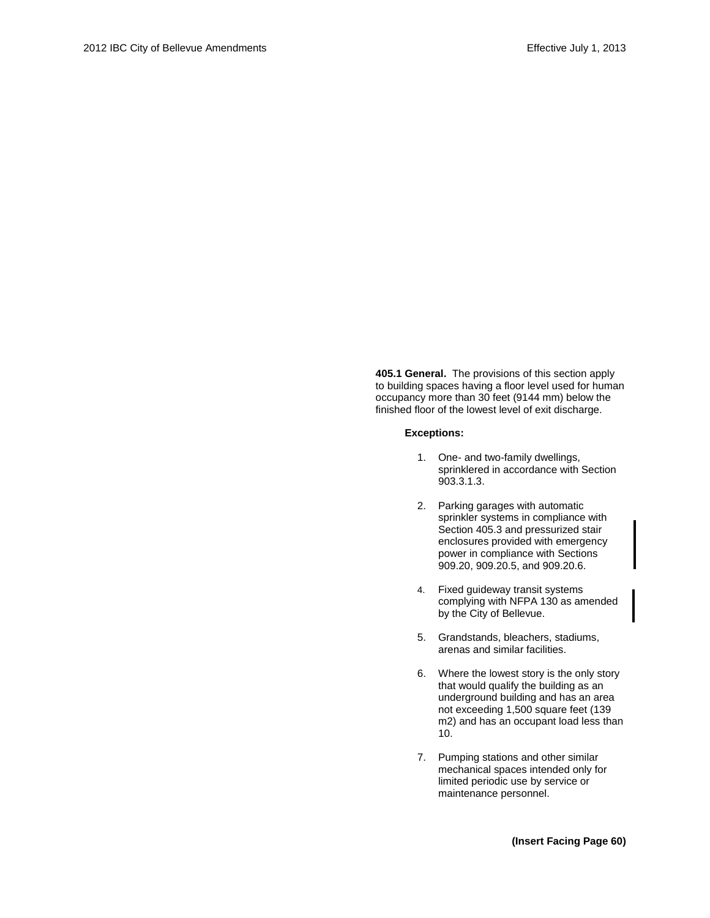**405.1 General.** The provisions of this section apply to building spaces having a floor level used for human occupancy more than 30 feet (9144 mm) below the finished floor of the lowest level of exit discharge.

**Exceptions:**

1. One- and two-family dwellings, sprinklered in accordance with Section 903.3.1.3.

2. Parking garages with automatic sprinkler systems in compliance with Section 405.3 and pressurized stair enclosures provided with emergency power in compliance with Sections 909.20, 909.20.5, and 909.20.6.

4. Fixed guideway transit systems complying with NFPA 130 as amended by the City of Bellevue.

5. Grandstands, bleachers, stadiums, arenas and similar facilities.

6. Where the lowest story is the only story that would qualify the building as an underground building and has an area not exceeding 1,500 square feet (139 m2) and has an occupant load less than 10.

7. Pumping stations and other similar mechanical spaces intended only for limited periodic use by service or maintenance personnel.

**(Insert Facing Page 60)**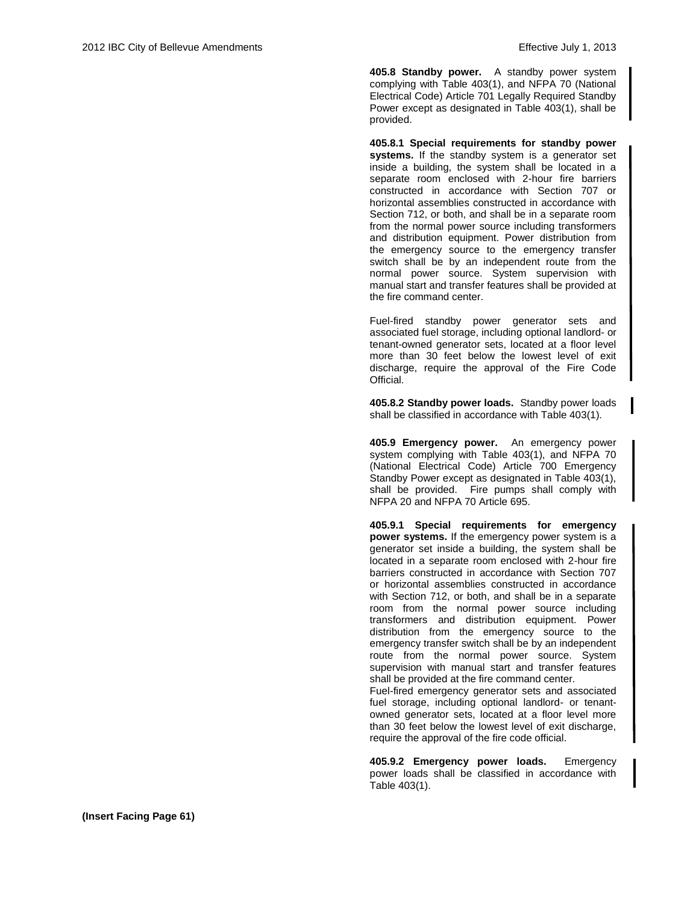**405.8 Standby power.** A standby power system complying with Table 403(1), and NFPA 70 (National Electrical Code) Article 701 Legally Required Standby Power except as designated in Table 403(1), shall be provided.

**405.8.1 Special requirements for standby power systems.** If the standby system is a generator set inside a building, the system shall be located in a separate room enclosed with 2-hour fire barriers constructed in accordance with Section 707 or horizontal assemblies constructed in accordance with Section 712, or both, and shall be in a separate room from the normal power source including transformers and distribution equipment. Power distribution from the emergency source to the emergency transfer switch shall be by an independent route from the normal power source. System supervision with manual start and transfer features shall be provided at the fire command center.

Fuel-fired standby power generator sets and associated fuel storage, including optional landlord- or tenant-owned generator sets, located at a floor level more than 30 feet below the lowest level of exit discharge, require the approval of the Fire Code Official.

**405.8.2 Standby power loads.** Standby power loads shall be classified in accordance with Table 403(1).

**405.9 Emergency power.** An emergency power system complying with Table 403(1), and NFPA 70 (National Electrical Code) Article 700 Emergency Standby Power except as designated in Table 403(1), shall be provided. Fire pumps shall comply with NFPA 20 and NFPA 70 Article 695.

**405.9.1 Special requirements for emergency power systems.** If the emergency power system is a generator set inside a building, the system shall be located in a separate room enclosed with 2-hour fire barriers constructed in accordance with Section 707 or horizontal assemblies constructed in accordance with Section 712, or both, and shall be in a separate room from the normal power source including transformers and distribution equipment. Power distribution from the emergency source to the emergency transfer switch shall be by an independent route from the normal power source. System supervision with manual start and transfer features shall be provided at the fire command center.

Fuel-fired emergency generator sets and associated fuel storage, including optional landlord- or tenant-owned generator sets, located at a floor level more than 30 feet below the lowest level of exit discharge, require the approval of the fire code official.

**405.9.2 Emergency power loads.** Emergency power loads shall be classified in accordance with Table 403(1).

**(Insert Facing Page 61)**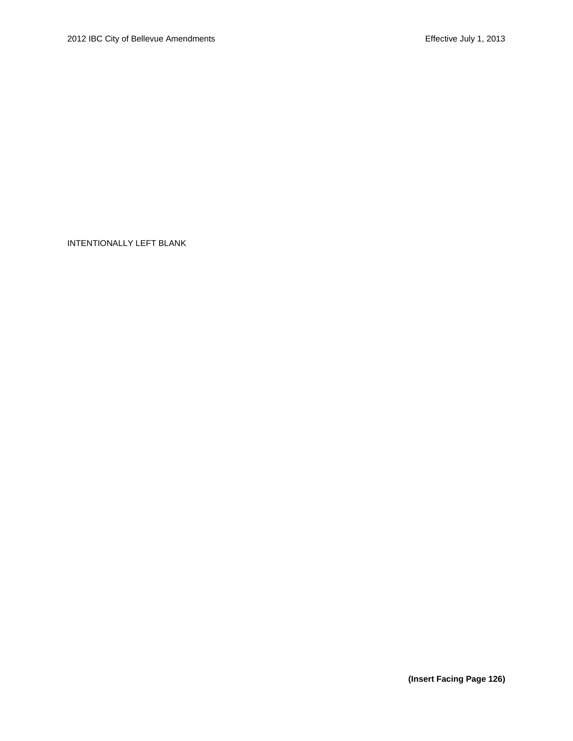INTENTIONALLY LEFT BLANK

**(Insert Facing Page 126)**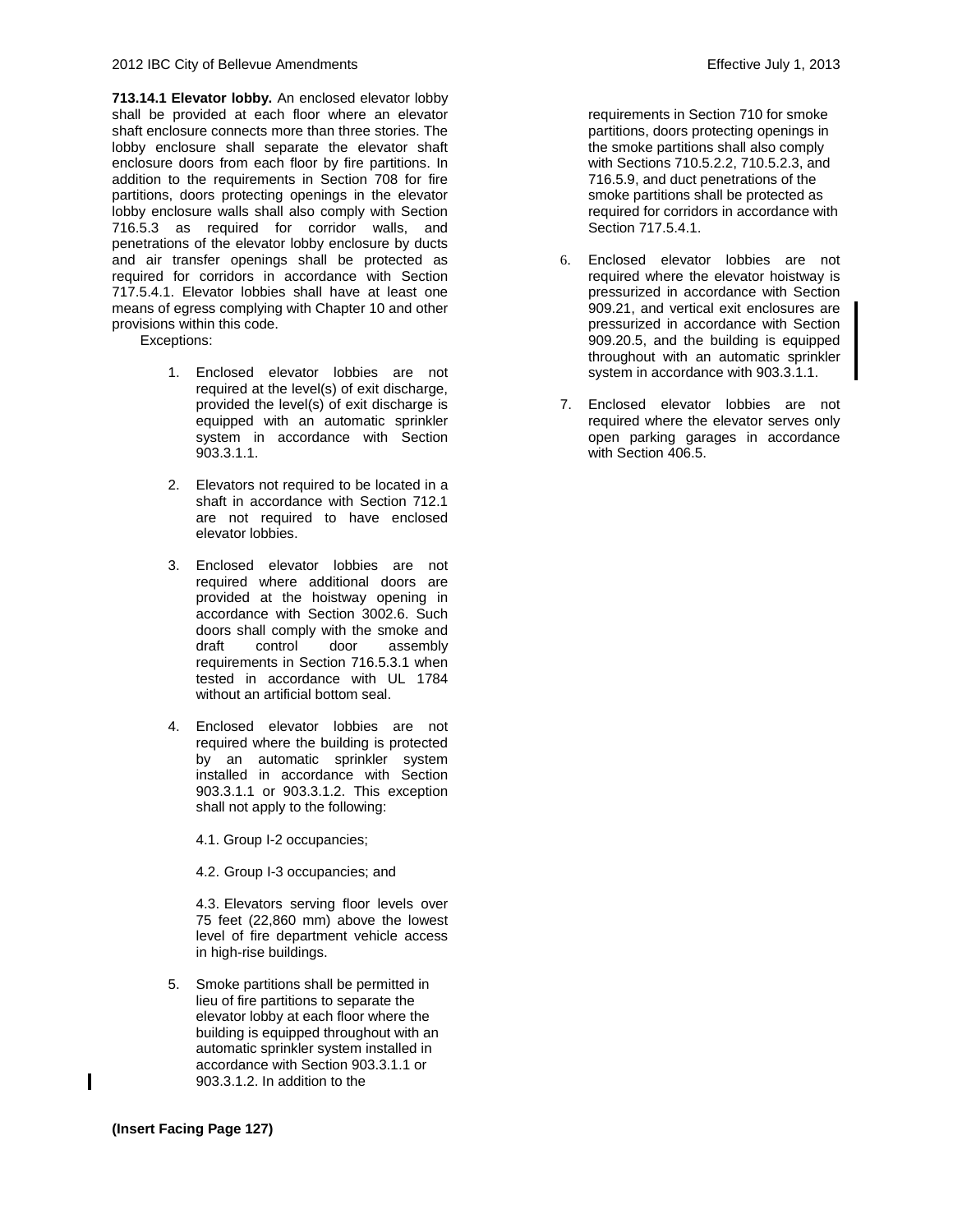**713.14.1 Elevator lobby.** An enclosed elevator lobby shall be provided at each floor where an elevator shaft enclosure connects more than three stories. The lobby enclosure shall separate the elevator shaft enclosure doors from each floor by fire partitions. In addition to the requirements in Section 708 for fire partitions, doors protecting openings in the elevator lobby enclosure walls shall also comply with Section 716.5.3 as required for corridor walls, and penetrations of the elevator lobby enclosure by ducts and air transfer openings shall be protected as required for corridors in accordance with Section 717.5.4.1. Elevator lobbies shall have at least one means of egress complying with Chapter 10 and other provisions within this code.

Exceptions:

1. Enclosed elevator lobbies are not required at the level(s) of exit discharge, provided the level(s) of exit discharge is equipped with an automatic sprinkler system in accordance with Section 903.3.1.1.

2. Elevators not required to be located in a shaft in accordance with Section 712.1 are not required to have enclosed elevator lobbies.

3. Enclosed elevator lobbies are not required where additional doors are provided at the hoistway opening in accordance with Section 3002.6. Such doors shall comply with the smoke and draft control door assembly requirements in Section 716.5.3.1 when tested in accordance with UL 1784 without an artificial bottom seal.

4. Enclosed elevator lobbies are not required where the building is protected by an automatic sprinkler system installed in accordance with Section 903.3.1.1 or 903.3.1.2. This exception shall not apply to the following:

   4.1. Group I-2 occupancies;

   4.2. Group I-3 occupancies; and

   4.3. Elevators serving floor levels over 75 feet (22,860 mm) above the lowest level of fire department vehicle access in high-rise buildings.

5. Smoke partitions shall be permitted in lieu of fire partitions to separate the elevator lobby at each floor where the building is equipped throughout with an automatic sprinkler system installed in accordance with Section 903.3.1.1 or 903.3.1.2. In addition to the requirements in Section 710 for smoke partitions, doors protecting openings in the smoke partitions shall also comply with Sections 710.5.2.2, 710.5.2.3, and 716.5.9, and duct penetrations of the smoke partitions shall be protected as required for corridors in accordance with Section 717.5.4.1.

6. Enclosed elevator lobbies are not required where the elevator hoistway is pressurized in accordance with Section 909.21, and vertical exit enclosures are pressurized in accordance with Section 909.20.5, and the building is equipped throughout with an automatic sprinkler system in accordance with 903.3.1.1.

7. Enclosed elevator lobbies are not required where the elevator serves only open parking garages in accordance with Section 406.5.

**(Insert Facing Page 127)**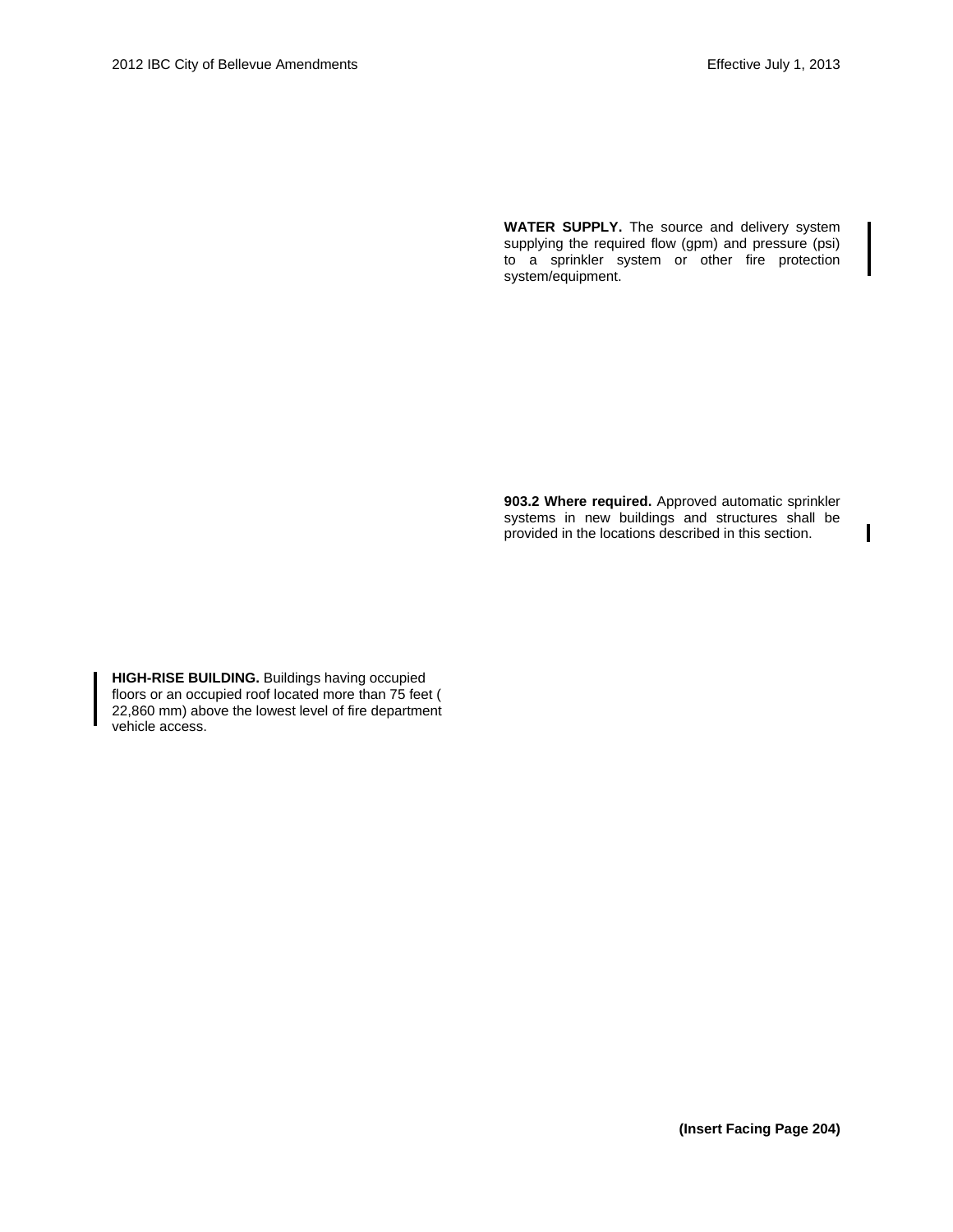**WATER SUPPLY.** The source and delivery system supplying the required flow (gpm) and pressure (psi) to a sprinkler system or other fire protection system/equipment.

**903.2 Where required.** Approved automatic sprinkler systems in new buildings and structures shall be provided in the locations described in this section.

**HIGH-RISE BUILDING.** Buildings having occupied floors or an occupied roof located more than 75 feet ( 22,860 mm) above the lowest level of fire department vehicle access.

**(Insert Facing Page 204)**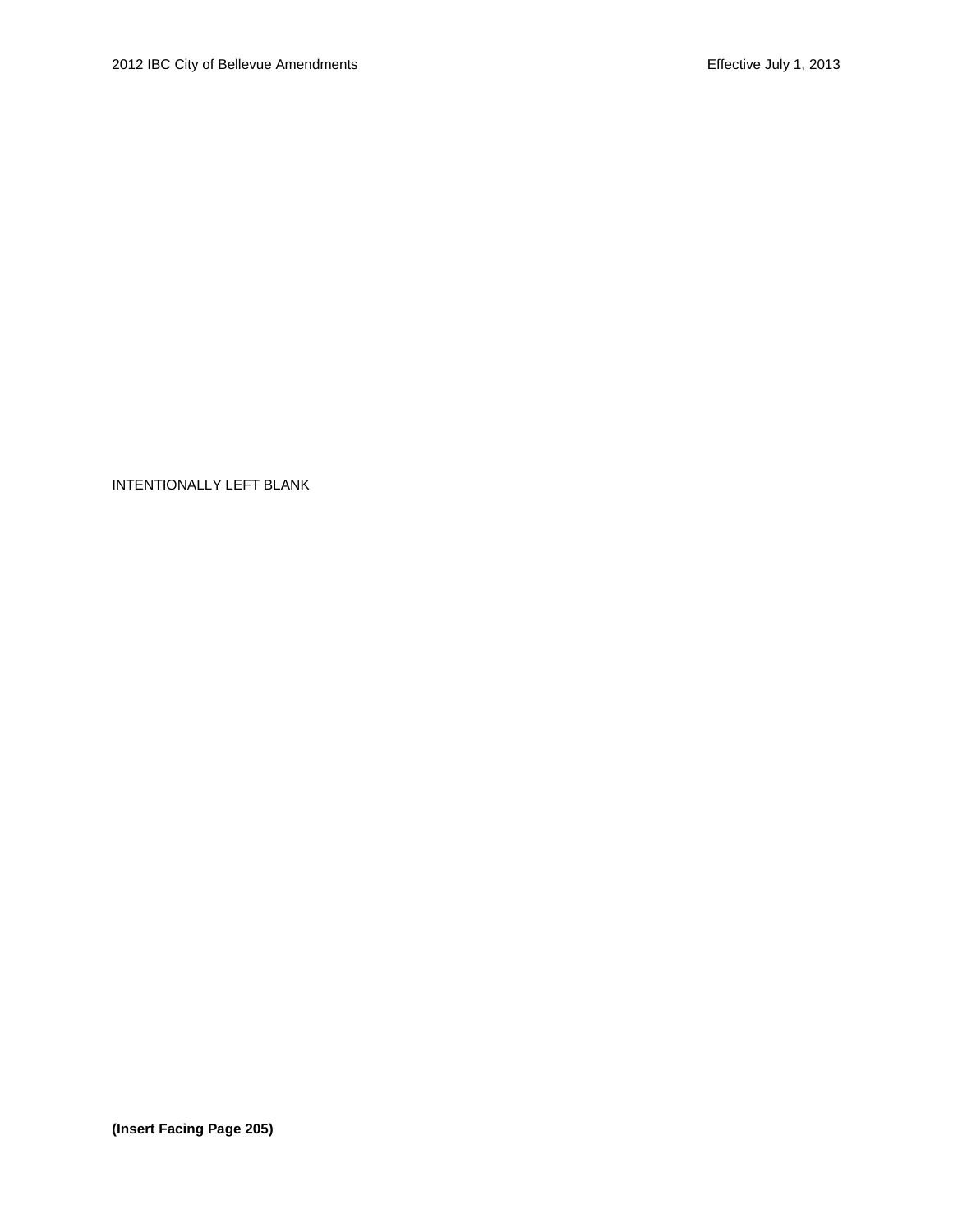INTENTIONALLY LEFT BLANK

**(Insert Facing Page 205)**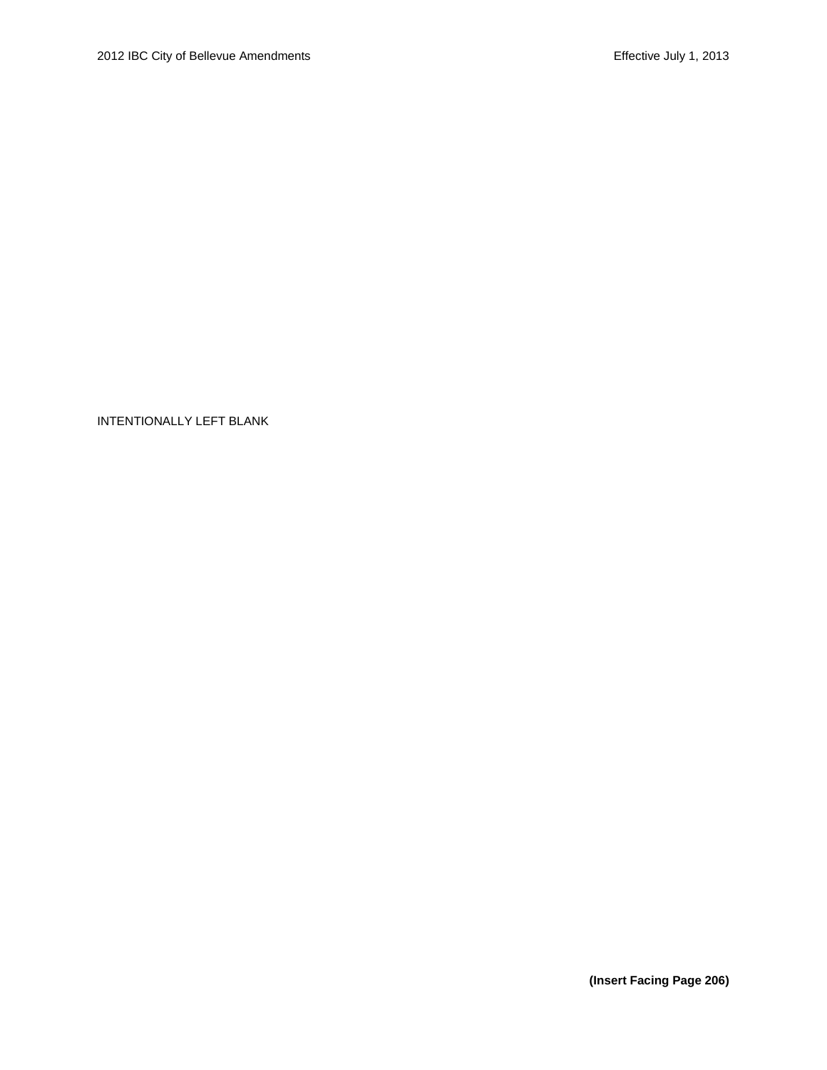INTENTIONALLY LEFT BLANK

**(Insert Facing Page 206)**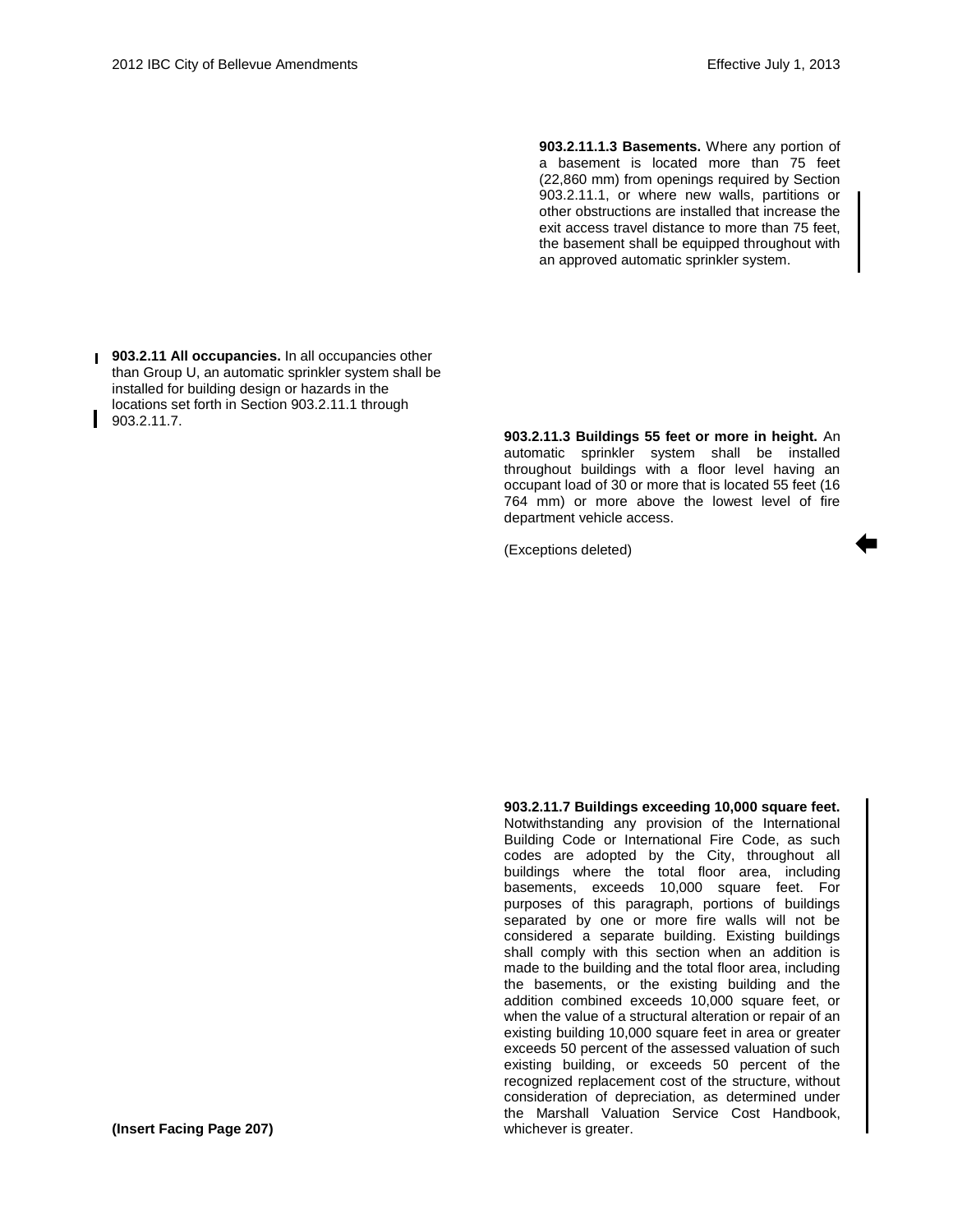**903.2.11.1.3 Basements.** Where any portion of a basement is located more than 75 feet (22,860 mm) from openings required by Section 903.2.11.1, or where new walls, partitions or other obstructions are installed that increase the exit access travel distance to more than 75 feet, the basement shall be equipped throughout with an approved automatic sprinkler system.

**903.2.11 All occupancies.** In all occupancies other than Group U, an automatic sprinkler system shall be installed for building design or hazards in the locations set forth in Section 903.2.11.1 through 903.2.11.7.

**903.2.11.3 Buildings 55 feet or more in height.** An automatic sprinkler system shall be installed throughout buildings with a floor level having an occupant load of 30 or more that is located 55 feet (16 764 mm) or more above the lowest level of fire department vehicle access.

(Exceptions deleted)

**903.2.11.7 Buildings exceeding 10,000 square feet.** Notwithstanding any provision of the International Building Code or International Fire Code, as such codes are adopted by the City, throughout all buildings where the total floor area, including basements, exceeds 10,000 square feet. For purposes of this paragraph, portions of buildings separated by one or more fire walls will not be considered a separate building. Existing buildings shall comply with this section when an addition is made to the building and the total floor area, including the basements, or the existing building and the addition combined exceeds 10,000 square feet, or when the value of a structural alteration or repair of an existing building 10,000 square feet in area or greater exceeds 50 percent of the assessed valuation of such existing building, or exceeds 50 percent of the recognized replacement cost of the structure, without consideration of depreciation, as determined under the Marshall Valuation Service Cost Handbook, whichever is greater.

**(Insert Facing Page 207)**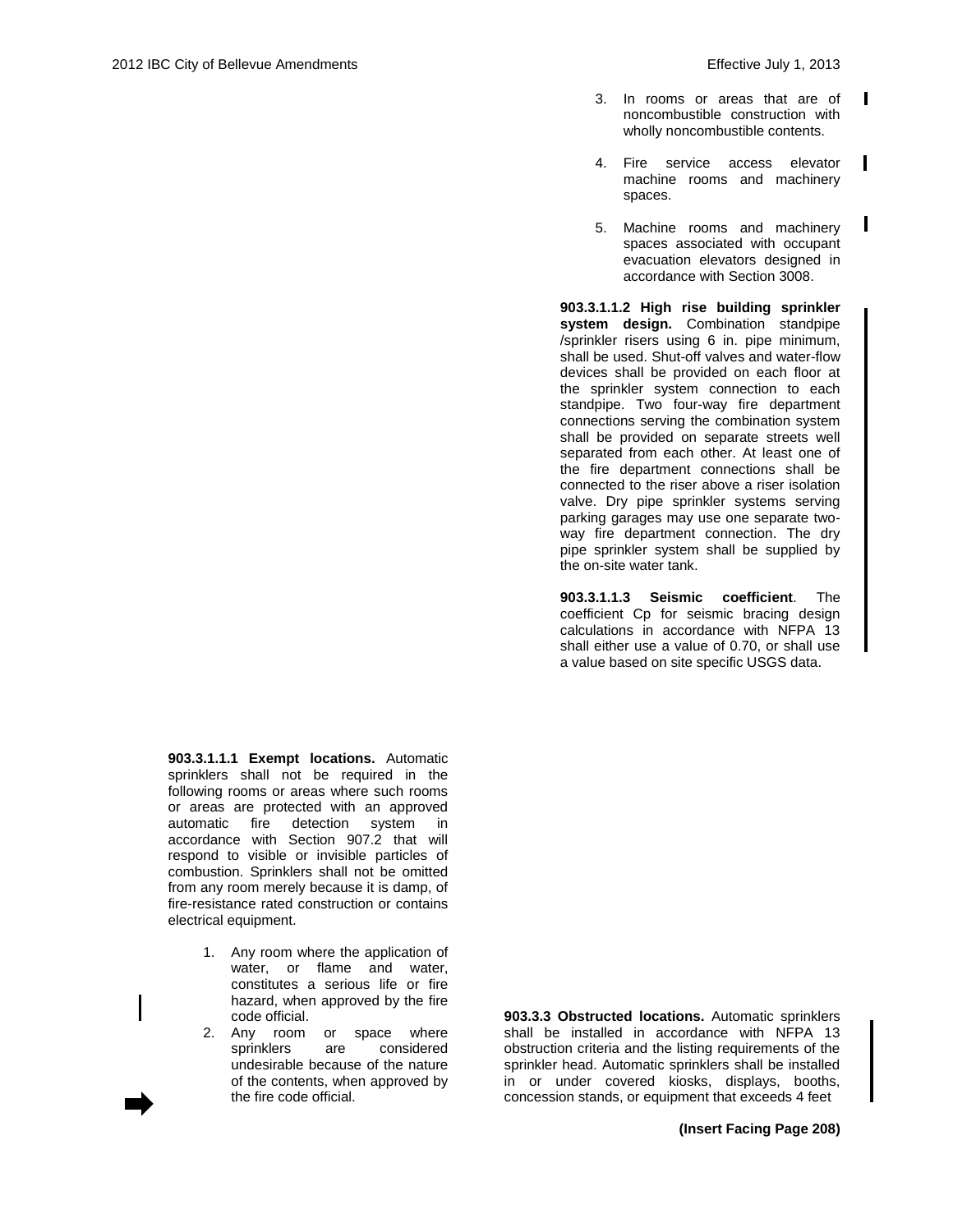3. In rooms or areas that are of noncombustible construction with wholly noncombustible contents.

4. Fire service access elevator machine rooms and machinery spaces.

5. Machine rooms and machinery spaces associated with occupant evacuation elevators designed in accordance with Section 3008.

**903.3.1.1.2 High rise building sprinkler system design.** Combination standpipe /sprinkler risers using 6 in. pipe minimum, shall be used. Shut-off valves and water-flow devices shall be provided on each floor at the sprinkler system connection to each standpipe. Two four-way fire department connections serving the combination system shall be provided on separate streets well separated from each other. At least one of the fire department connections shall be connected to the riser above a riser isolation valve. Dry pipe sprinkler systems serving parking garages may use one separate two-way fire department connection. The dry pipe sprinkler system shall be supplied by the on-site water tank.

**903.3.1.1.3 Seismic coefficient**. The coefficient Cp for seismic bracing design calculations in accordance with NFPA 13 shall either use a value of 0.70, or shall use a value based on site specific USGS data.

**903.3.1.1.1 Exempt locations.** Automatic sprinklers shall not be required in the following rooms or areas where such rooms or areas are protected with an approved automatic fire detection system in accordance with Section 907.2 that will respond to visible or invisible particles of combustion. Sprinklers shall not be omitted from any room merely because it is damp, of fire-resistance rated construction or contains electrical equipment.

1. Any room where the application of water, or flame and water, constitutes a serious life or fire hazard, when approved by the fire code official.
2. Any room or space where sprinklers are considered undesirable because of the nature of the contents, when approved by the fire code official.

**903.3.3 Obstructed locations.** Automatic sprinklers shall be installed in accordance with NFPA 13 obstruction criteria and the listing requirements of the sprinkler head. Automatic sprinklers shall be installed in or under covered kiosks, displays, booths, concession stands, or equipment that exceeds 4 feet

**(Insert Facing Page 208)**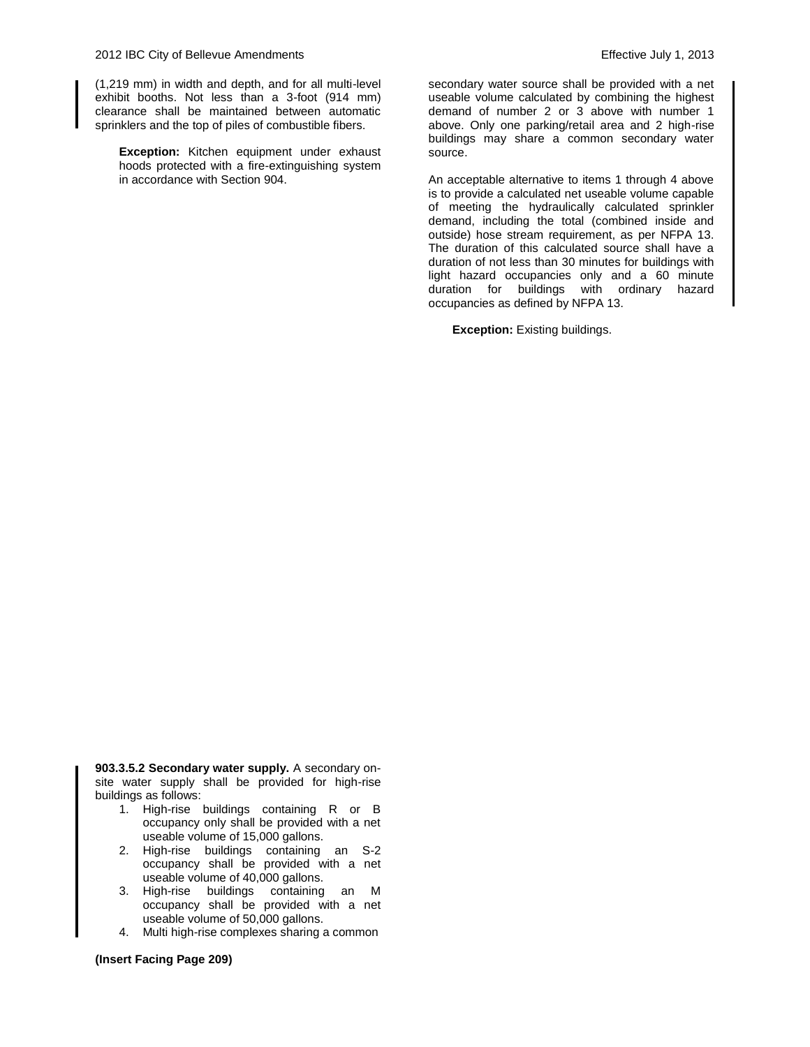(1,219 mm) in width and depth, and for all multi-level exhibit booths. Not less than a 3-foot (914 mm) clearance shall be maintained between automatic sprinklers and the top of piles of combustible fibers.

> **Exception:** Kitchen equipment under exhaust hoods protected with a fire-extinguishing system in accordance with Section 904.

**903.3.5.2 Secondary water supply.** A secondary on-site water supply shall be provided for high-rise buildings as follows:

1. High-rise buildings containing R or B occupancy only shall be provided with a net useable volume of 15,000 gallons.
2. High-rise buildings containing an S-2 occupancy shall be provided with a net useable volume of 40,000 gallons.
3. High-rise buildings containing an M occupancy shall be provided with a net useable volume of 50,000 gallons.
4. Multi high-rise complexes sharing a common secondary water source shall be provided with a net useable volume calculated by combining the highest demand of number 2 or 3 above with number 1 above. Only one parking/retail area and 2 high-rise buildings may share a common secondary water source.

An acceptable alternative to items 1 through 4 above is to provide a calculated net useable volume capable of meeting the hydraulically calculated sprinkler demand, including the total (combined inside and outside) hose stream requirement, as per NFPA 13. The duration of this calculated source shall have a duration of not less than 30 minutes for buildings with light hazard occupancies only and a 60 minute duration for buildings with ordinary hazard occupancies as defined by NFPA 13.

> **Exception:** Existing buildings.

**(Insert Facing Page 209)**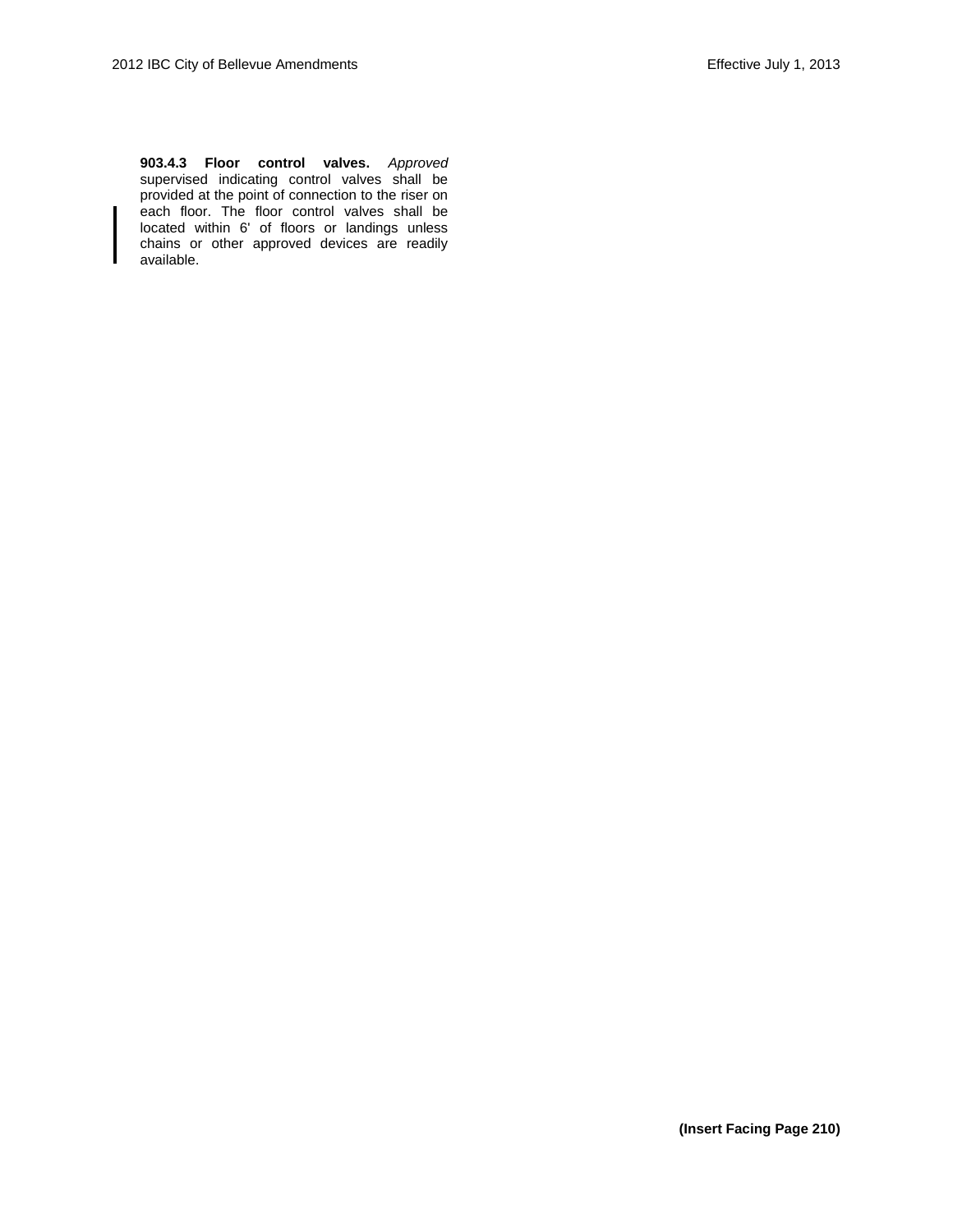**903.4.3 Floor control valves.** *Approved* supervised indicating control valves shall be provided at the point of connection to the riser on each floor. The floor control valves shall be located within 6' of floors or landings unless chains or other approved devices are readily available.

**(Insert Facing Page 210)**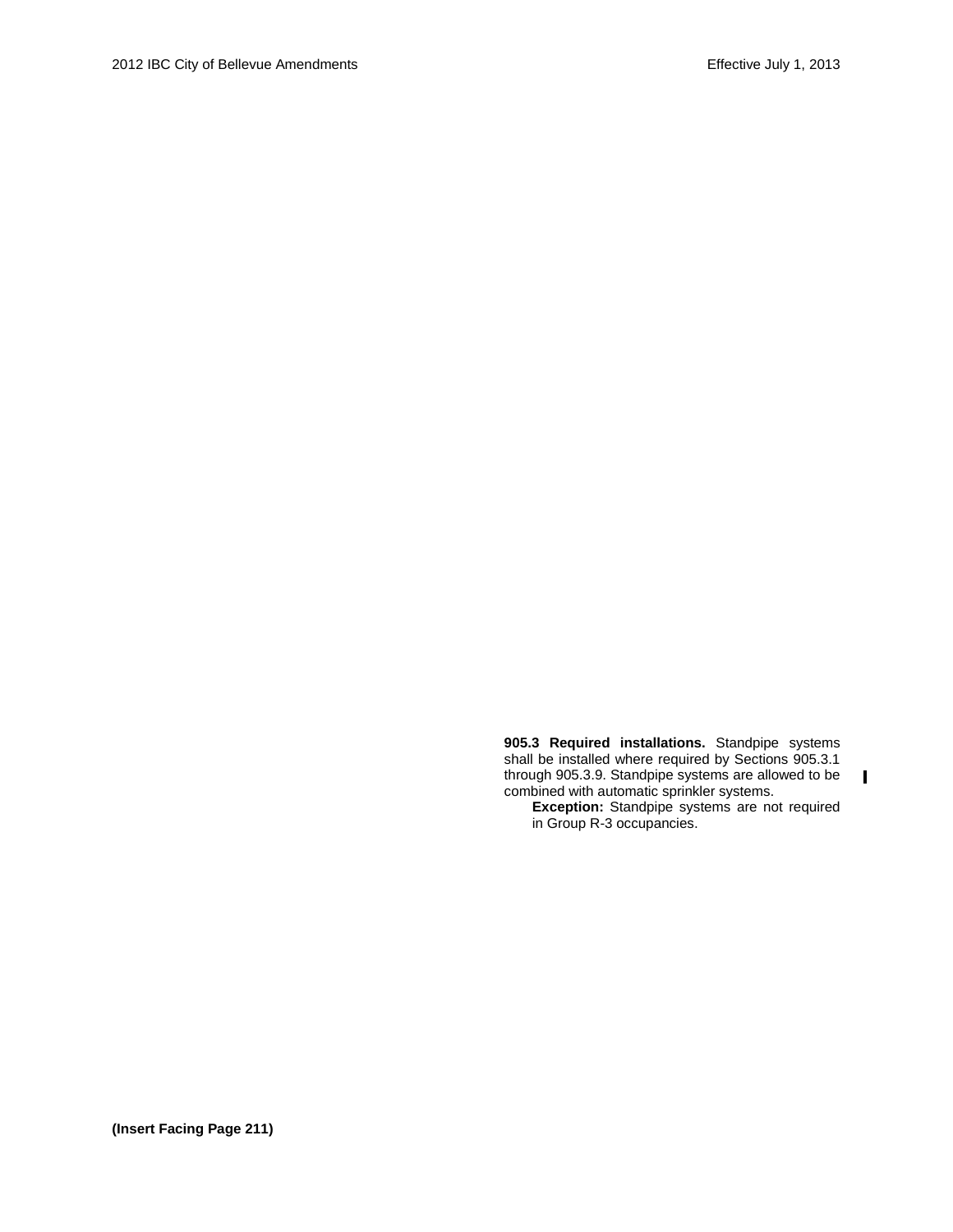**905.3 Required installations.** Standpipe systems shall be installed where required by Sections 905.3.1 through 905.3.9. Standpipe systems are allowed to be combined with automatic sprinkler systems.

> **Exception:** Standpipe systems are not required in Group R-3 occupancies.

**(Insert Facing Page 211)**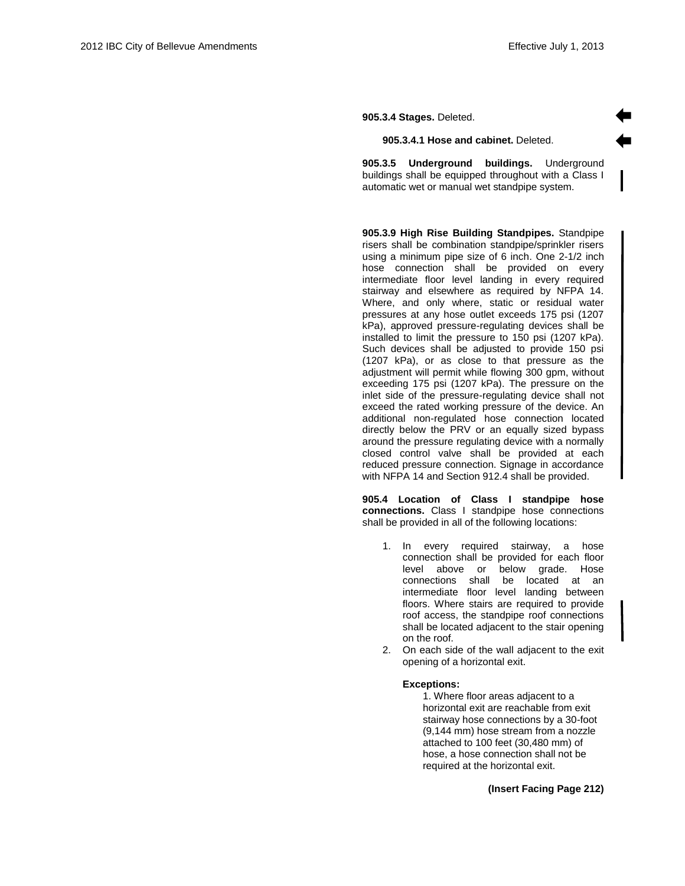**905.3.4 Stages.** Deleted.

**905.3.4.1 Hose and cabinet.** Deleted.

**905.3.5 Underground buildings.** Underground buildings shall be equipped throughout with a Class I automatic wet or manual wet standpipe system.

**905.3.9 High Rise Building Standpipes.** Standpipe risers shall be combination standpipe/sprinkler risers using a minimum pipe size of 6 inch. One 2-1/2 inch hose connection shall be provided on every intermediate floor level landing in every required stairway and elsewhere as required by NFPA 14. Where, and only where, static or residual water pressures at any hose outlet exceeds 175 psi (1207 kPa), approved pressure-regulating devices shall be installed to limit the pressure to 150 psi (1207 kPa). Such devices shall be adjusted to provide 150 psi (1207 kPa), or as close to that pressure as the adjustment will permit while flowing 300 gpm, without exceeding 175 psi (1207 kPa). The pressure on the inlet side of the pressure-regulating device shall not exceed the rated working pressure of the device. An additional non-regulated hose connection located directly below the PRV or an equally sized bypass around the pressure regulating device with a normally closed control valve shall be provided at each reduced pressure connection. Signage in accordance with NFPA 14 and Section 912.4 shall be provided.

**905.4 Location of Class I standpipe hose connections.** Class I standpipe hose connections shall be provided in all of the following locations:

1. In every required stairway, a hose connection shall be provided for each floor level above or below grade. Hose connections shall be located at an intermediate floor level landing between floors. Where stairs are required to provide roof access, the standpipe roof connections shall be located adjacent to the stair opening on the roof.
2. On each side of the wall adjacent to the exit opening of a horizontal exit.

   **Exceptions:**

   1. Where floor areas adjacent to a horizontal exit are reachable from exit stairway hose connections by a 30-foot (9,144 mm) hose stream from a nozzle attached to 100 feet (30,480 mm) of hose, a hose connection shall not be required at the horizontal exit.

**(Insert Facing Page 212)**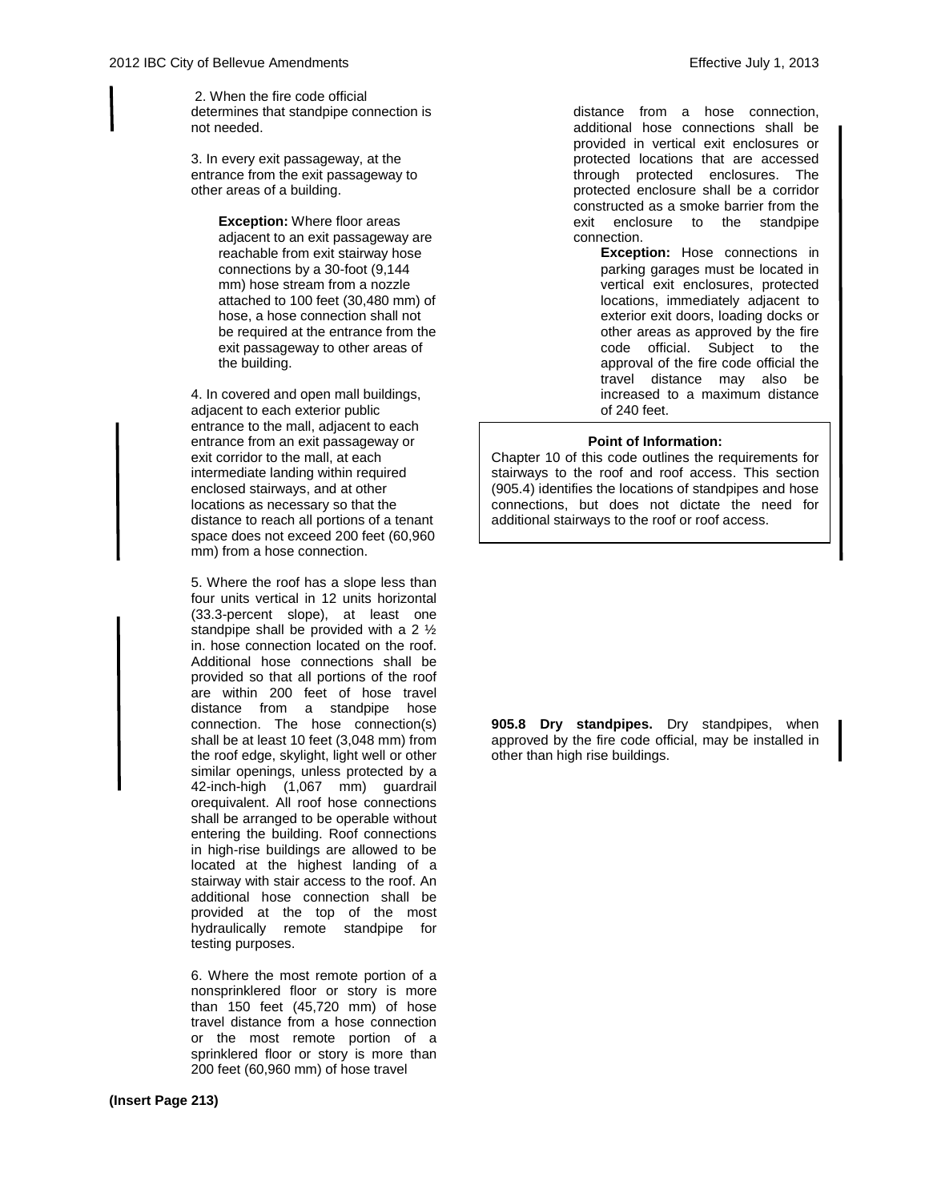2. When the fire code official determines that standpipe connection is not needed.

3. In every exit passageway, at the entrance from the exit passageway to other areas of a building.

> **Exception:** Where floor areas adjacent to an exit passageway are reachable from exit stairway hose connections by a 30-foot (9,144 mm) hose stream from a nozzle attached to 100 feet (30,480 mm) of hose, a hose connection shall not be required at the entrance from the exit passageway to other areas of the building.

4. In covered and open mall buildings, adjacent to each exterior public entrance to the mall, adjacent to each entrance from an exit passageway or exit corridor to the mall, at each intermediate landing within required enclosed stairways, and at other locations as necessary so that the distance to reach all portions of a tenant space does not exceed 200 feet (60,960 mm) from a hose connection.

5. Where the roof has a slope less than four units vertical in 12 units horizontal (33.3-percent slope), at least one standpipe shall be provided with a 2 ½ in. hose connection located on the roof. Additional hose connections shall be provided so that all portions of the roof are within 200 feet of hose travel distance from a standpipe hose connection. The hose connection(s) shall be at least 10 feet (3,048 mm) from the roof edge, skylight, light well or other similar openings, unless protected by a 42-inch-high (1,067 mm) guardrail orequivalent. All roof hose connections shall be arranged to be operable without entering the building. Roof connections in high-rise buildings are allowed to be located at the highest landing of a stairway with stair access to the roof. An additional hose connection shall be provided at the top of the most hydraulically remote standpipe for testing purposes.

6. Where the most remote portion of a nonsprinklered floor or story is more than 150 feet (45,720 mm) of hose travel distance from a hose connection or the most remote portion of a sprinklered floor or story is more than 200 feet (60,960 mm) of hose travel distance from a hose connection, additional hose connections shall be provided in vertical exit enclosures or protected locations that are accessed through protected enclosures. The protected enclosure shall be a corridor constructed as a smoke barrier from the exit enclosure to the standpipe connection.

> **Exception:** Hose connections in parking garages must be located in vertical exit enclosures, protected locations, immediately adjacent to exterior exit doors, loading docks or other areas as approved by the fire code official. Subject to the approval of the fire code official the travel distance may also be increased to a maximum distance of 240 feet.

**Point of Information:**
Chapter 10 of this code outlines the requirements for stairways to the roof and roof access. This section (905.4) identifies the locations of standpipes and hose connections, but does not dictate the need for additional stairways to the roof or roof access.

**905.8 Dry standpipes.** Dry standpipes, when approved by the fire code official, may be installed in other than high rise buildings.

**(Insert Page 213)**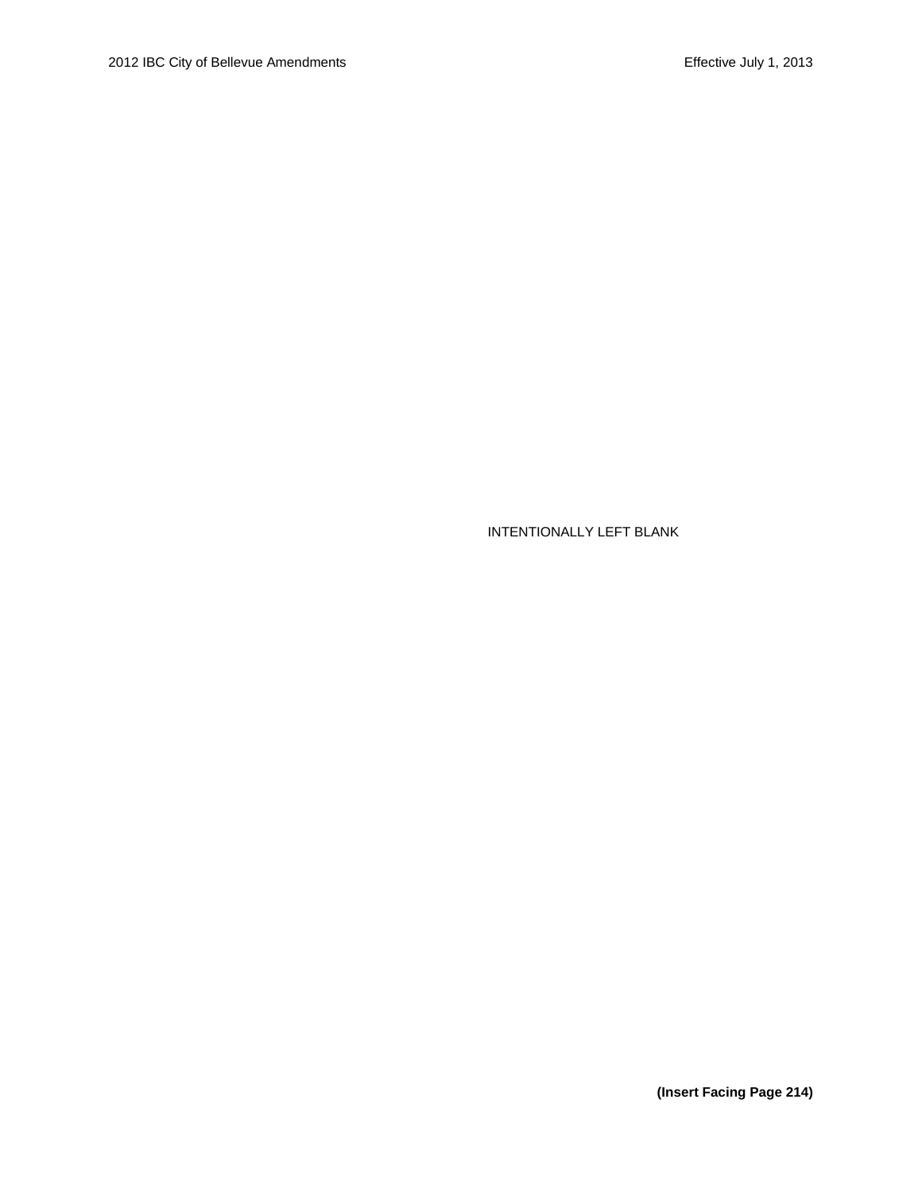INTENTIONALLY LEFT BLANK

**(Insert Facing Page 214)**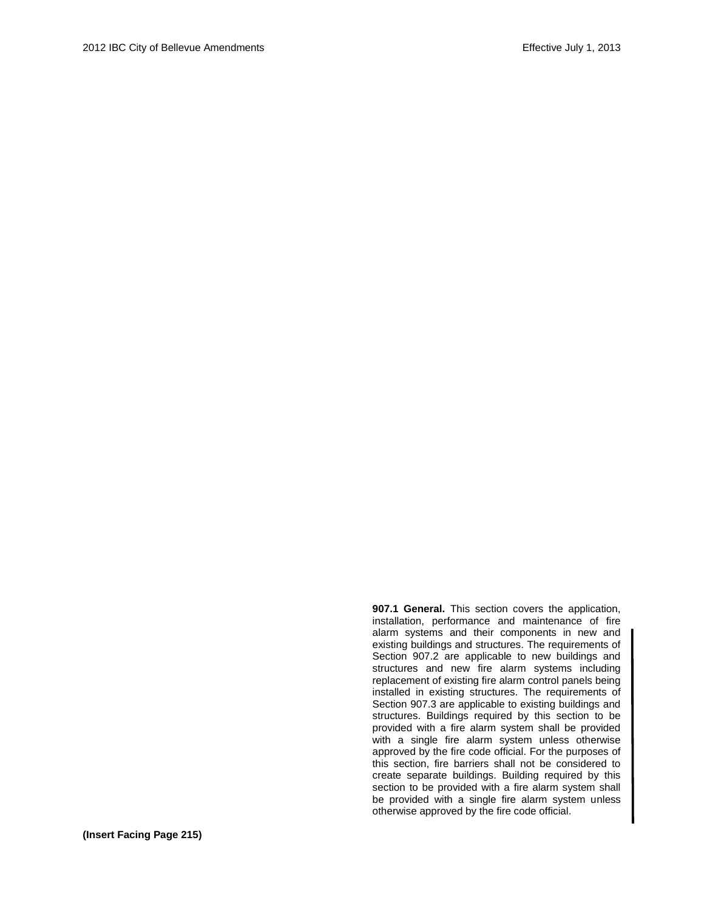**907.1 General.** This section covers the application, installation, performance and maintenance of fire alarm systems and their components in new and existing buildings and structures. The requirements of Section 907.2 are applicable to new buildings and structures and new fire alarm systems including replacement of existing fire alarm control panels being installed in existing structures. The requirements of Section 907.3 are applicable to existing buildings and structures. Buildings required by this section to be provided with a fire alarm system shall be provided with a single fire alarm system unless otherwise approved by the fire code official. For the purposes of this section, fire barriers shall not be considered to create separate buildings. Building required by this section to be provided with a fire alarm system shall be provided with a single fire alarm system unless otherwise approved by the fire code official.

**(Insert Facing Page 215)**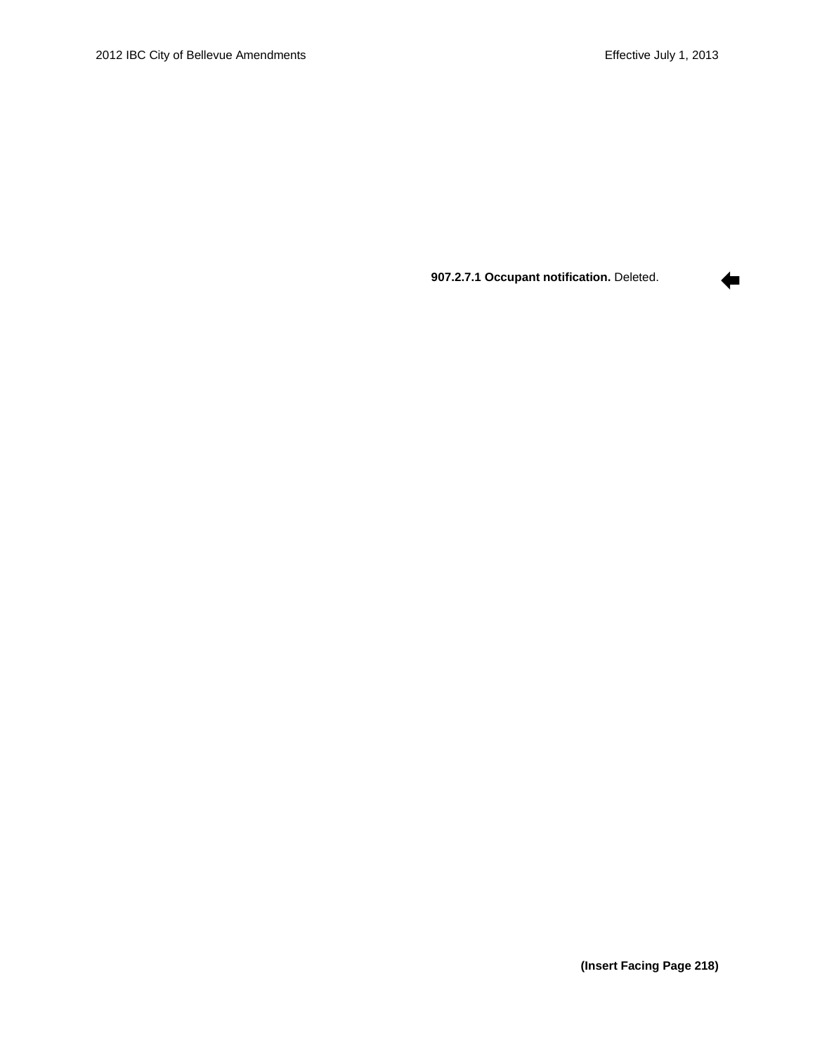**907.2.7.1 Occupant notification.** Deleted.

**(Insert Facing Page 218)**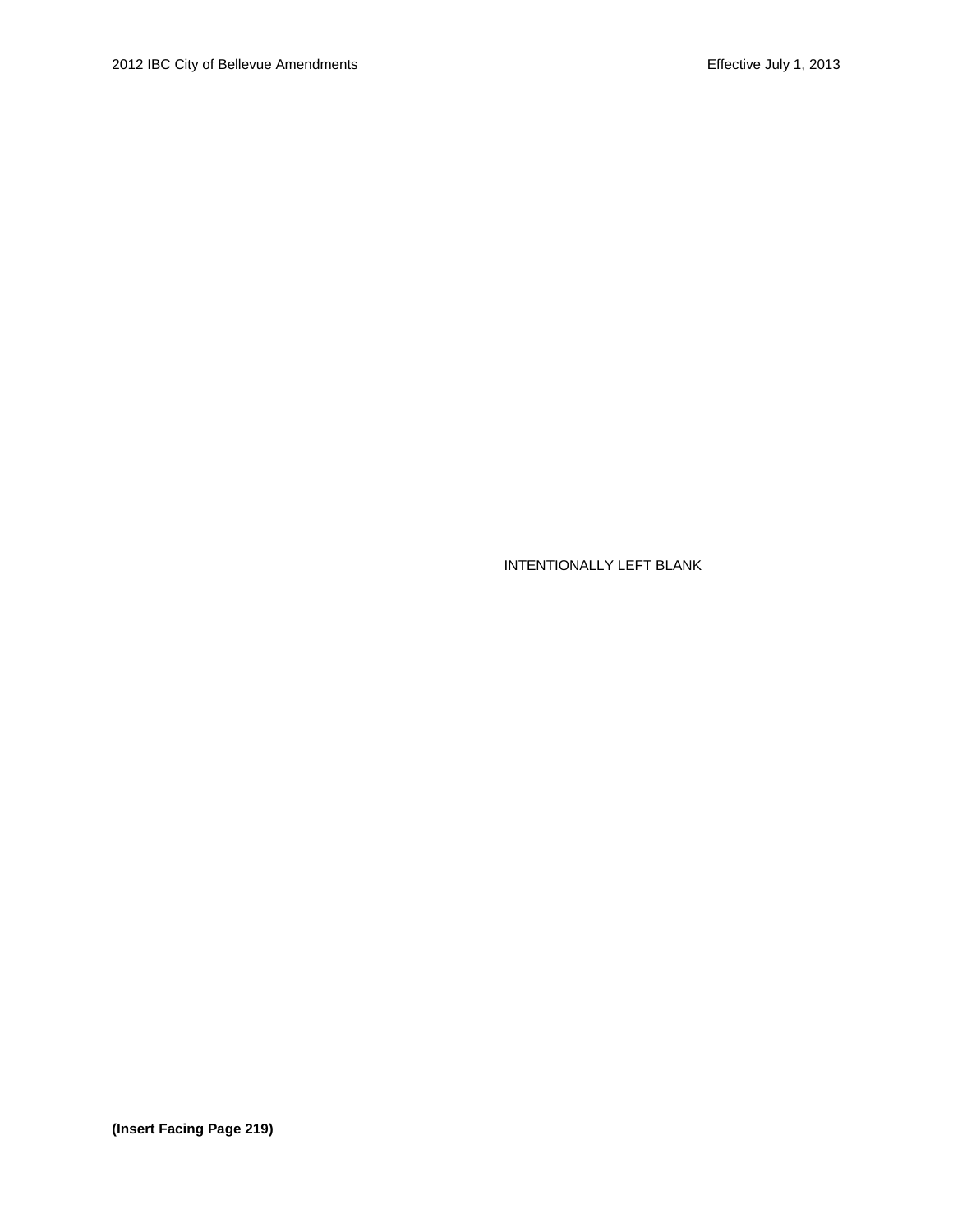INTENTIONALLY LEFT BLANK

**(Insert Facing Page 219)**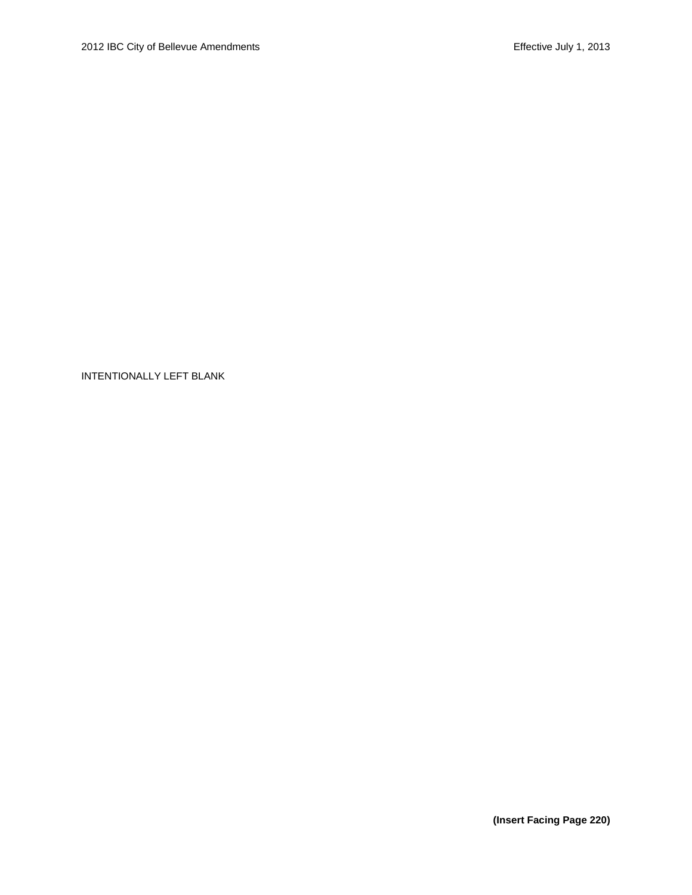INTENTIONALLY LEFT BLANK

**(Insert Facing Page 220)**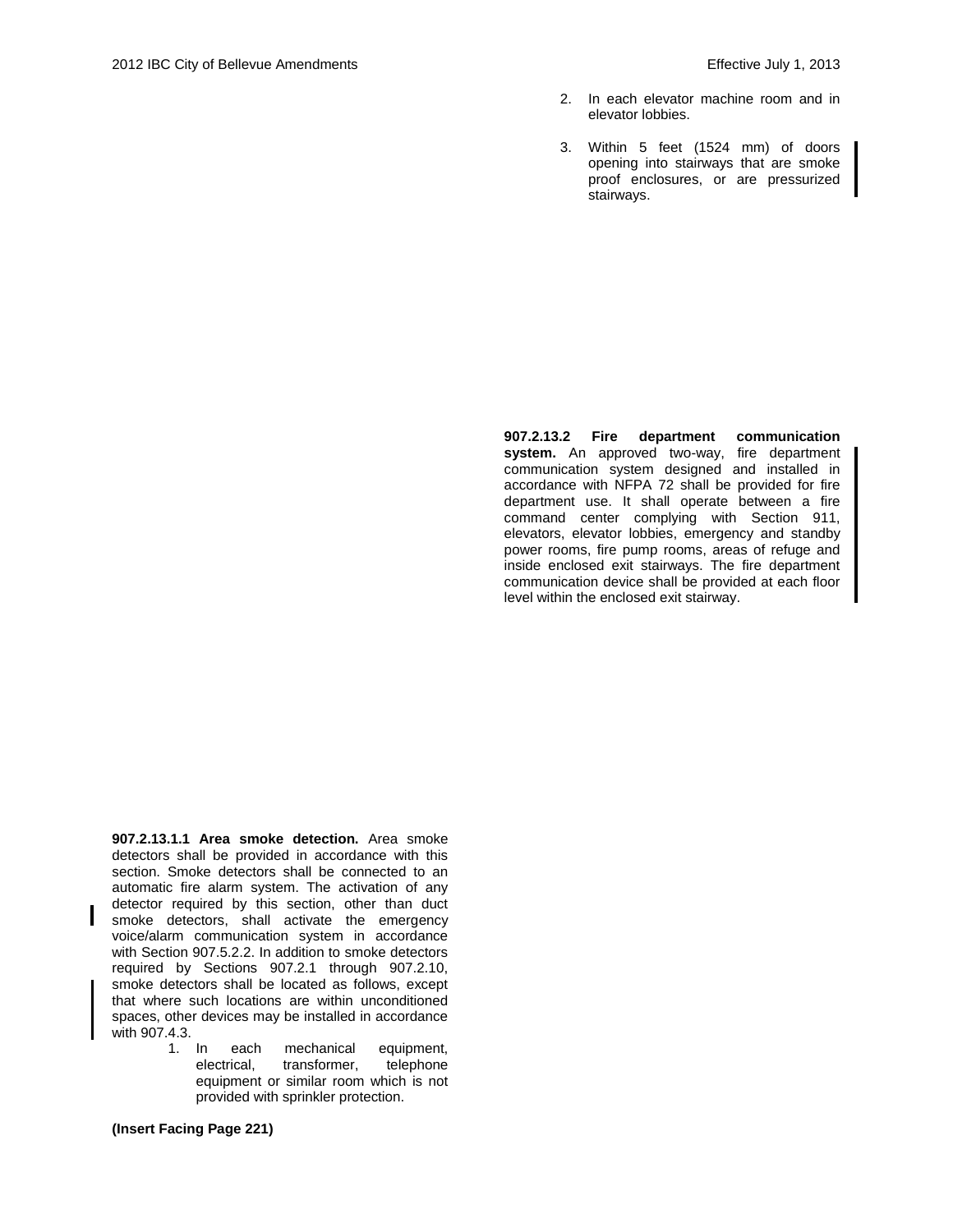2. In each elevator machine room and in elevator lobbies.
3. Within 5 feet (1524 mm) of doors opening into stairways that are smoke proof enclosures, or are pressurized stairways.

**907.2.13.2 Fire department communication system.** An approved two-way, fire department communication system designed and installed in accordance with NFPA 72 shall be provided for fire department use. It shall operate between a fire command center complying with Section 911, elevators, elevator lobbies, emergency and standby power rooms, fire pump rooms, areas of refuge and inside enclosed exit stairways. The fire department communication device shall be provided at each floor level within the enclosed exit stairway.

**907.2.13.1.1 Area smoke detection.** Area smoke detectors shall be provided in accordance with this section. Smoke detectors shall be connected to an automatic fire alarm system. The activation of any detector required by this section, other than duct smoke detectors, shall activate the emergency voice/alarm communication system in accordance with Section 907.5.2.2. In addition to smoke detectors required by Sections 907.2.1 through 907.2.10, smoke detectors shall be located as follows, except that where such locations are within unconditioned spaces, other devices may be installed in accordance with 907.4.3.

1. In each mechanical equipment, electrical, transformer, telephone equipment or similar room which is not provided with sprinkler protection.

**(Insert Facing Page 221)**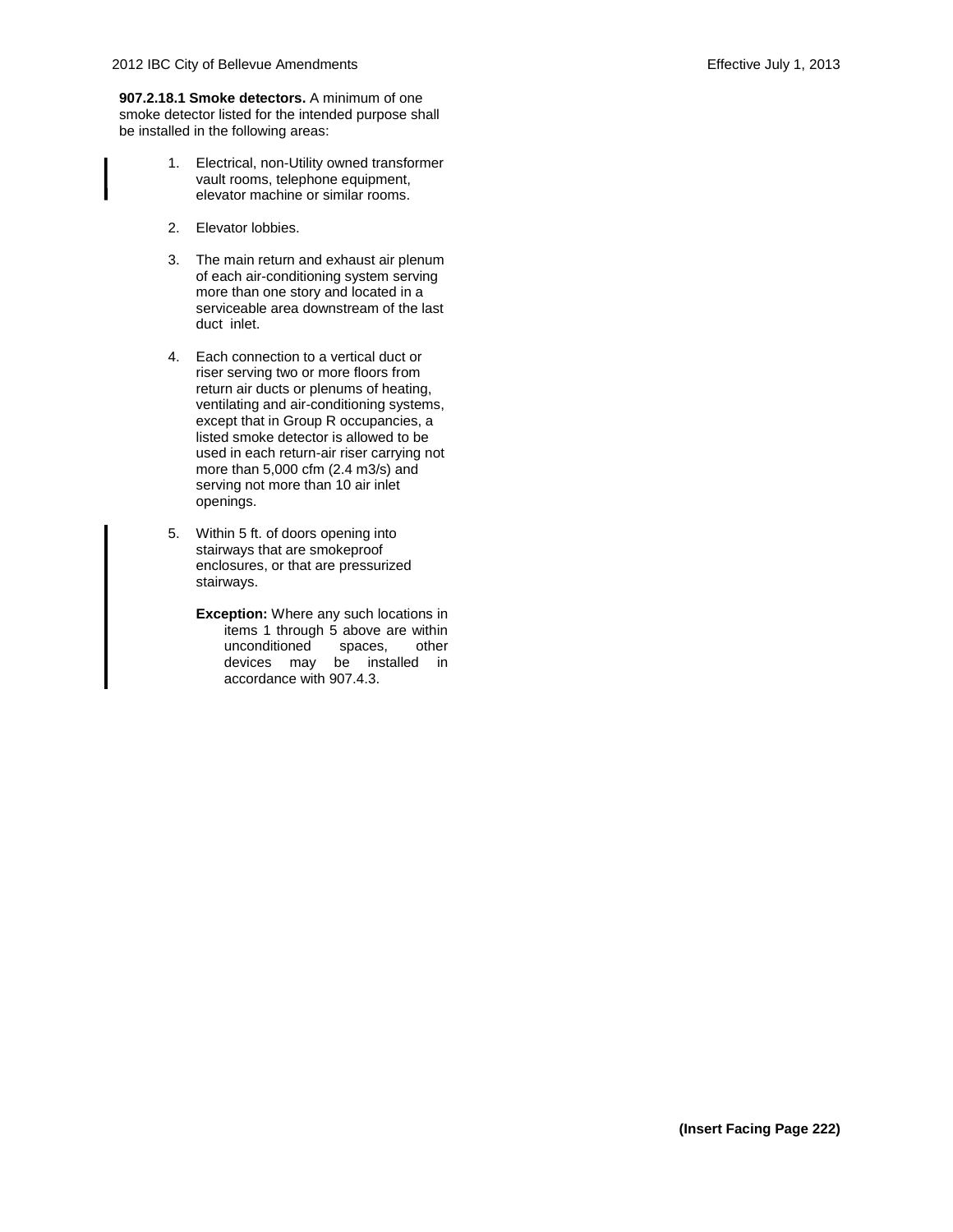**907.2.18.1 Smoke detectors.** A minimum of one smoke detector listed for the intended purpose shall be installed in the following areas:

1. Electrical, non-Utility owned transformer vault rooms, telephone equipment, elevator machine or similar rooms.

2. Elevator lobbies.

3. The main return and exhaust air plenum of each air-conditioning system serving more than one story and located in a serviceable area downstream of the last duct inlet.

4. Each connection to a vertical duct or riser serving two or more floors from return air ducts or plenums of heating, ventilating and air-conditioning systems, except that in Group R occupancies, a listed smoke detector is allowed to be used in each return-air riser carrying not more than 5,000 cfm (2.4 $m^3/s$) and serving not more than 10 air inlet openings.

5. Within 5 ft. of doors opening into stairways that are smokeproof enclosures, or that are pressurized stairways.

   **Exception:** Where any such locations in items 1 through 5 above are within unconditioned spaces, other devices may be installed in accordance with 907.4.3.

**(Insert Facing Page 222)**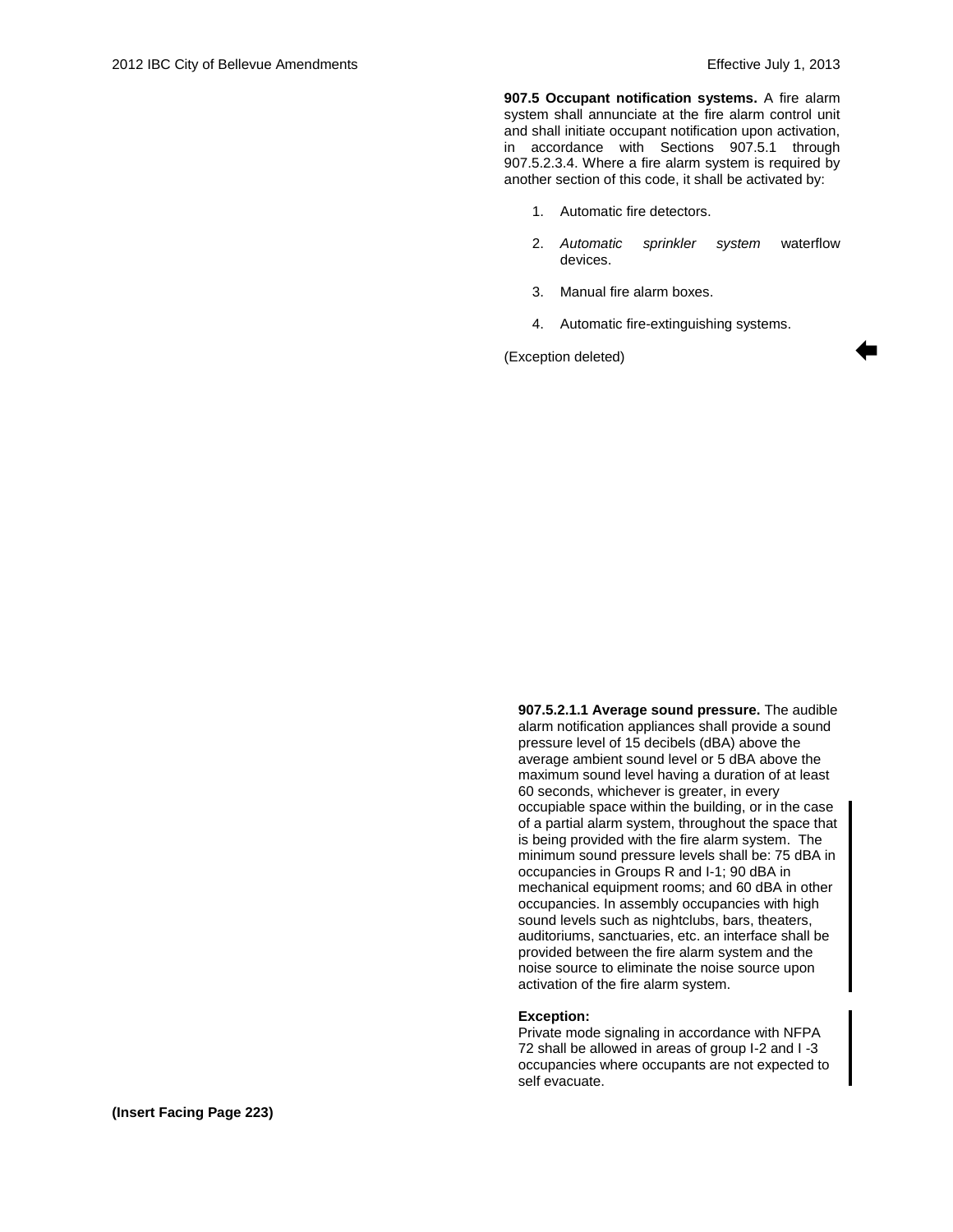**907.5 Occupant notification systems.** A fire alarm system shall annunciate at the fire alarm control unit and shall initiate occupant notification upon activation, in accordance with Sections 907.5.1 through 907.5.2.3.4. Where a fire alarm system is required by another section of this code, it shall be activated by:

1. Automatic fire detectors.
2. *Automatic sprinkler system* waterflow devices.
3. Manual fire alarm boxes.
4. Automatic fire-extinguishing systems.

(Exception deleted)

**907.5.2.1.1 Average sound pressure.** The audible alarm notification appliances shall provide a sound pressure level of 15 decibels (dBA) above the average ambient sound level or 5 dBA above the maximum sound level having a duration of at least 60 seconds, whichever is greater, in every occupiable space within the building, or in the case of a partial alarm system, throughout the space that is being provided with the fire alarm system. The minimum sound pressure levels shall be: 75 dBA in occupancies in Groups R and I-1; 90 dBA in mechanical equipment rooms; and 60 dBA in other occupancies. In assembly occupancies with high sound levels such as nightclubs, bars, theaters, auditoriums, sanctuaries, etc. an interface shall be provided between the fire alarm system and the noise source to eliminate the noise source upon activation of the fire alarm system.

**Exception:**
Private mode signaling in accordance with NFPA 72 shall be allowed in areas of group I-2 and I -3 occupancies where occupants are not expected to self evacuate.

**(Insert Facing Page 223)**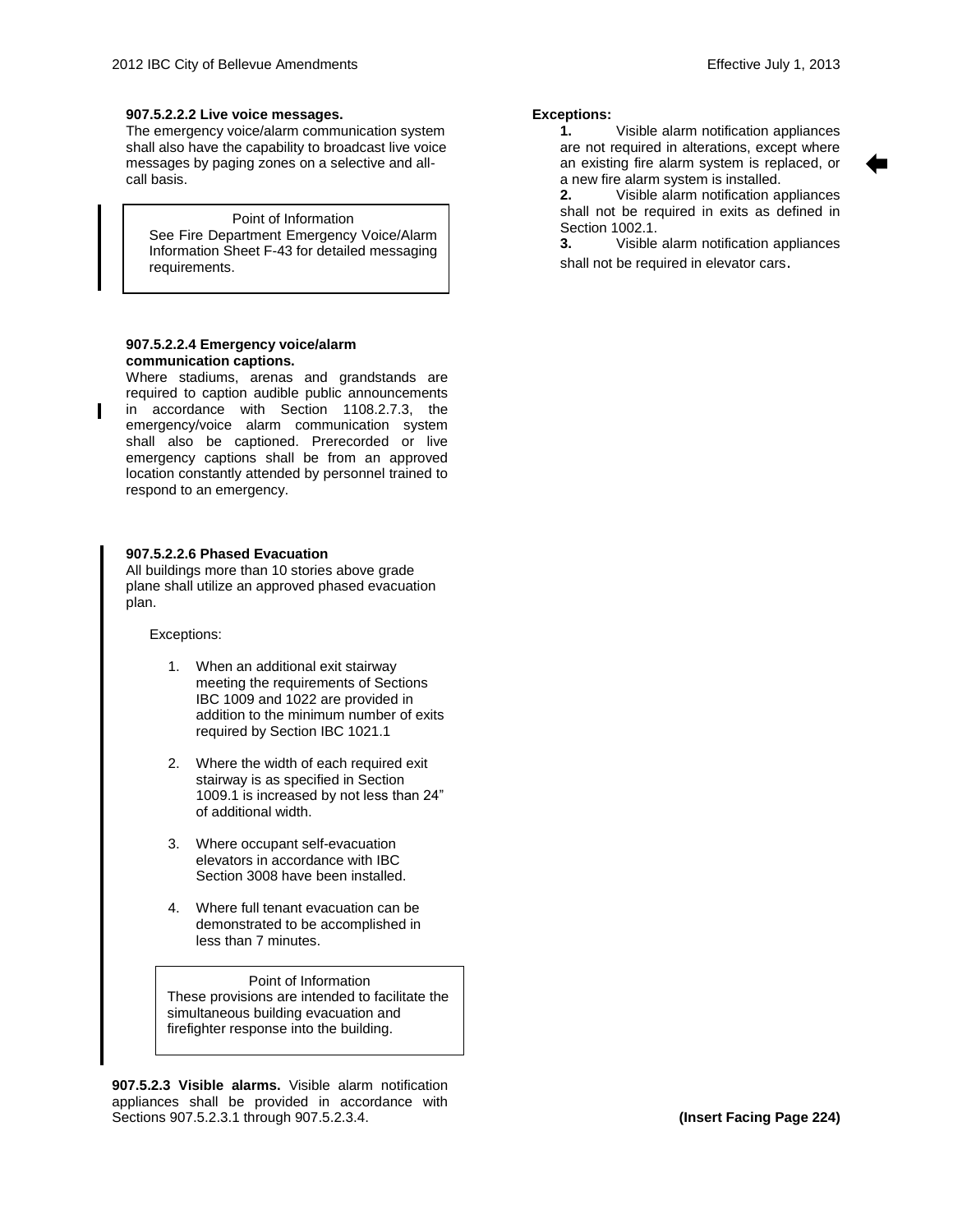**907.5.2.2.2 Live voice messages.**
The emergency voice/alarm communication system shall also have the capability to broadcast live voice messages by paging zones on a selective and all-call basis.

> Point of Information
> See Fire Department Emergency Voice/Alarm Information Sheet F-43 for detailed messaging requirements.

**907.5.2.2.4 Emergency voice/alarm communication captions.**
Where stadiums, arenas and grandstands are required to caption audible public announcements in accordance with Section 1108.2.7.3, the emergency/voice alarm communication system shall also be captioned. Prerecorded or live emergency captions shall be from an approved location constantly attended by personnel trained to respond to an emergency.

**907.5.2.2.6 Phased Evacuation**
All buildings more than 10 stories above grade plane shall utilize an approved phased evacuation plan.

Exceptions:

1. When an additional exit stairway meeting the requirements of Sections IBC 1009 and 1022 are provided in addition to the minimum number of exits required by Section IBC 1021.1
2. Where the width of each required exit stairway is as specified in Section 1009.1 is increased by not less than 24" of additional width.
3. Where occupant self-evacuation elevators in accordance with IBC Section 3008 have been installed.
4. Where full tenant evacuation can be demonstrated to be accomplished in less than 7 minutes.

> Point of Information
> These provisions are intended to facilitate the simultaneous building evacuation and firefighter response into the building.

**907.5.2.3 Visible alarms.** Visible alarm notification appliances shall be provided in accordance with Sections 907.5.2.3.1 through 907.5.2.3.4.

**Exceptions:**

**1.** Visible alarm notification appliances are not required in alterations, except where an existing fire alarm system is replaced, or a new fire alarm system is installed.

**2.** Visible alarm notification appliances shall not be required in exits as defined in Section 1002.1.

**3.** Visible alarm notification appliances shall not be required in elevator cars.

**(Insert Facing Page 224)**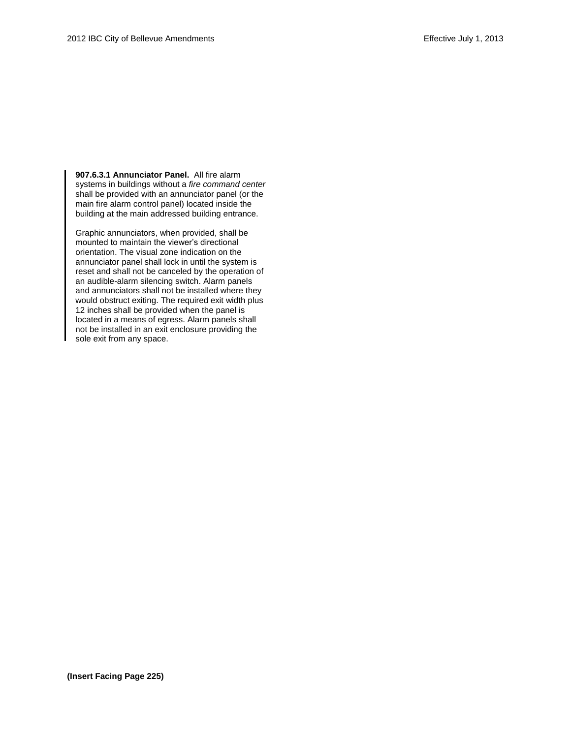**907.6.3.1 Annunciator Panel.** All fire alarm systems in buildings without a *fire command center* shall be provided with an annunciator panel (or the main fire alarm control panel) located inside the building at the main addressed building entrance.

Graphic annunciators, when provided, shall be mounted to maintain the viewer's directional orientation. The visual zone indication on the annunciator panel shall lock in until the system is reset and shall not be canceled by the operation of an audible-alarm silencing switch. Alarm panels and annunciators shall not be installed where they would obstruct exiting. The required exit width plus 12 inches shall be provided when the panel is located in a means of egress. Alarm panels shall not be installed in an exit enclosure providing the sole exit from any space.

**(Insert Facing Page 225)**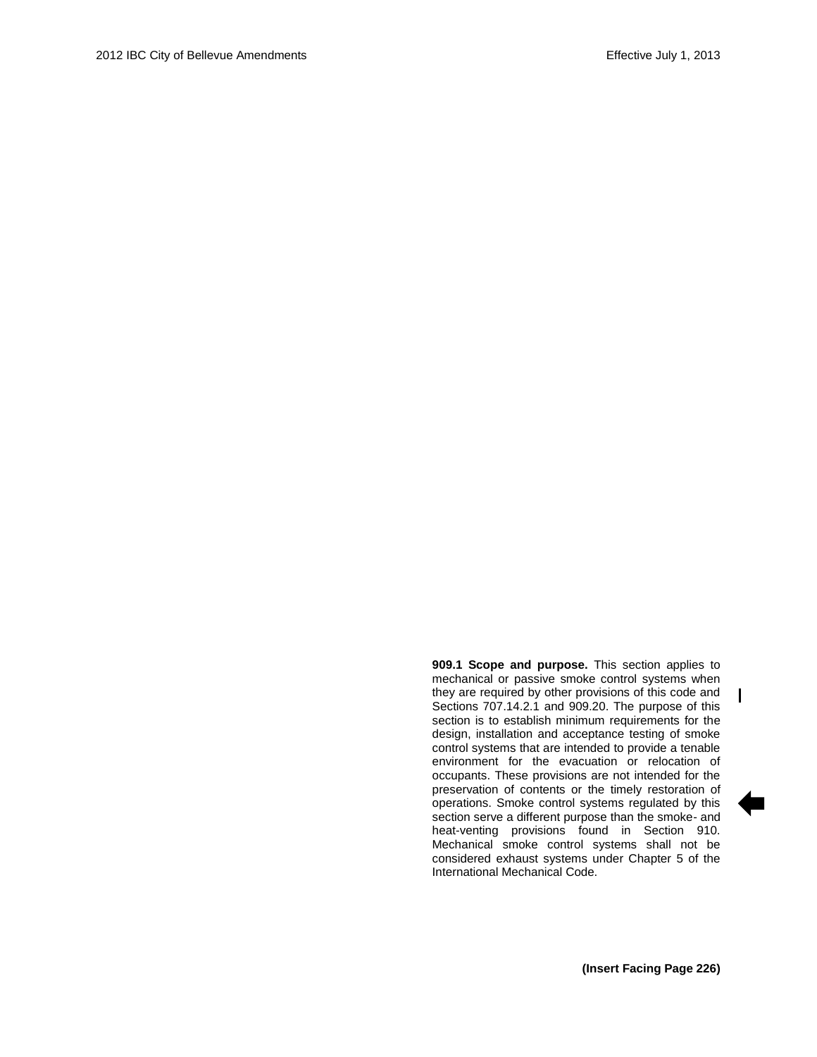**909.1 Scope and purpose.** This section applies to mechanical or passive smoke control systems when they are required by other provisions of this code and Sections 707.14.2.1 and 909.20. The purpose of this section is to establish minimum requirements for the design, installation and acceptance testing of smoke control systems that are intended to provide a tenable environment for the evacuation or relocation of occupants. These provisions are not intended for the preservation of contents or the timely restoration of operations. Smoke control systems regulated by this section serve a different purpose than the smoke- and heat-venting provisions found in Section 910. Mechanical smoke control systems shall not be considered exhaust systems under Chapter 5 of the International Mechanical Code.

**(Insert Facing Page 226)**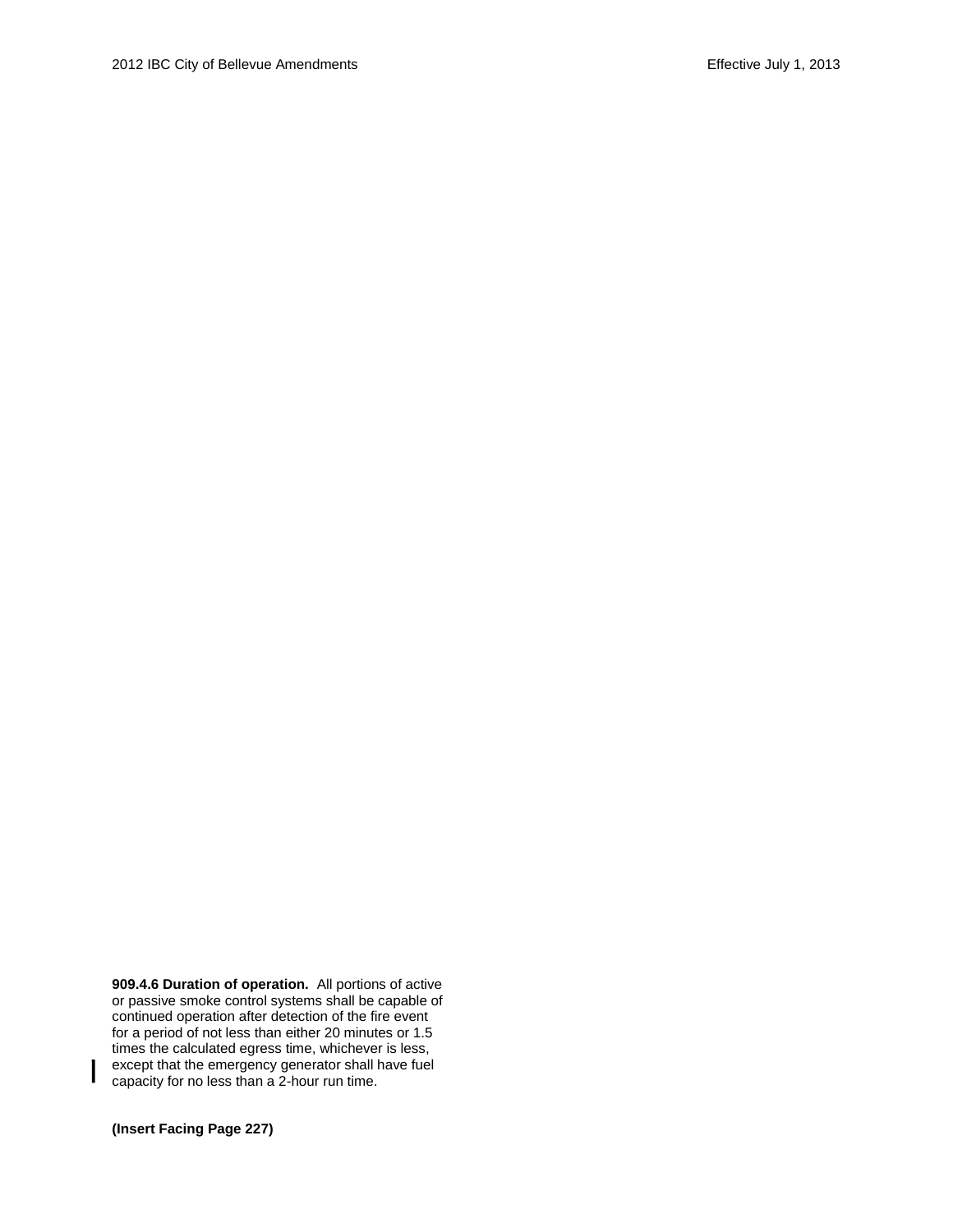**909.4.6 Duration of operation.** All portions of active or passive smoke control systems shall be capable of continued operation after detection of the fire event for a period of not less than either 20 minutes or 1.5 times the calculated egress time, whichever is less, except that the emergency generator shall have fuel capacity for no less than a 2-hour run time.

**(Insert Facing Page 227)**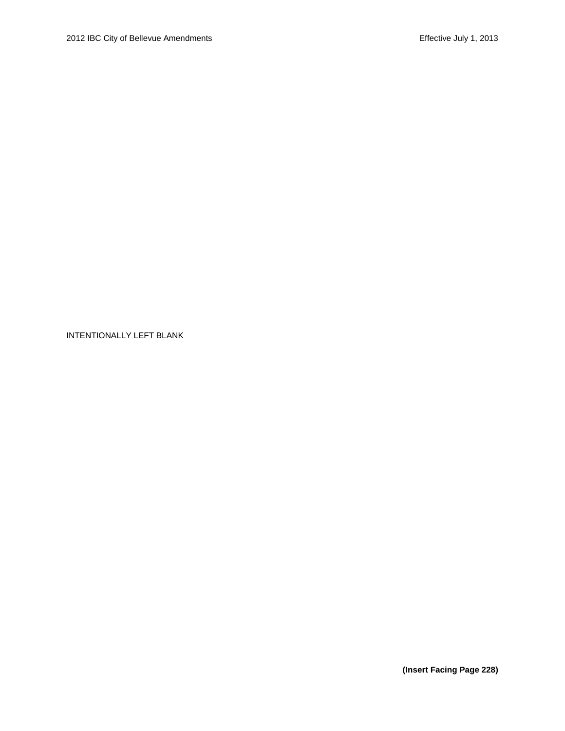INTENTIONALLY LEFT BLANK

**(Insert Facing Page 228)**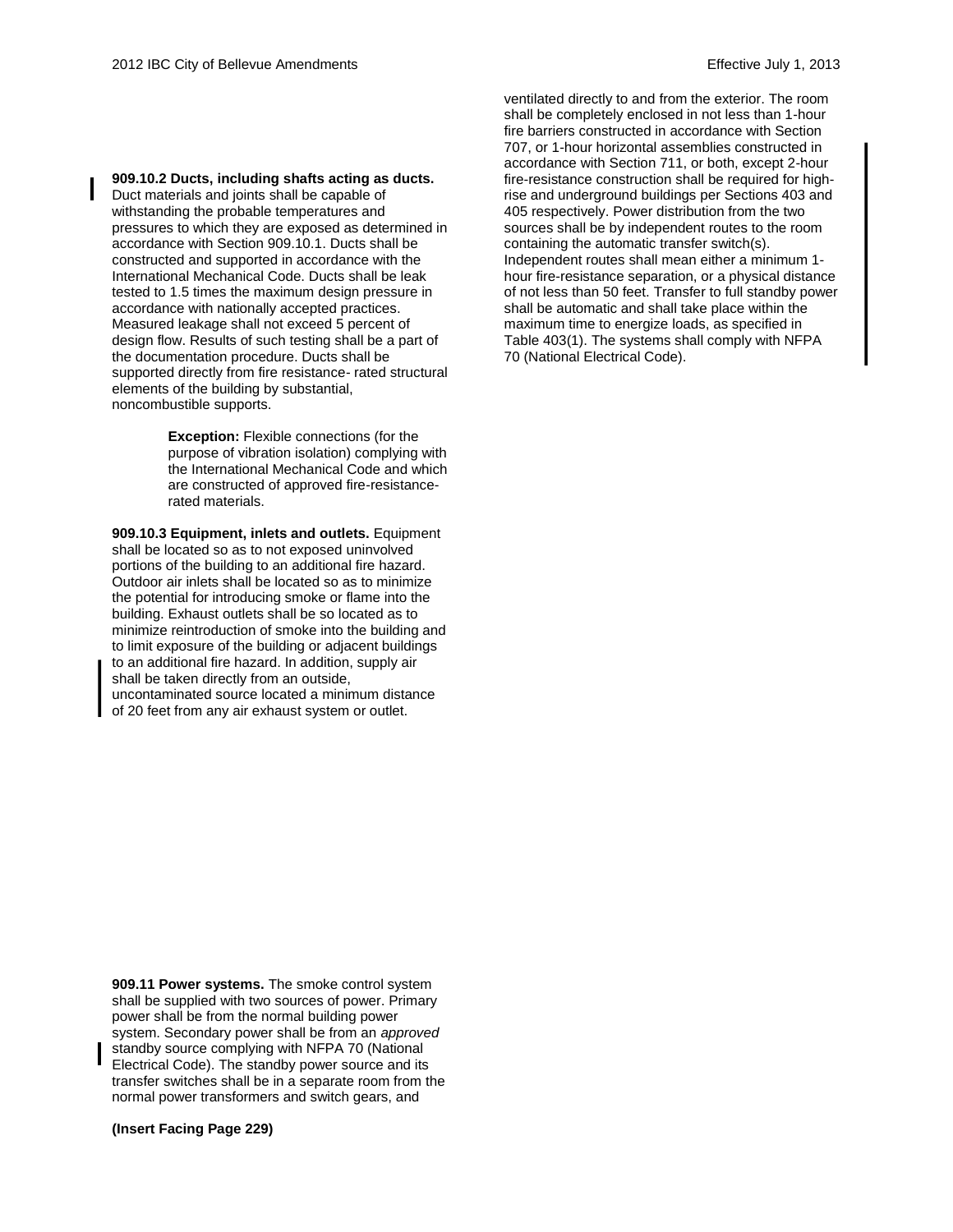**909.10.2 Ducts, including shafts acting as ducts.** Duct materials and joints shall be capable of withstanding the probable temperatures and pressures to which they are exposed as determined in accordance with Section 909.10.1. Ducts shall be constructed and supported in accordance with the International Mechanical Code. Ducts shall be leak tested to 1.5 times the maximum design pressure in accordance with nationally accepted practices. Measured leakage shall not exceed 5 percent of design flow. Results of such testing shall be a part of the documentation procedure. Ducts shall be supported directly from fire resistance- rated structural elements of the building by substantial, noncombustible supports.

> **Exception:** Flexible connections (for the purpose of vibration isolation) complying with the International Mechanical Code and which are constructed of approved fire-resistance-rated materials.

**909.10.3 Equipment, inlets and outlets.** Equipment shall be located so as to not exposed uninvolved portions of the building to an additional fire hazard. Outdoor air inlets shall be located so as to minimize the potential for introducing smoke or flame into the building. Exhaust outlets shall be so located as to minimize reintroduction of smoke into the building and to limit exposure of the building or adjacent buildings to an additional fire hazard. In addition, supply air shall be taken directly from an outside, uncontaminated source located a minimum distance of 20 feet from any air exhaust system or outlet.

**909.11 Power systems.** The smoke control system shall be supplied with two sources of power. Primary power shall be from the normal building power system. Secondary power shall be from an *approved* standby source complying with NFPA 70 (National Electrical Code). The standby power source and its transfer switches shall be in a separate room from the normal power transformers and switch gears, and ventilated directly to and from the exterior. The room shall be completely enclosed in not less than 1-hour fire barriers constructed in accordance with Section 707, or 1-hour horizontal assemblies constructed in accordance with Section 711, or both, except 2-hour fire-resistance construction shall be required for high-rise and underground buildings per Sections 403 and 405 respectively. Power distribution from the two sources shall be by independent routes to the room containing the automatic transfer switch(s). Independent routes shall mean either a minimum 1-hour fire-resistance separation, or a physical distance of not less than 50 feet. Transfer to full standby power shall be automatic and shall take place within the maximum time to energize loads, as specified in Table 403(1). The systems shall comply with NFPA 70 (National Electrical Code).

**(Insert Facing Page 229)**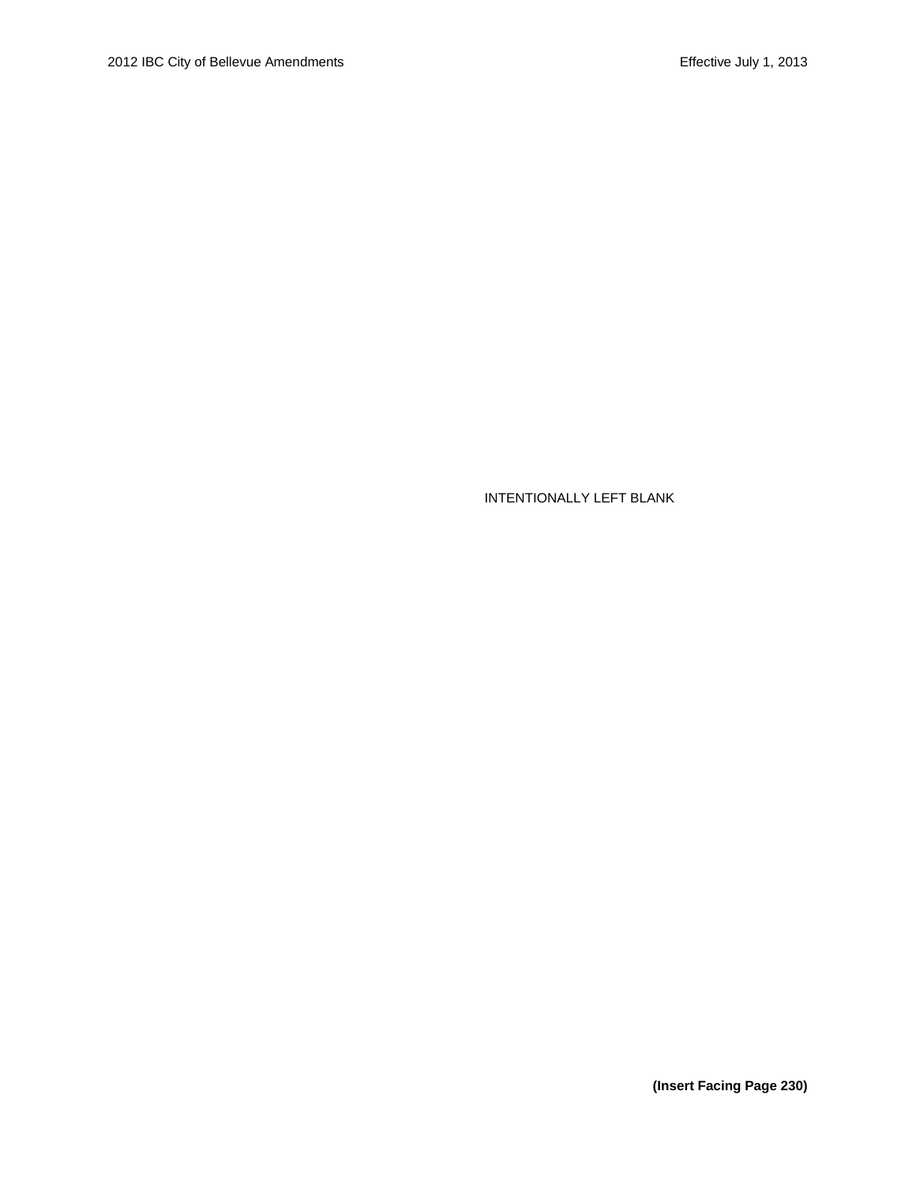INTENTIONALLY LEFT BLANK

**(Insert Facing Page 230)**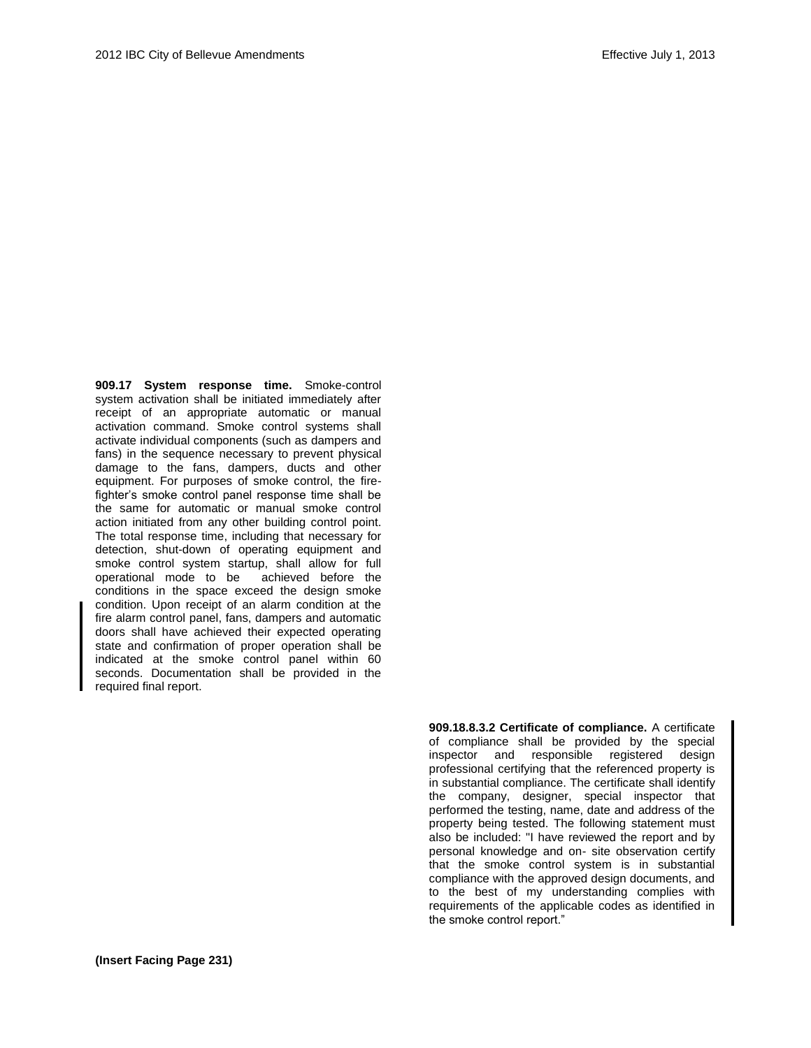**909.17 System response time.** Smoke-control system activation shall be initiated immediately after receipt of an appropriate automatic or manual activation command. Smoke control systems shall activate individual components (such as dampers and fans) in the sequence necessary to prevent physical damage to the fans, dampers, ducts and other equipment. For purposes of smoke control, the fire-fighter's smoke control panel response time shall be the same for automatic or manual smoke control action initiated from any other building control point. The total response time, including that necessary for detection, shut-down of operating equipment and smoke control system startup, shall allow for full operational mode to be achieved before the conditions in the space exceed the design smoke condition. Upon receipt of an alarm condition at the fire alarm control panel, fans, dampers and automatic doors shall have achieved their expected operating state and confirmation of proper operation shall be indicated at the smoke control panel within 60 seconds. Documentation shall be provided in the required final report.

**909.18.8.3.2 Certificate of compliance.** A certificate of compliance shall be provided by the special inspector and responsible registered design professional certifying that the referenced property is in substantial compliance. The certificate shall identify the company, designer, special inspector that performed the testing, name, date and address of the property being tested. The following statement must also be included: "I have reviewed the report and by personal knowledge and on- site observation certify that the smoke control system is in substantial compliance with the approved design documents, and to the best of my understanding complies with requirements of the applicable codes as identified in the smoke control report."

**(Insert Facing Page 231)**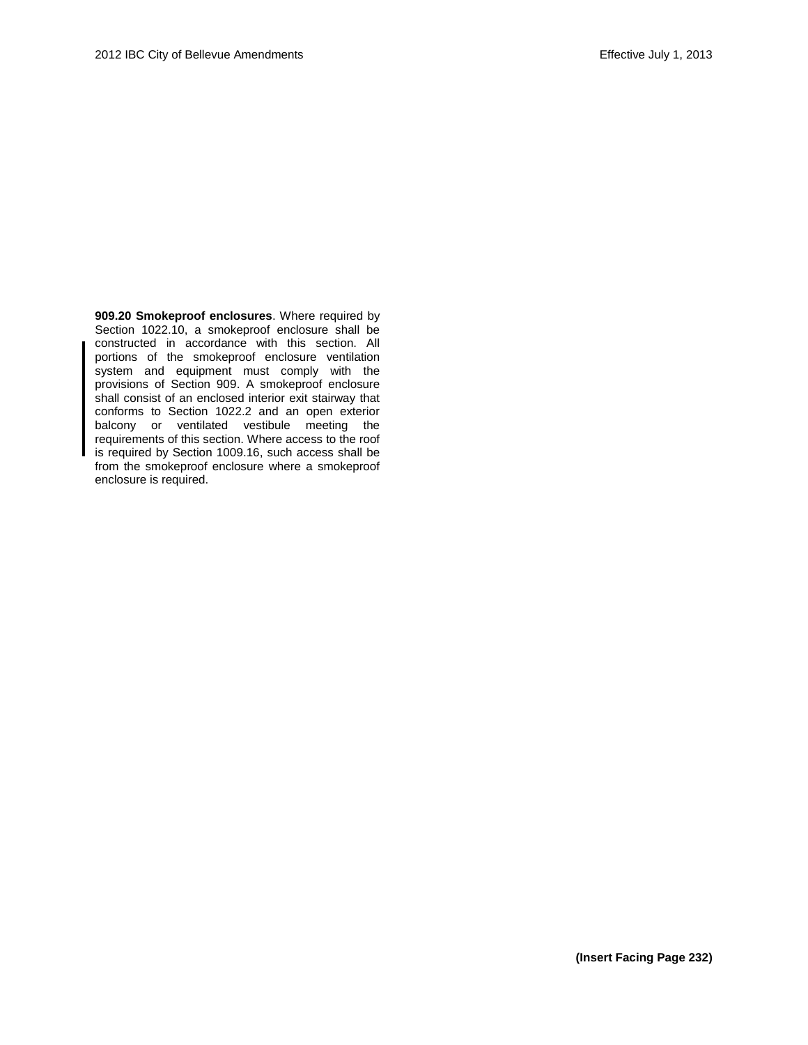**909.20 Smokeproof enclosures**. Where required by Section 1022.10, a smokeproof enclosure shall be constructed in accordance with this section. All portions of the smokeproof enclosure ventilation system and equipment must comply with the provisions of Section 909. A smokeproof enclosure shall consist of an enclosed interior exit stairway that conforms to Section 1022.2 and an open exterior balcony or ventilated vestibule meeting the requirements of this section. Where access to the roof is required by Section 1009.16, such access shall be from the smokeproof enclosure where a smokeproof enclosure is required.

**(Insert Facing Page 232)**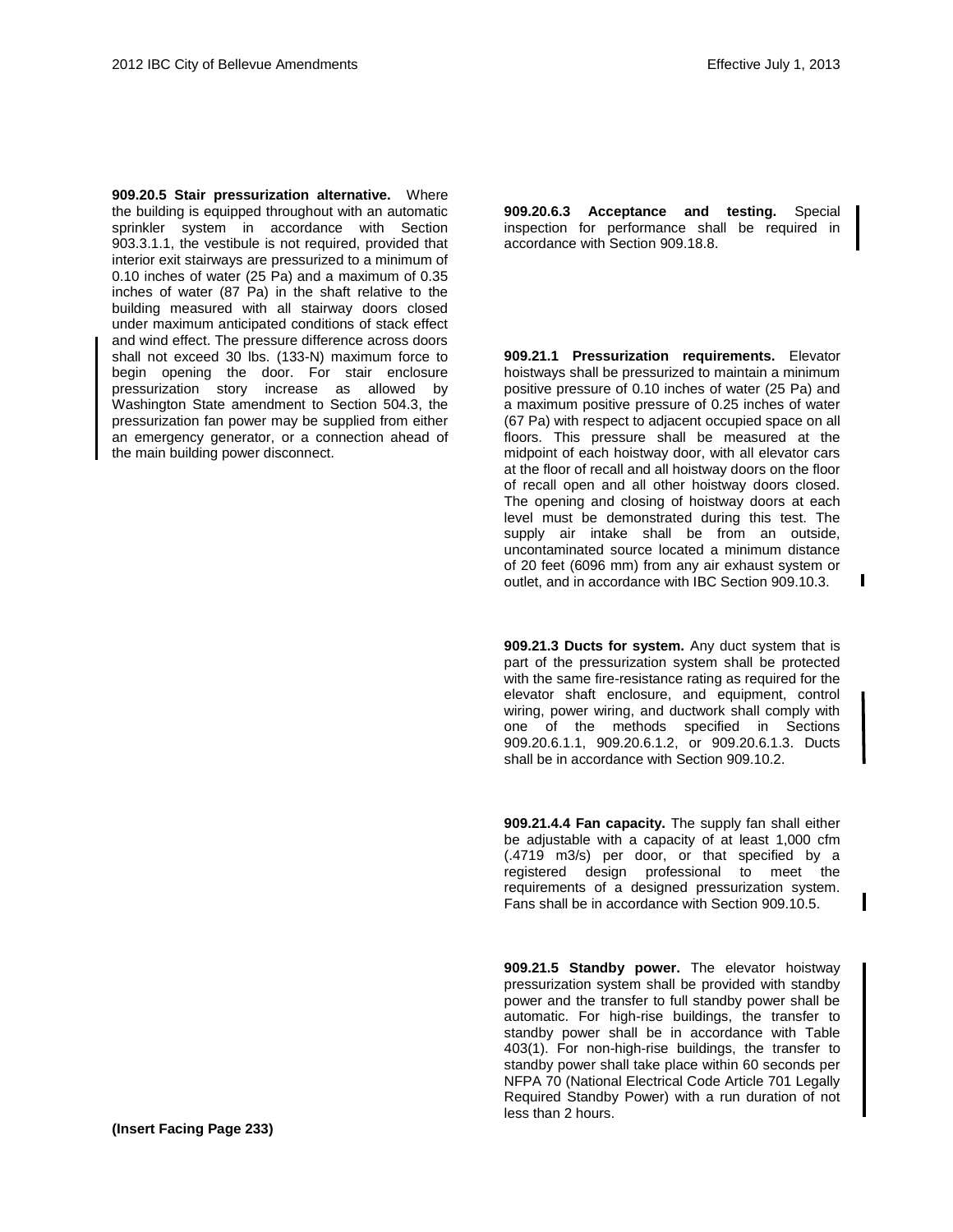**909.20.5 Stair pressurization alternative.** Where the building is equipped throughout with an automatic sprinkler system in accordance with Section 903.3.1.1, the vestibule is not required, provided that interior exit stairways are pressurized to a minimum of 0.10 inches of water (25 Pa) and a maximum of 0.35 inches of water (87 Pa) in the shaft relative to the building measured with all stairway doors closed under maximum anticipated conditions of stack effect and wind effect. The pressure difference across doors shall not exceed 30 lbs. (133-N) maximum force to begin opening the door. For stair enclosure pressurization story increase as allowed by Washington State amendment to Section 504.3, the pressurization fan power may be supplied from either an emergency generator, or a connection ahead of the main building power disconnect.

(Insert Facing Page 233)

**909.20.6.3 Acceptance and testing.** Special inspection for performance shall be required in accordance with Section 909.18.8.

**909.21.1 Pressurization requirements.** Elevator hoistways shall be pressurized to maintain a minimum positive pressure of 0.10 inches of water (25 Pa) and a maximum positive pressure of 0.25 inches of water (67 Pa) with respect to adjacent occupied space on all floors. This pressure shall be measured at the midpoint of each hoistway door, with all elevator cars at the floor of recall and all hoistway doors on the floor of recall open and all other hoistway doors closed. The opening and closing of hoistway doors at each level must be demonstrated during this test. The supply air intake shall be from an outside, uncontaminated source located a minimum distance of 20 feet (6096 mm) from any air exhaust system or outlet, and in accordance with IBC Section 909.10.3.

**909.21.3 Ducts for system.** Any duct system that is part of the pressurization system shall be protected with the same fire-resistance rating as required for the elevator shaft enclosure, and equipment, control wiring, power wiring, and ductwork shall comply with one of the methods specified in Sections 909.20.6.1.1, 909.20.6.1.2, or 909.20.6.1.3. Ducts shall be in accordance with Section 909.10.2.

**909.21.4.4 Fan capacity.** The supply fan shall either be adjustable with a capacity of at least 1,000 cfm (.4719 m3/s) per door, or that specified by a registered design professional to meet the requirements of a designed pressurization system. Fans shall be in accordance with Section 909.10.5.

**909.21.5 Standby power.** The elevator hoistway pressurization system shall be provided with standby power and the transfer to full standby power shall be automatic. For high-rise buildings, the transfer to standby power shall be in accordance with Table 403(1). For non-high-rise buildings, the transfer to standby power shall take place within 60 seconds per NFPA 70 (National Electrical Code Article 701 Legally Required Standby Power) with a run duration of not less than 2 hours.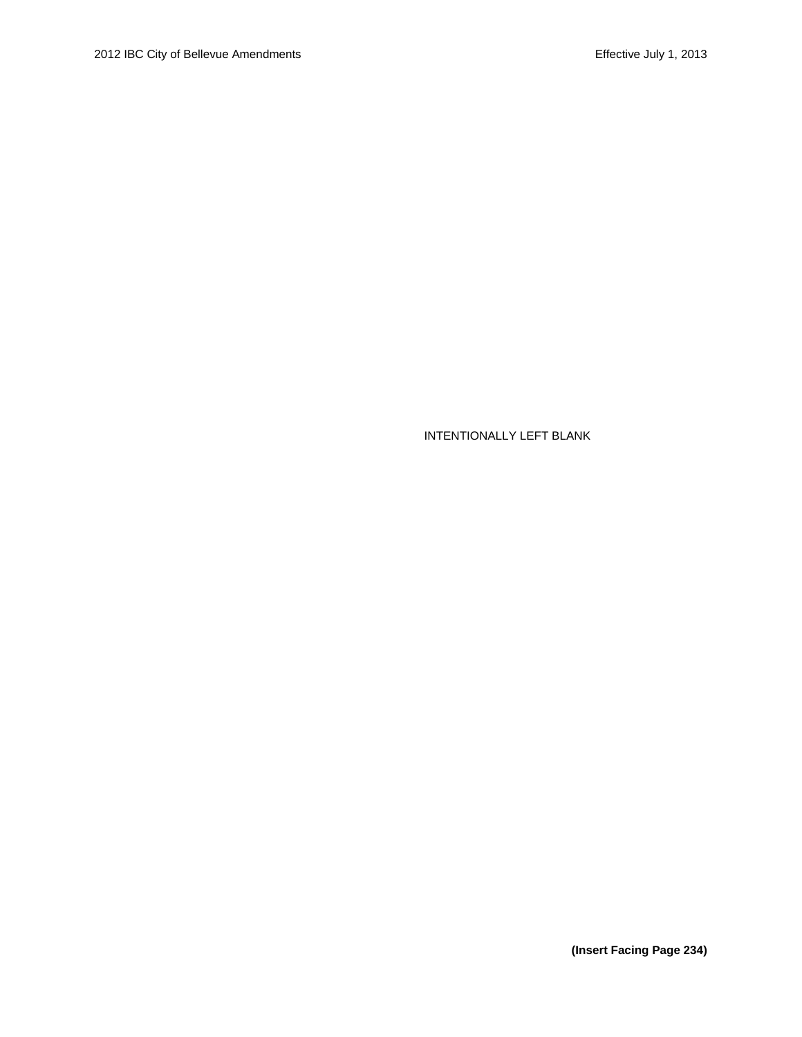INTENTIONALLY LEFT BLANK

**(Insert Facing Page 234)**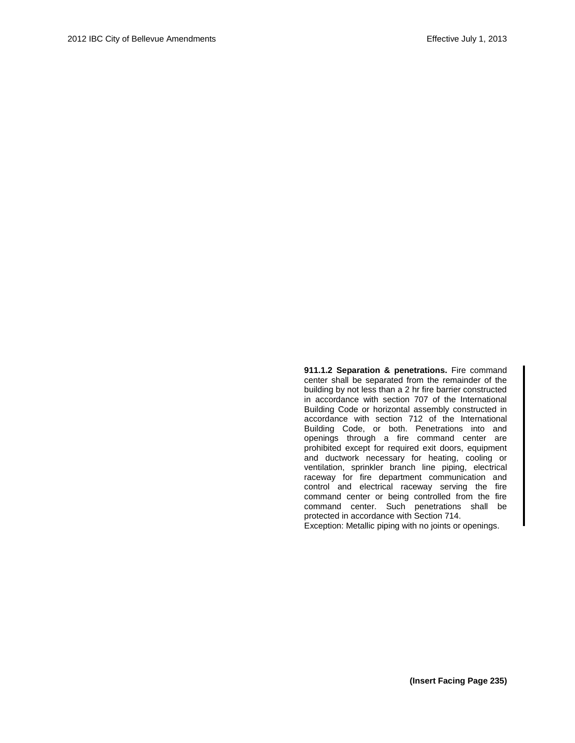**911.1.2 Separation & penetrations.** Fire command center shall be separated from the remainder of the building by not less than a 2 hr fire barrier constructed in accordance with section 707 of the International Building Code or horizontal assembly constructed in accordance with section 712 of the International Building Code, or both. Penetrations into and openings through a fire command center are prohibited except for required exit doors, equipment and ductwork necessary for heating, cooling or ventilation, sprinkler branch line piping, electrical raceway for fire department communication and control and electrical raceway serving the fire command center or being controlled from the fire command center. Such penetrations shall be protected in accordance with Section 714.

Exception: Metallic piping with no joints or openings.

**(Insert Facing Page 235)**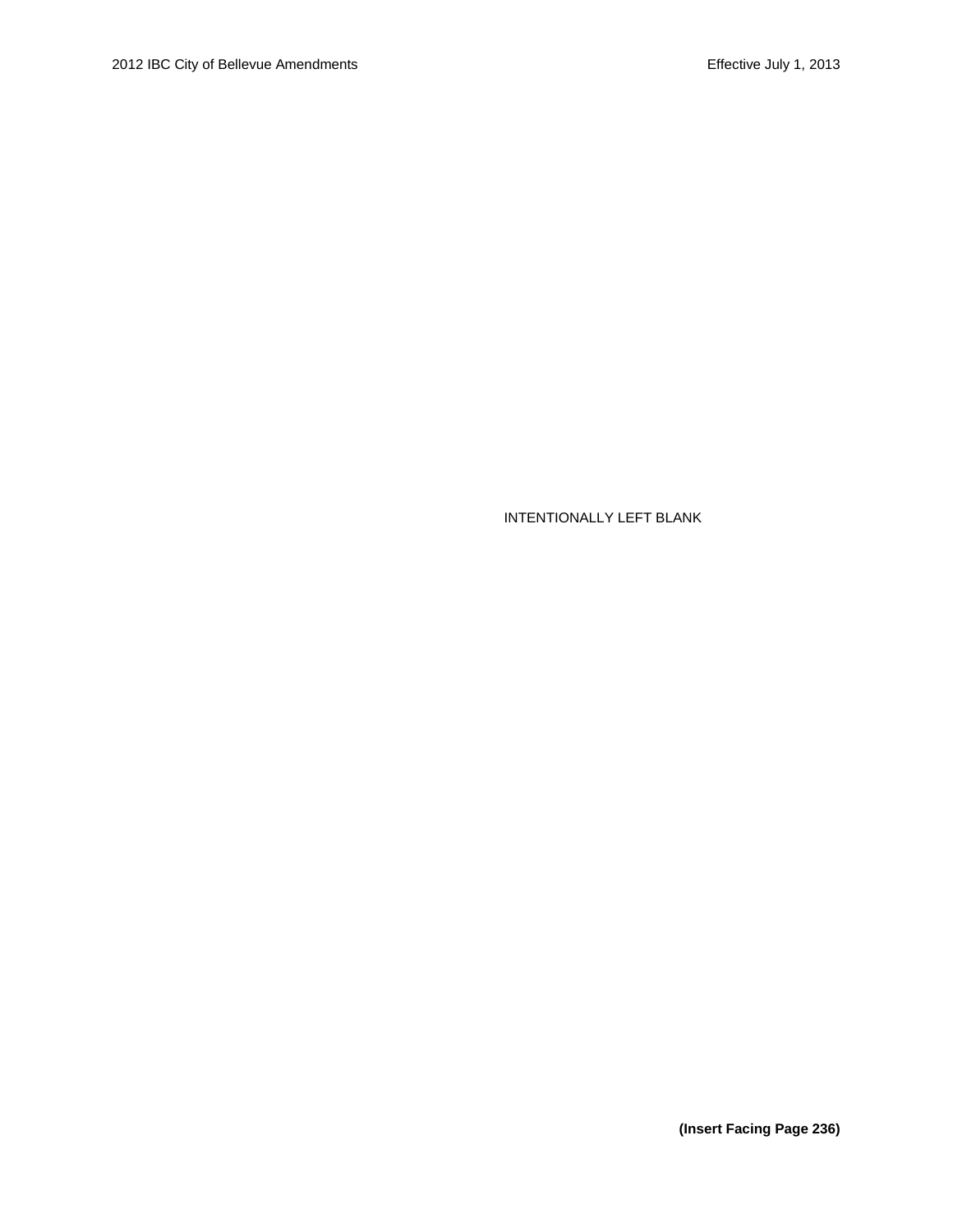INTENTIONALLY LEFT BLANK

**(Insert Facing Page 236)**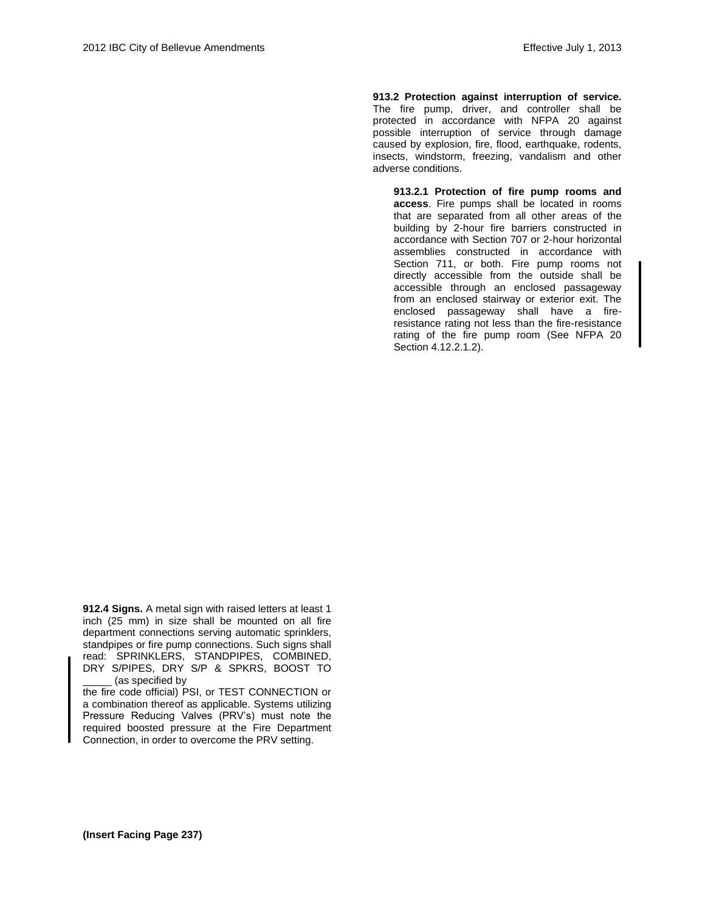**913.2 Protection against interruption of service.** The fire pump, driver, and controller shall be protected in accordance with NFPA 20 against possible interruption of service through damage caused by explosion, fire, flood, earthquake, rodents, insects, windstorm, freezing, vandalism and other adverse conditions.

**913.2.1 Protection of fire pump rooms and access**. Fire pumps shall be located in rooms that are separated from all other areas of the building by 2-hour fire barriers constructed in accordance with Section 707 or 2-hour horizontal assemblies constructed in accordance with Section 711, or both. Fire pump rooms not directly accessible from the outside shall be accessible through an enclosed passageway from an enclosed stairway or exterior exit. The enclosed passageway shall have a fire-resistance rating not less than the fire-resistance rating of the fire pump room (See NFPA 20 Section 4.12.2.1.2).

**912.4 Signs.** A metal sign with raised letters at least 1 inch (25 mm) in size shall be mounted on all fire department connections serving automatic sprinklers, standpipes or fire pump connections. Such signs shall read: SPRINKLERS, STANDPIPES, COMBINED, DRY S/PIPES, DRY S/P & SPKRS, BOOST TO _____ (as specified by the fire code official) PSI, or TEST CONNECTION or a combination thereof as applicable. Systems utilizing Pressure Reducing Valves (PRV's) must note the required boosted pressure at the Fire Department Connection, in order to overcome the PRV setting.

**(Insert Facing Page 237)**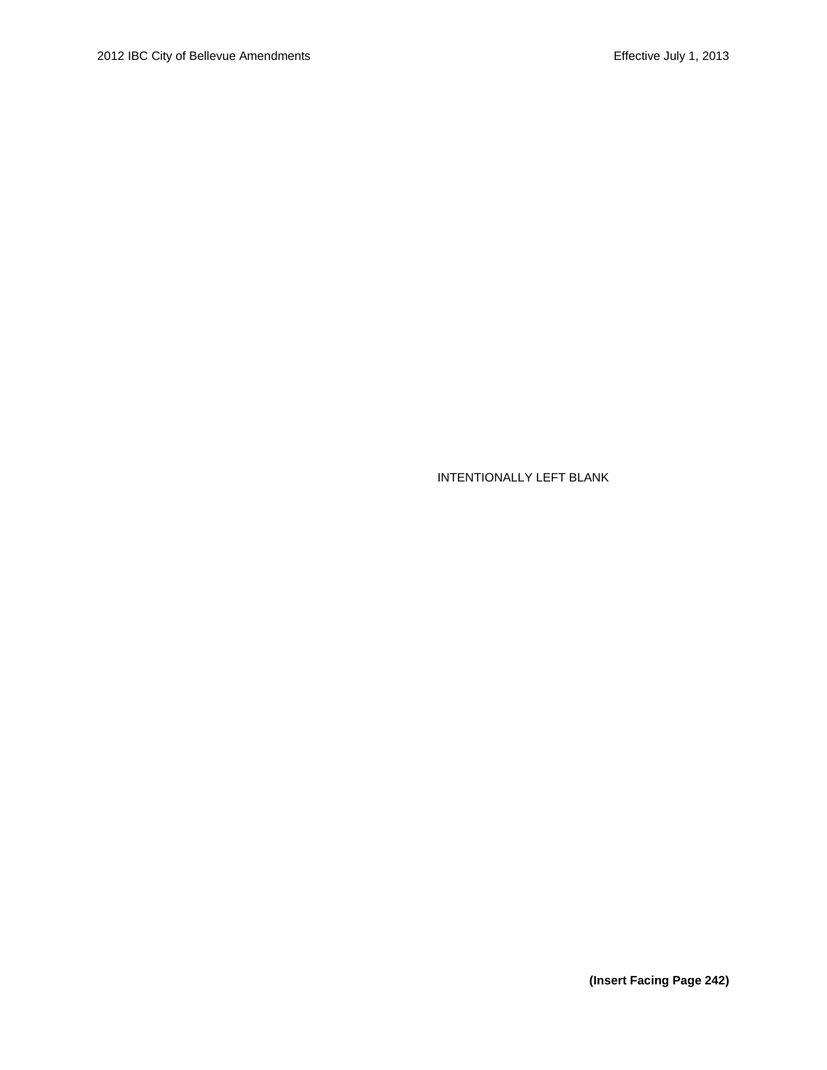INTENTIONALLY LEFT BLANK

**(Insert Facing Page 242)**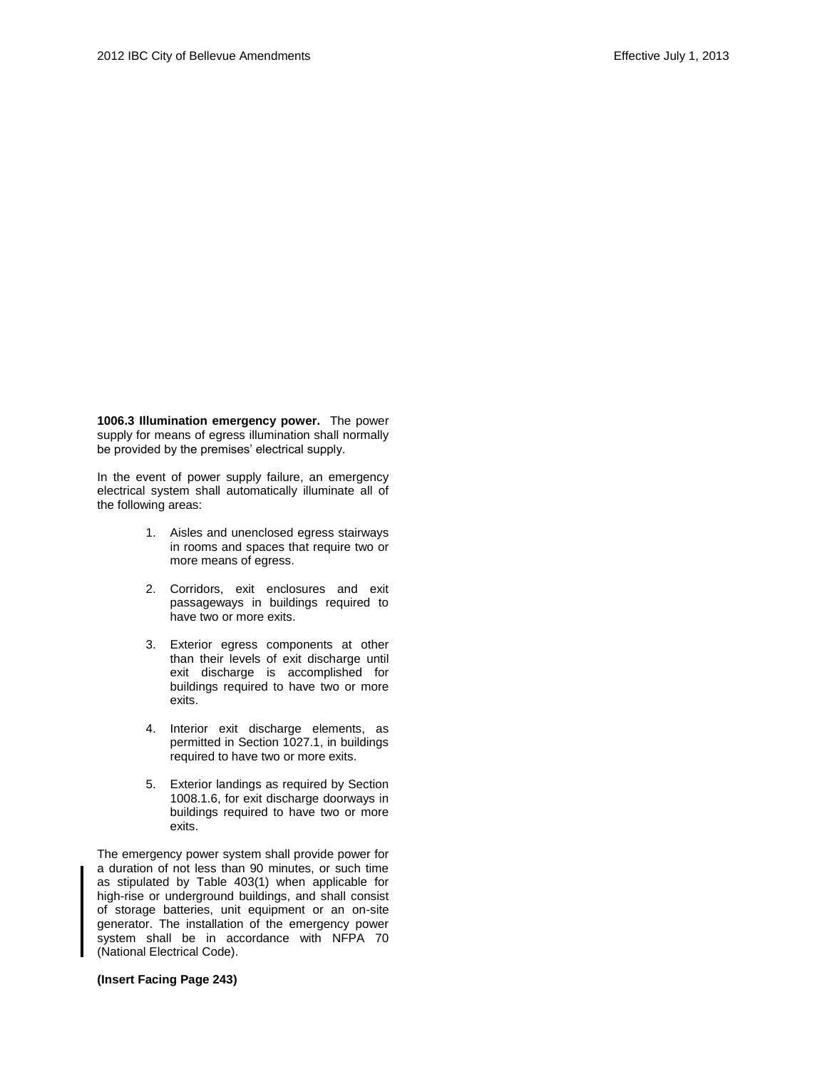**1006.3 Illumination emergency power.** The power supply for means of egress illumination shall normally be provided by the premises' electrical supply.

In the event of power supply failure, an emergency electrical system shall automatically illuminate all of the following areas:

1. Aisles and unenclosed egress stairways in rooms and spaces that require two or more means of egress.
2. Corridors, exit enclosures and exit passageways in buildings required to have two or more exits.
3. Exterior egress components at other than their levels of exit discharge until exit discharge is accomplished for buildings required to have two or more exits.
4. Interior exit discharge elements, as permitted in Section 1027.1, in buildings required to have two or more exits.
5. Exterior landings as required by Section 1008.1.6, for exit discharge doorways in buildings required to have two or more exits.

The emergency power system shall provide power for a duration of not less than 90 minutes, or such time as stipulated by Table 403(1) when applicable for high-rise or underground buildings, and shall consist of storage batteries, unit equipment or an on-site generator. The installation of the emergency power system shall be in accordance with NFPA 70 (National Electrical Code).

**(Insert Facing Page 243)**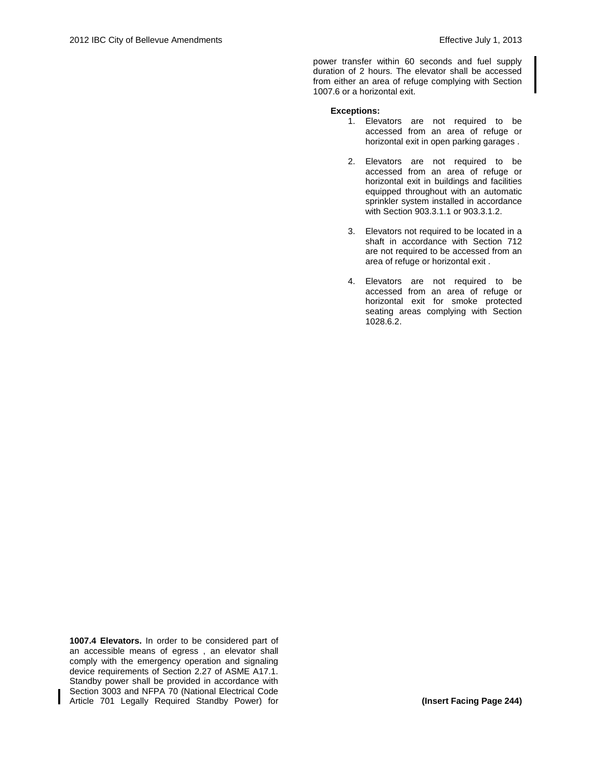**1007.4 Elevators.** In order to be considered part of an accessible means of egress , an elevator shall comply with the emergency operation and signaling device requirements of Section 2.27 of ASME A17.1. Standby power shall be provided in accordance with Section 3003 and NFPA 70 (National Electrical Code Article 701 Legally Required Standby Power) for power transfer within 60 seconds and fuel supply duration of 2 hours. The elevator shall be accessed from either an area of refuge complying with Section 1007.6 or a horizontal exit.

**Exceptions:**

1. Elevators are not required to be accessed from an area of refuge or horizontal exit in open parking garages .

2. Elevators are not required to be accessed from an area of refuge or horizontal exit in buildings and facilities equipped throughout with an automatic sprinkler system installed in accordance with Section 903.3.1.1 or 903.3.1.2.

3. Elevators not required to be located in a shaft in accordance with Section 712 are not required to be accessed from an area of refuge or horizontal exit .

4. Elevators are not required to be accessed from an area of refuge or horizontal exit for smoke protected seating areas complying with Section 1028.6.2.

**(Insert Facing Page 244)**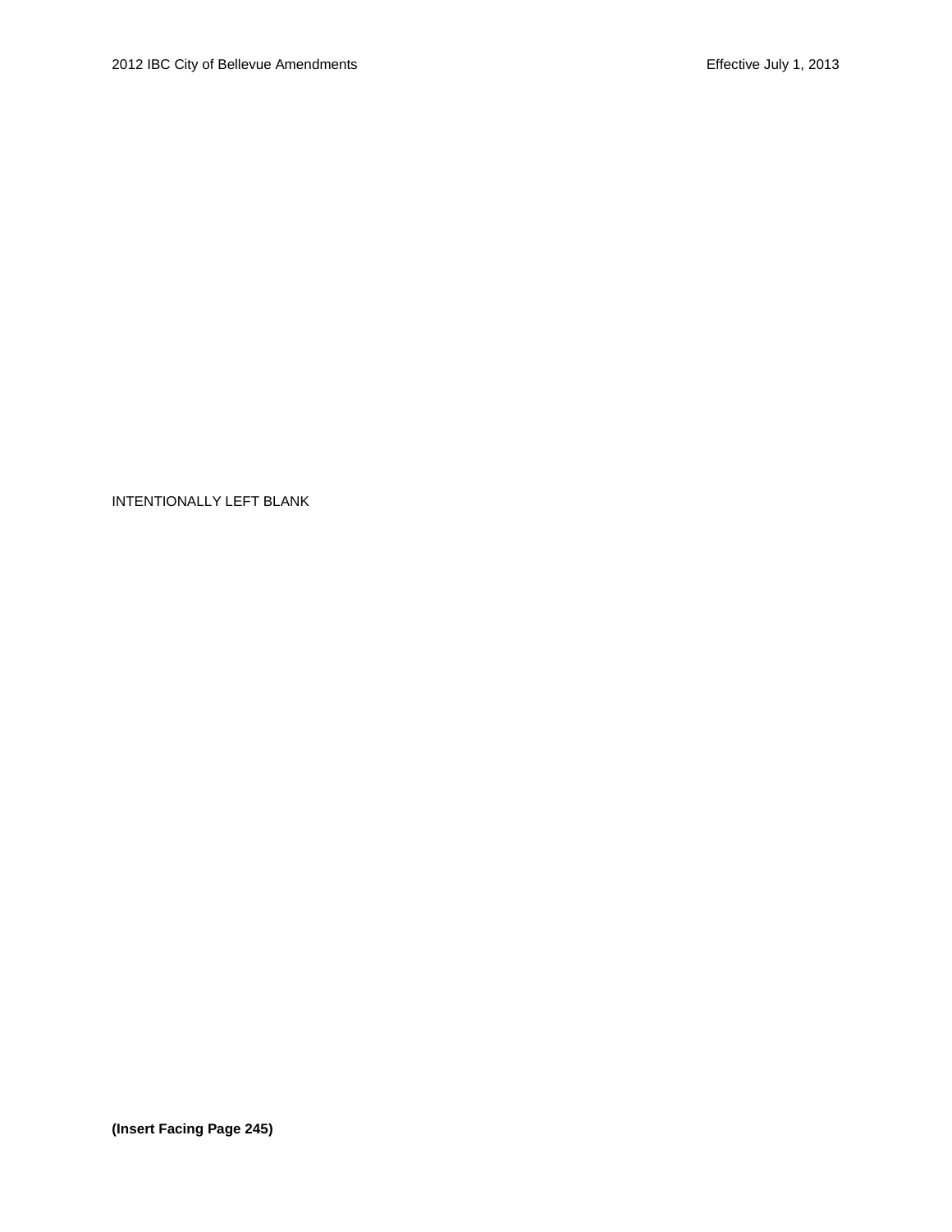INTENTIONALLY LEFT BLANK

**(Insert Facing Page 245)**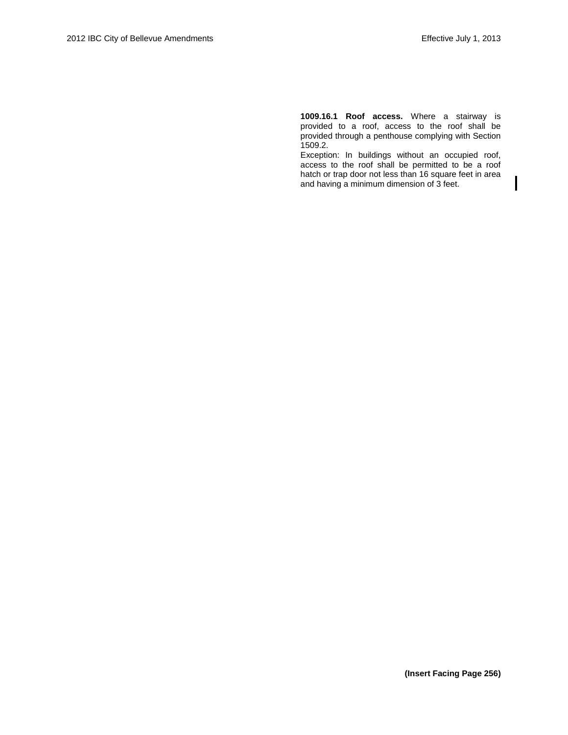**1009.16.1 Roof access.** Where a stairway is provided to a roof, access to the roof shall be provided through a penthouse complying with Section 1509.2.

Exception: In buildings without an occupied roof, access to the roof shall be permitted to be a roof hatch or trap door not less than 16 square feet in area and having a minimum dimension of 3 feet.

**(Insert Facing Page 256)**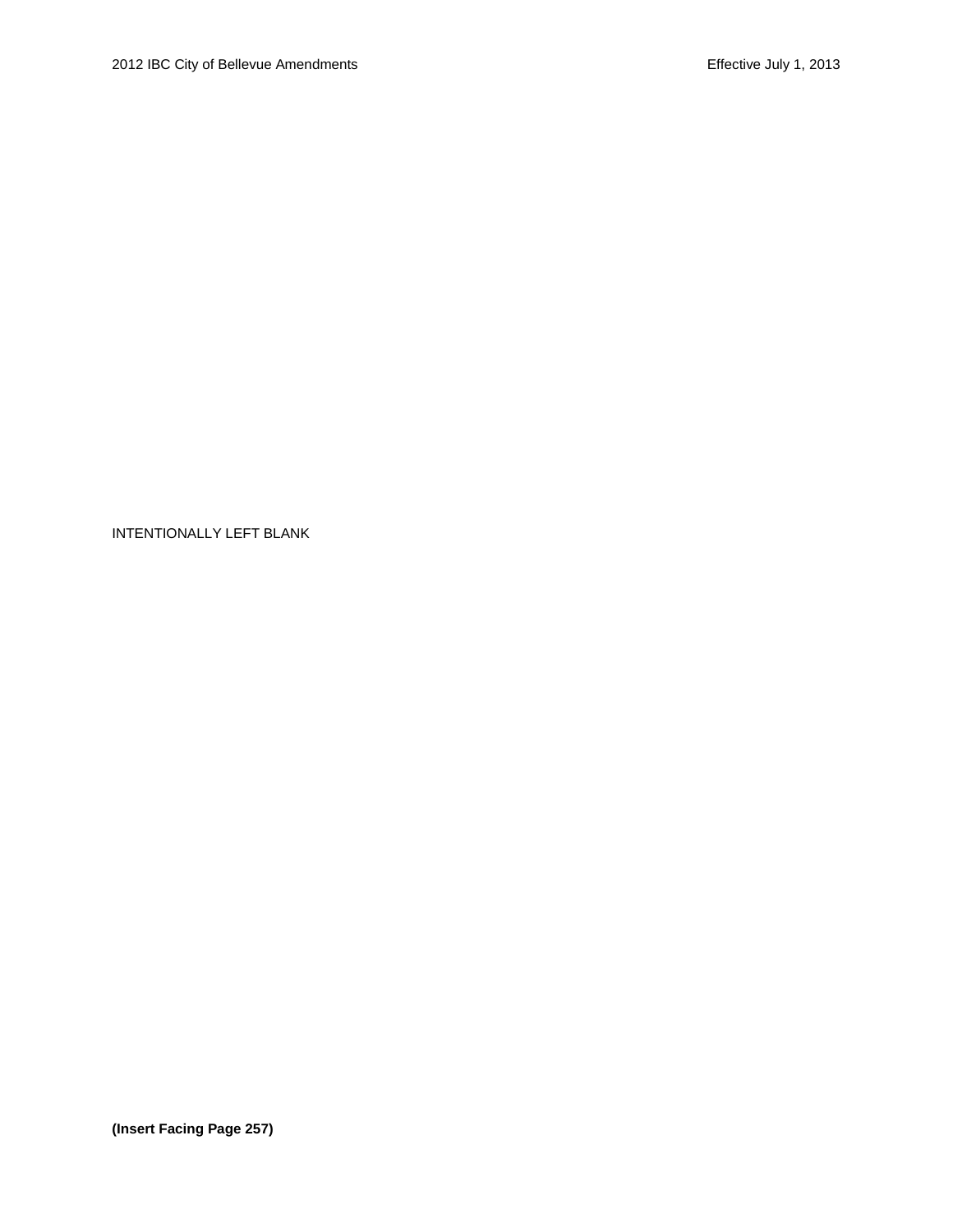INTENTIONALLY LEFT BLANK

**(Insert Facing Page 257)**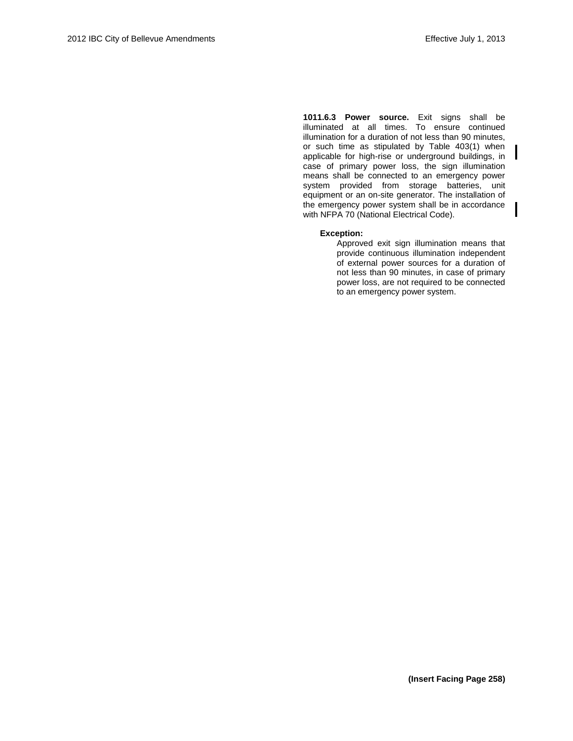**1011.6.3 Power source.** Exit signs shall be illuminated at all times. To ensure continued illumination for a duration of not less than 90 minutes, or such time as stipulated by Table 403(1) when applicable for high-rise or underground buildings, in case of primary power loss, the sign illumination means shall be connected to an emergency power system provided from storage batteries, unit equipment or an on-site generator. The installation of the emergency power system shall be in accordance with NFPA 70 (National Electrical Code).

**Exception:**

Approved exit sign illumination means that provide continuous illumination independent of external power sources for a duration of not less than 90 minutes, in case of primary power loss, are not required to be connected to an emergency power system.

**(Insert Facing Page 258)**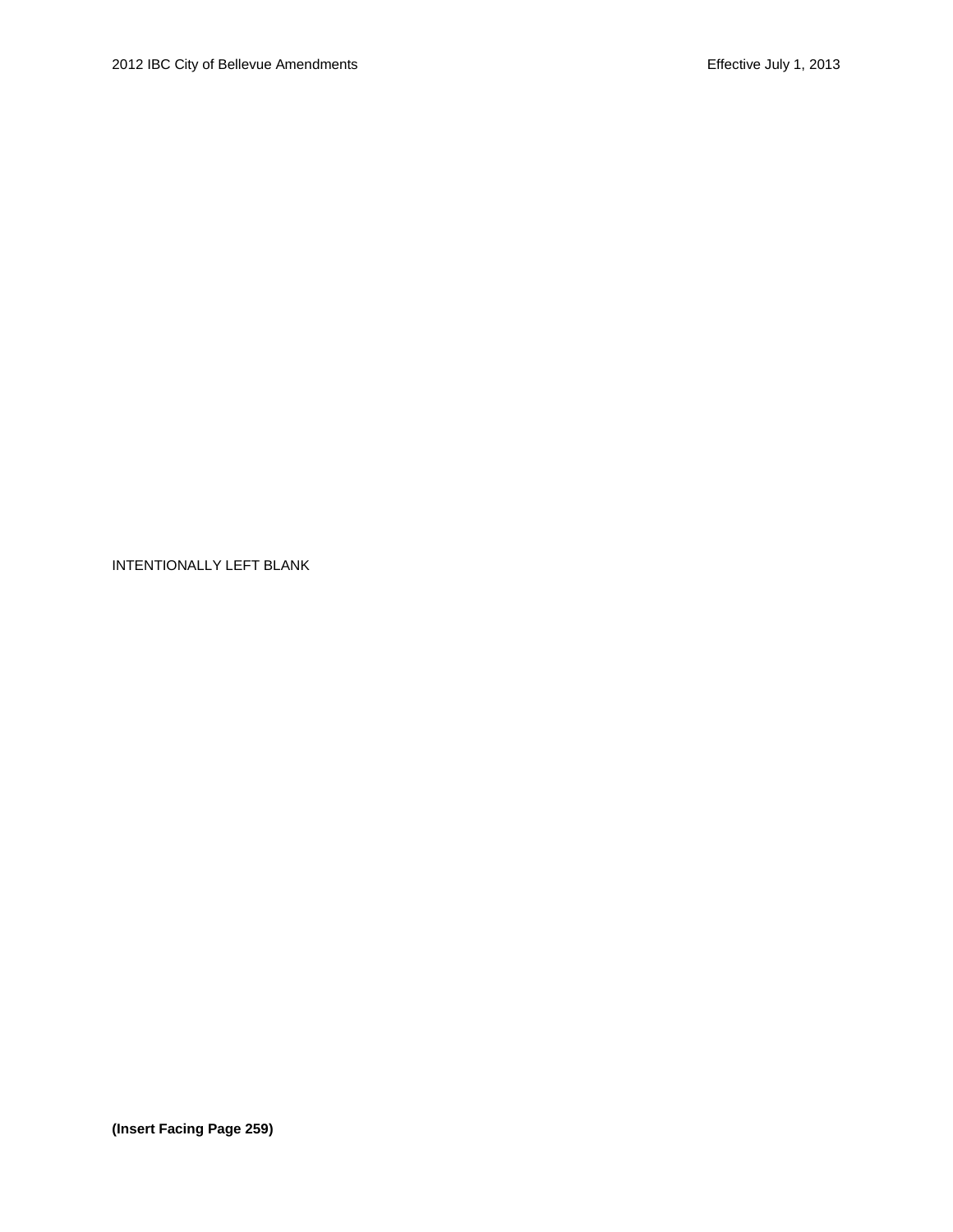INTENTIONALLY LEFT BLANK

**(Insert Facing Page 259)**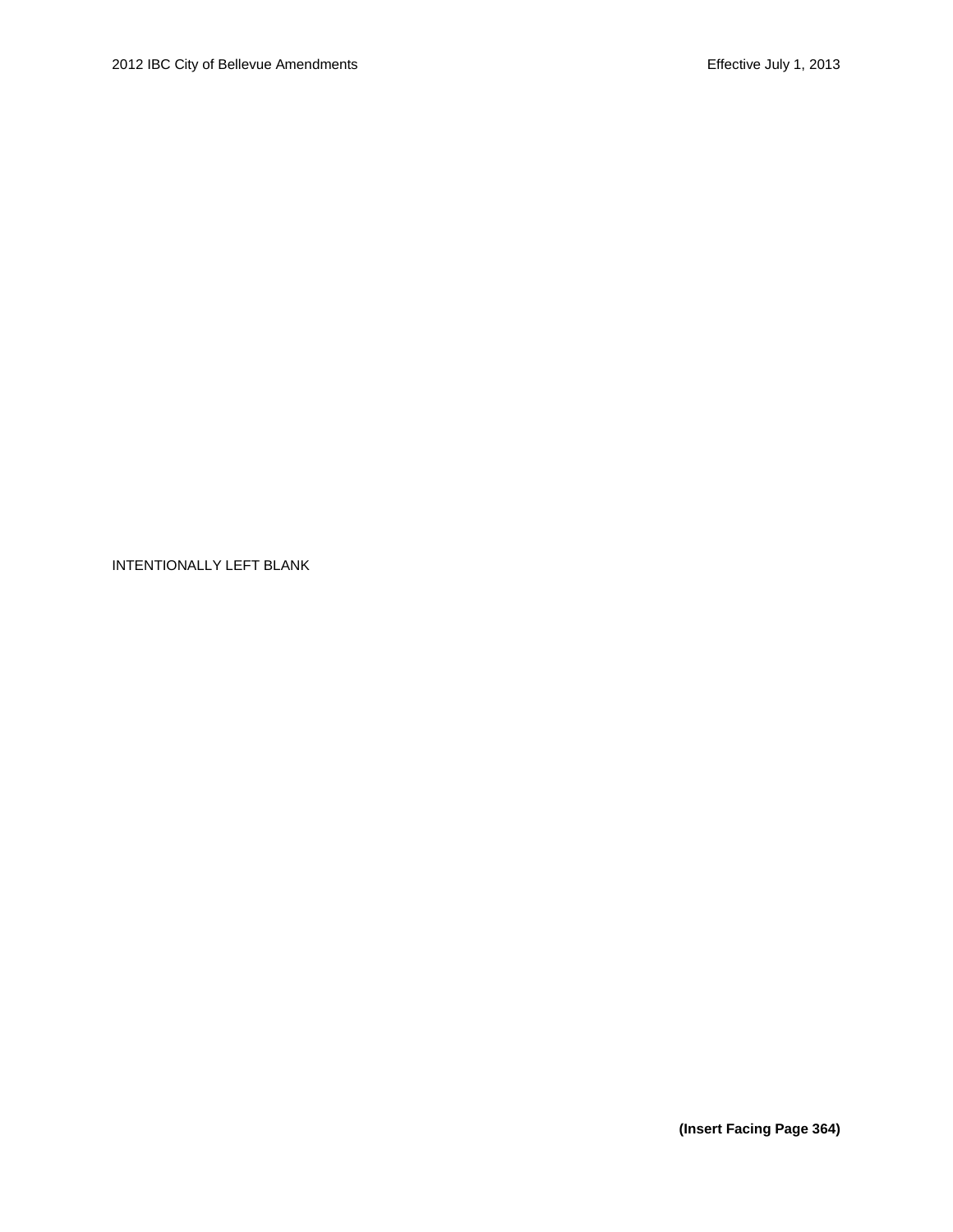INTENTIONALLY LEFT BLANK

**(Insert Facing Page 364)**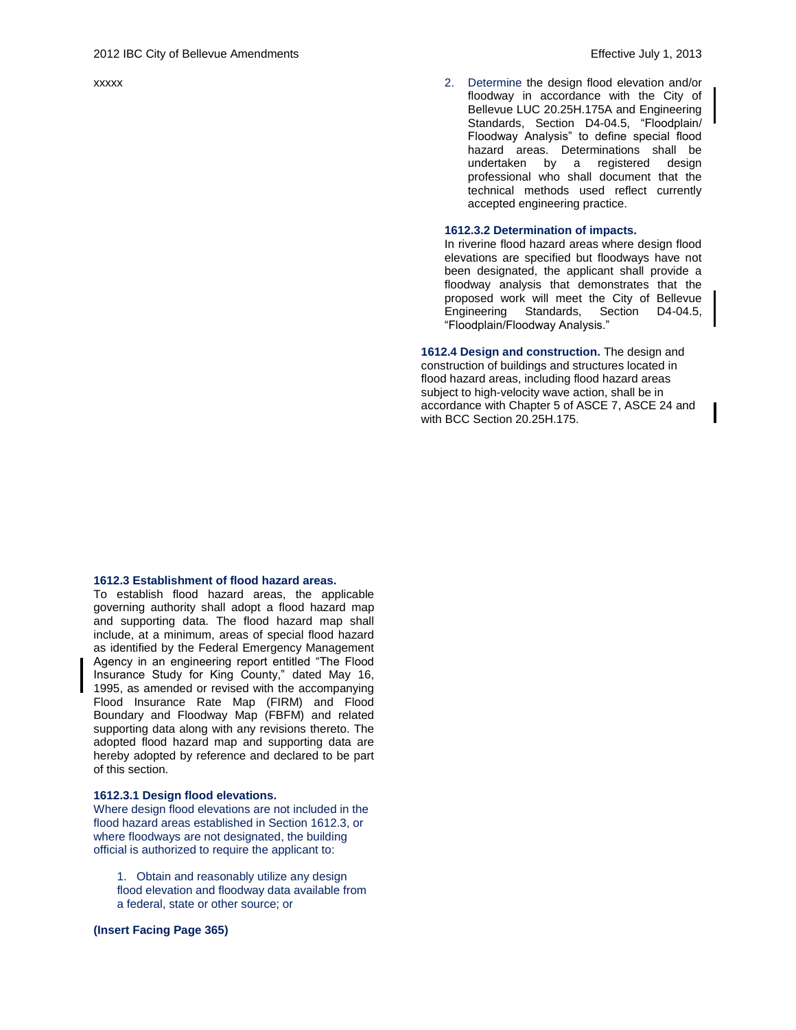xxxxx

**1612.3 Establishment of flood hazard areas.**
To establish flood hazard areas, the applicable governing authority shall adopt a flood hazard map and supporting data. The flood hazard map shall include, at a minimum, areas of special flood hazard as identified by the Federal Emergency Management Agency in an engineering report entitled "The Flood Insurance Study for King County," dated May 16, 1995, as amended or revised with the accompanying Flood Insurance Rate Map (FIRM) and Flood Boundary and Floodway Map (FBFM) and related supporting data along with any revisions thereto. The adopted flood hazard map and supporting data are hereby adopted by reference and declared to be part of this section.

**1612.3.1 Design flood elevations.**
Where design flood elevations are not included in the flood hazard areas established in Section 1612.3, or where floodways are not designated, the building official is authorized to require the applicant to:

1. Obtain and reasonably utilize any design flood elevation and floodway data available from a federal, state or other source; or
2. Determine the design flood elevation and/or floodway in accordance with the City of Bellevue LUC 20.25H.175A and Engineering Standards, Section D4-04.5, "Floodplain/ Floodway Analysis" to define special flood hazard areas. Determinations shall be undertaken by a registered design professional who shall document that the technical methods used reflect currently accepted engineering practice.

**1612.3.2 Determination of impacts.**
In riverine flood hazard areas where design flood elevations are specified but floodways have not been designated, the applicant shall provide a floodway analysis that demonstrates that the proposed work will meet the City of Bellevue Engineering Standards, Section D4-04.5, "Floodplain/Floodway Analysis."

**1612.4 Design and construction.** The design and construction of buildings and structures located in flood hazard areas, including flood hazard areas subject to high-velocity wave action, shall be in accordance with Chapter 5 of ASCE 7, ASCE 24 and with BCC Section 20.25H.175.

**(Insert Facing Page 365)**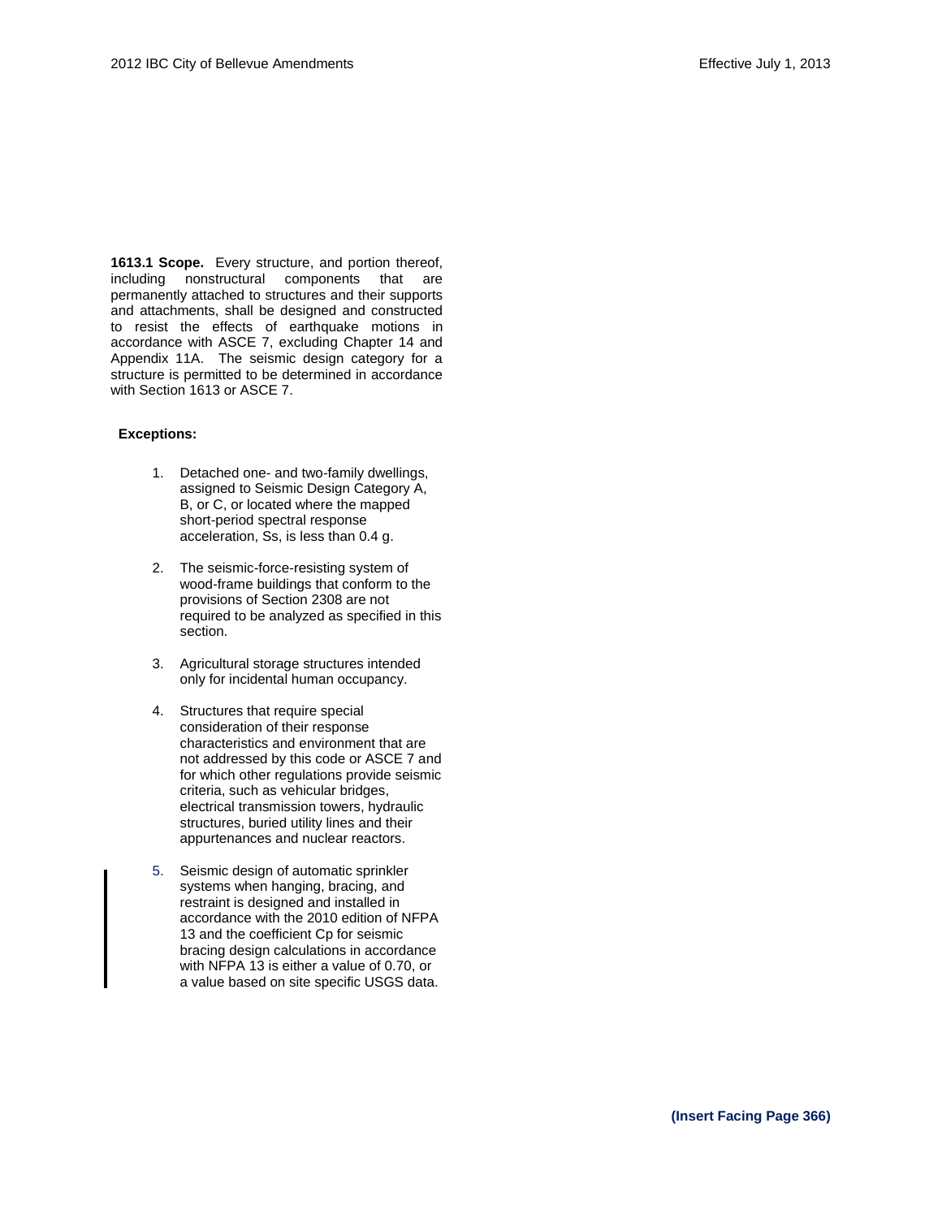**1613.1 Scope.** Every structure, and portion thereof, including nonstructural components that are permanently attached to structures and their supports and attachments, shall be designed and constructed to resist the effects of earthquake motions in accordance with ASCE 7, excluding Chapter 14 and Appendix 11A. The seismic design category for a structure is permitted to be determined in accordance with Section 1613 or ASCE 7.

**Exceptions:**

1. Detached one- and two-family dwellings, assigned to Seismic Design Category A, B, or C, or located where the mapped short-period spectral response acceleration, $S_s$, is less than 0.4 g.
2. The seismic-force-resisting system of wood-frame buildings that conform to the provisions of Section 2308 are not required to be analyzed as specified in this section.
3. Agricultural storage structures intended only for incidental human occupancy.
4. Structures that require special consideration of their response characteristics and environment that are not addressed by this code or ASCE 7 and for which other regulations provide seismic criteria, such as vehicular bridges, electrical transmission towers, hydraulic structures, buried utility lines and their appurtenances and nuclear reactors.
5. Seismic design of automatic sprinkler systems when hanging, bracing, and restraint is designed and installed in accordance with the 2010 edition of NFPA 13 and the coefficient $C_p$ for seismic bracing design calculations in accordance with NFPA 13 is either a value of 0.70, or a value based on site specific USGS data.

**(Insert Facing Page 366)**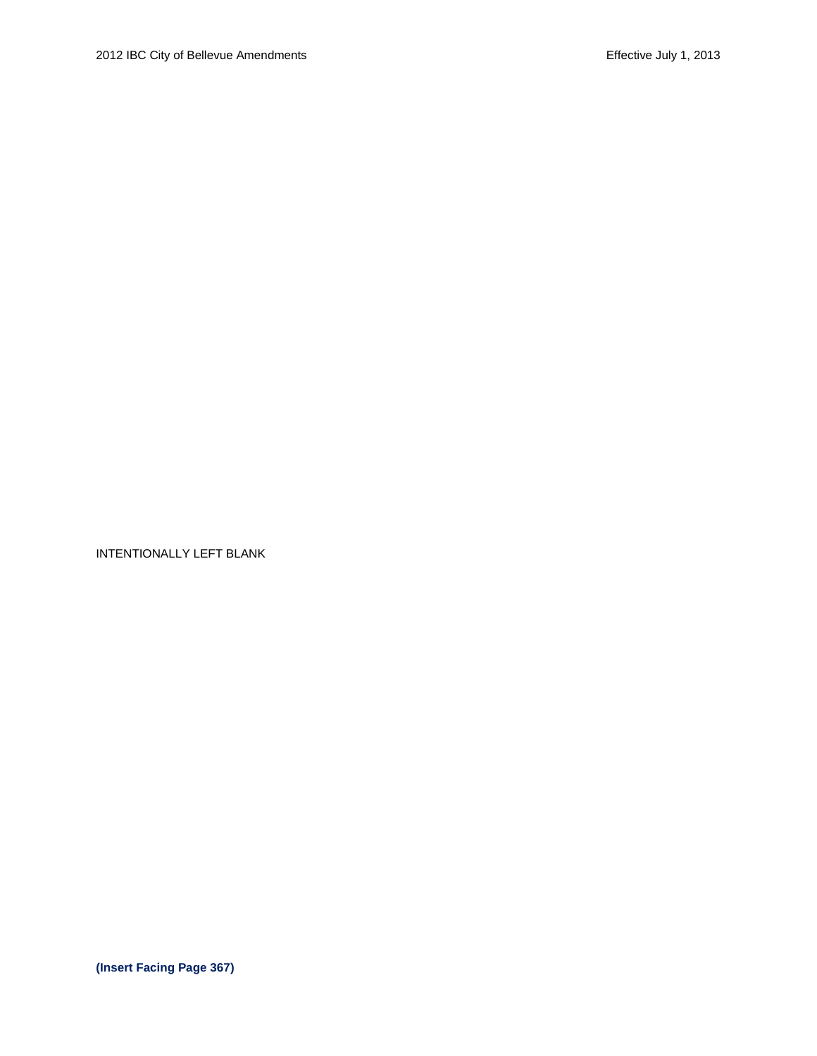INTENTIONALLY LEFT BLANK

**(Insert Facing Page 367)**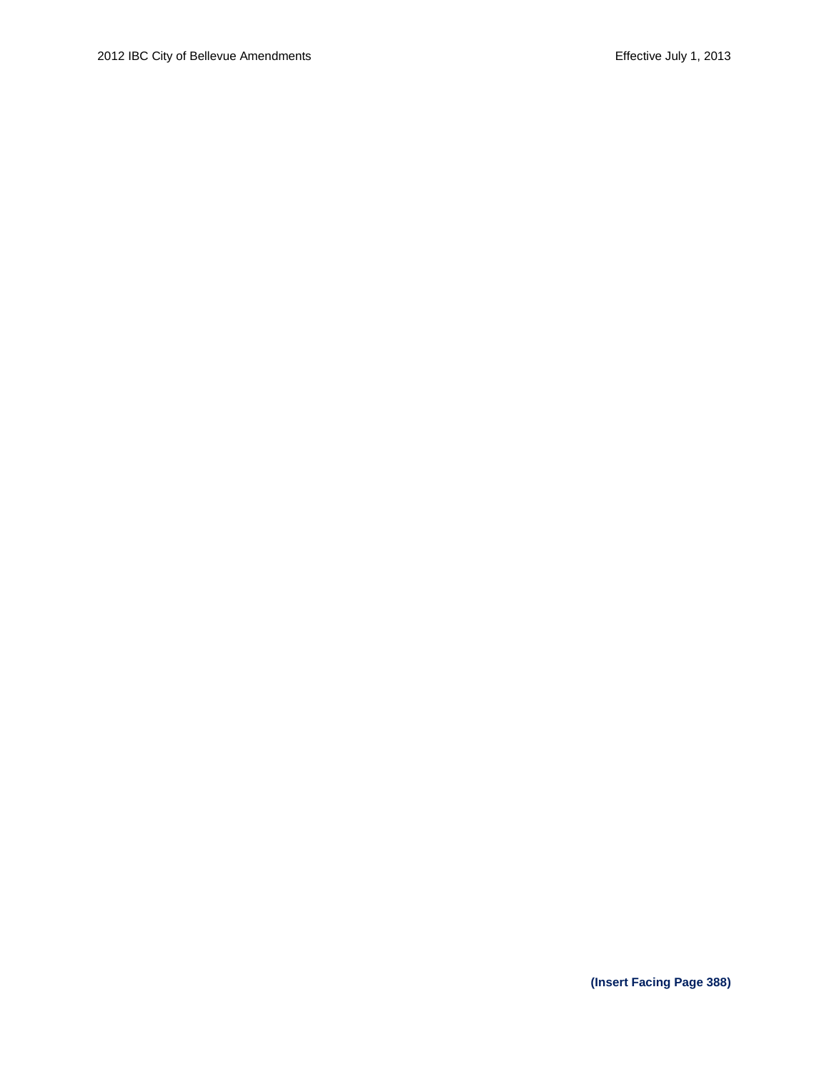**(Insert Facing Page 388)**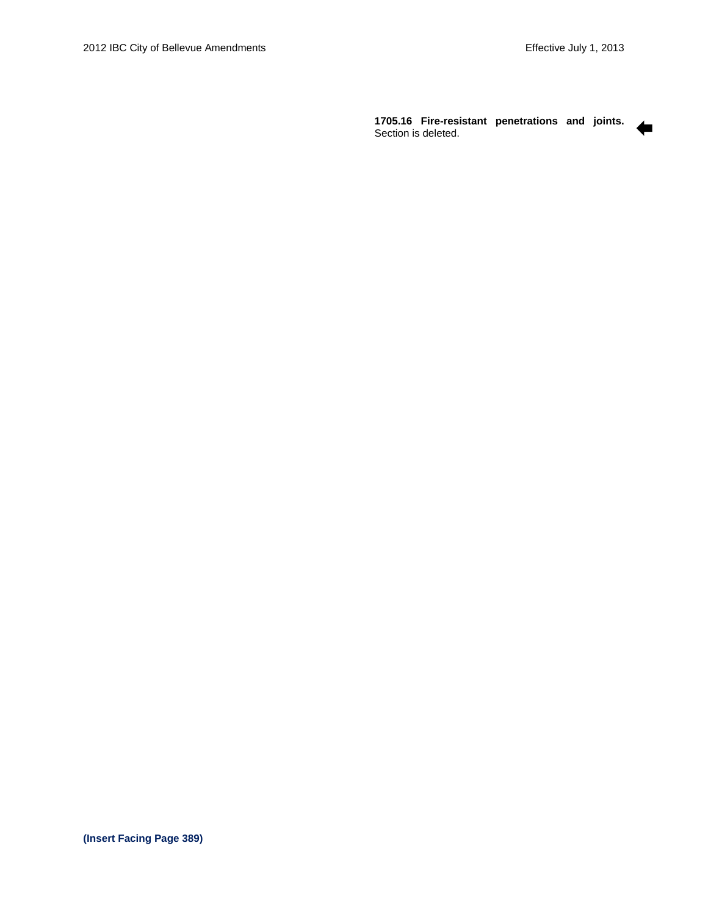**1705.16 Fire-resistant penetrations and joints.** Section is deleted.

**(Insert Facing Page 389)**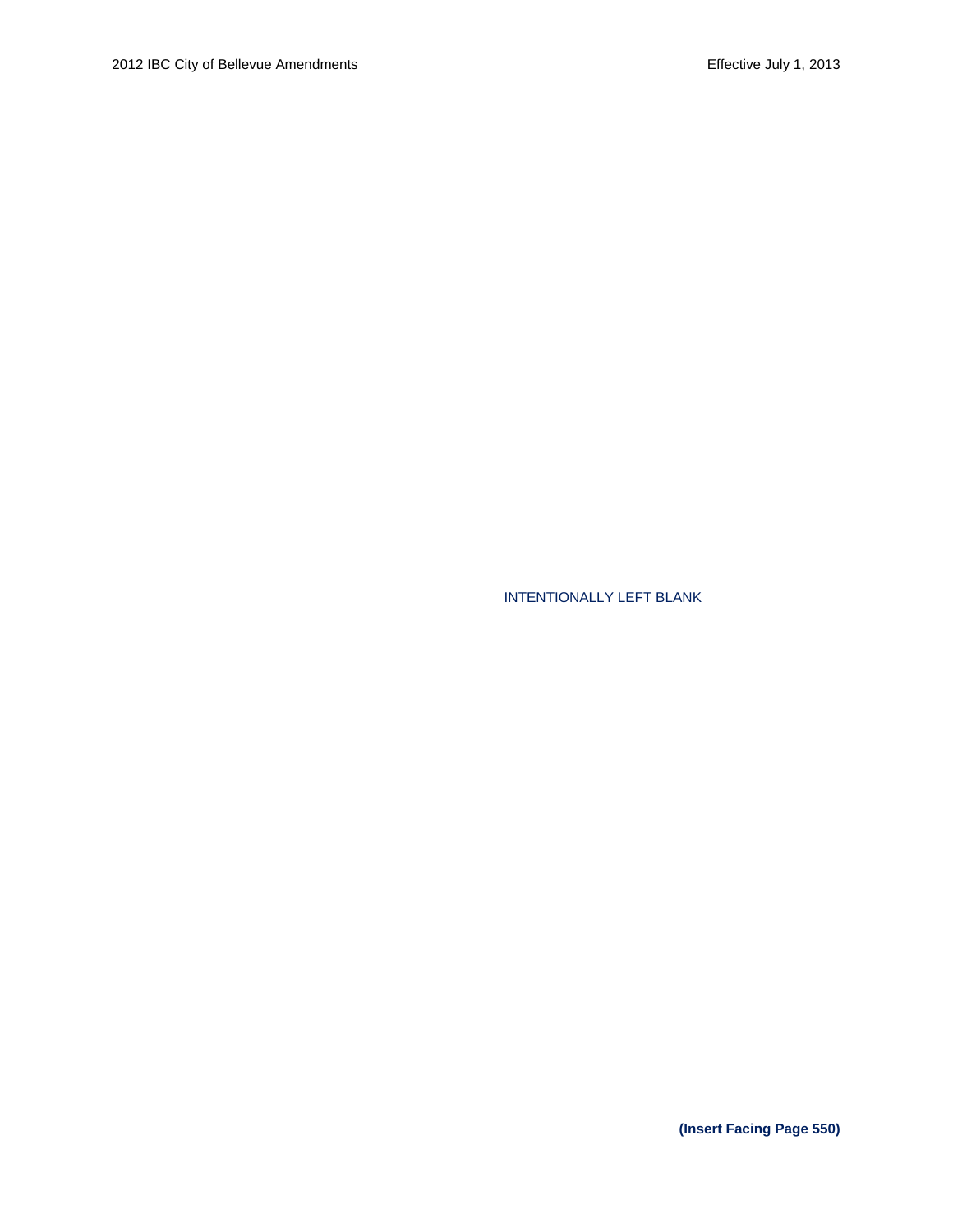INTENTIONALLY LEFT BLANK

**(Insert Facing Page 550)**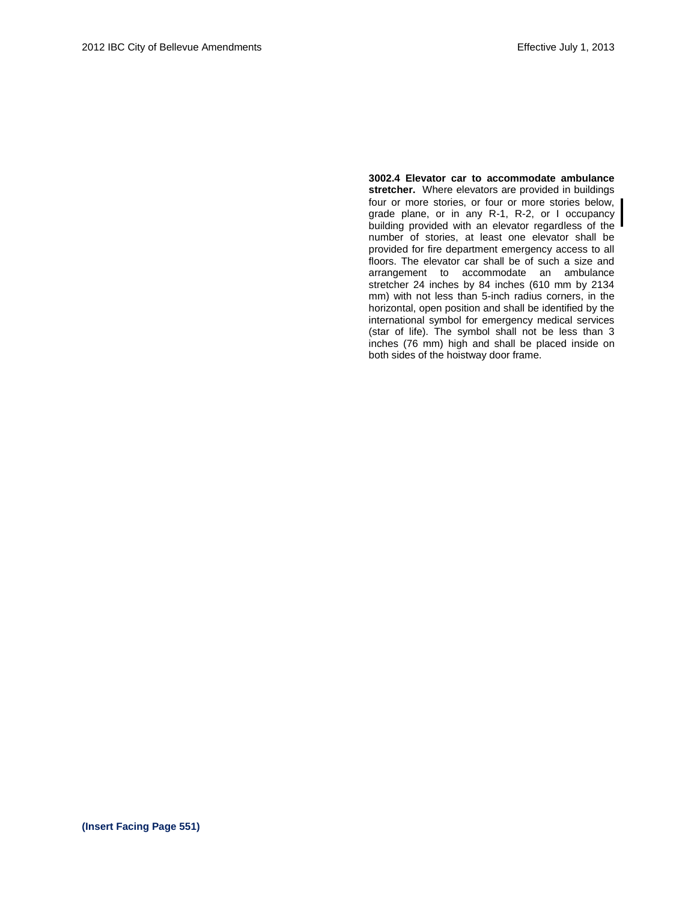**3002.4 Elevator car to accommodate ambulance stretcher.** Where elevators are provided in buildings four or more stories, or four or more stories below, grade plane, or in any R-1, R-2, or I occupancy building provided with an elevator regardless of the number of stories, at least one elevator shall be provided for fire department emergency access to all floors. The elevator car shall be of such a size and arrangement to accommodate an ambulance stretcher 24 inches by 84 inches (610 mm by 2134 mm) with not less than 5-inch radius corners, in the horizontal, open position and shall be identified by the international symbol for emergency medical services (star of life). The symbol shall not be less than 3 inches (76 mm) high and shall be placed inside on both sides of the hoistway door frame.

**(Insert Facing Page 551)**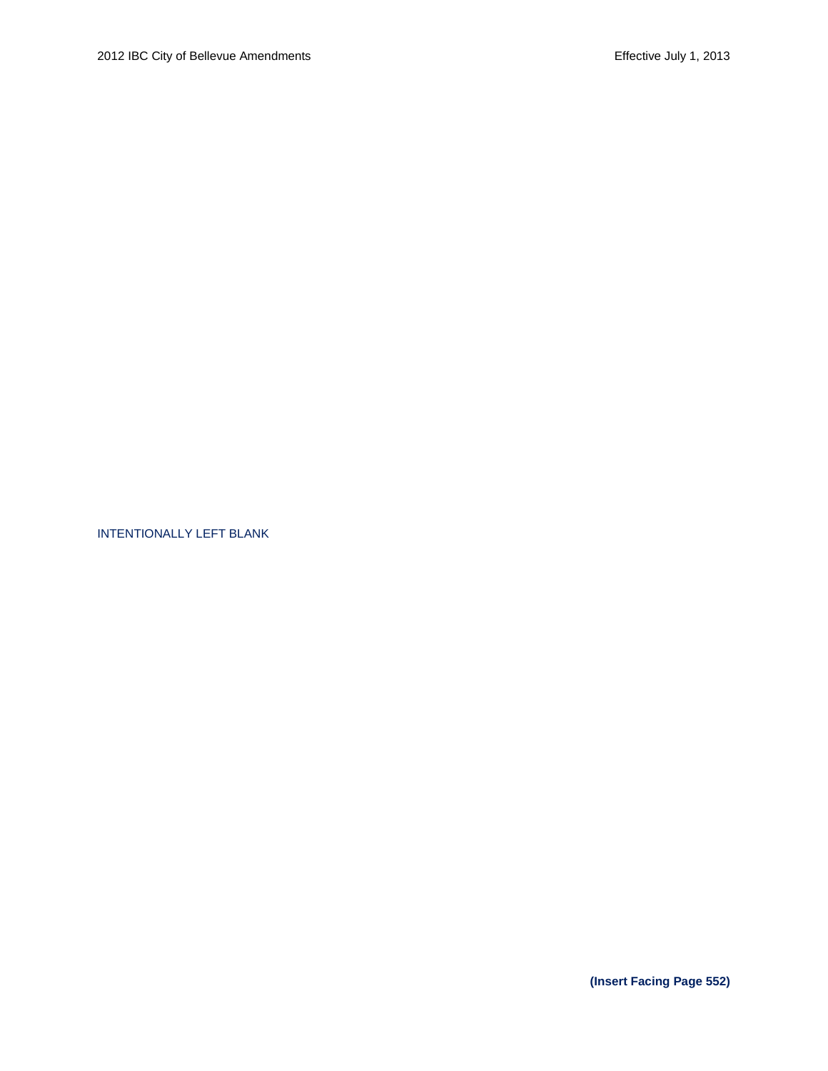INTENTIONALLY LEFT BLANK

**(Insert Facing Page 552)**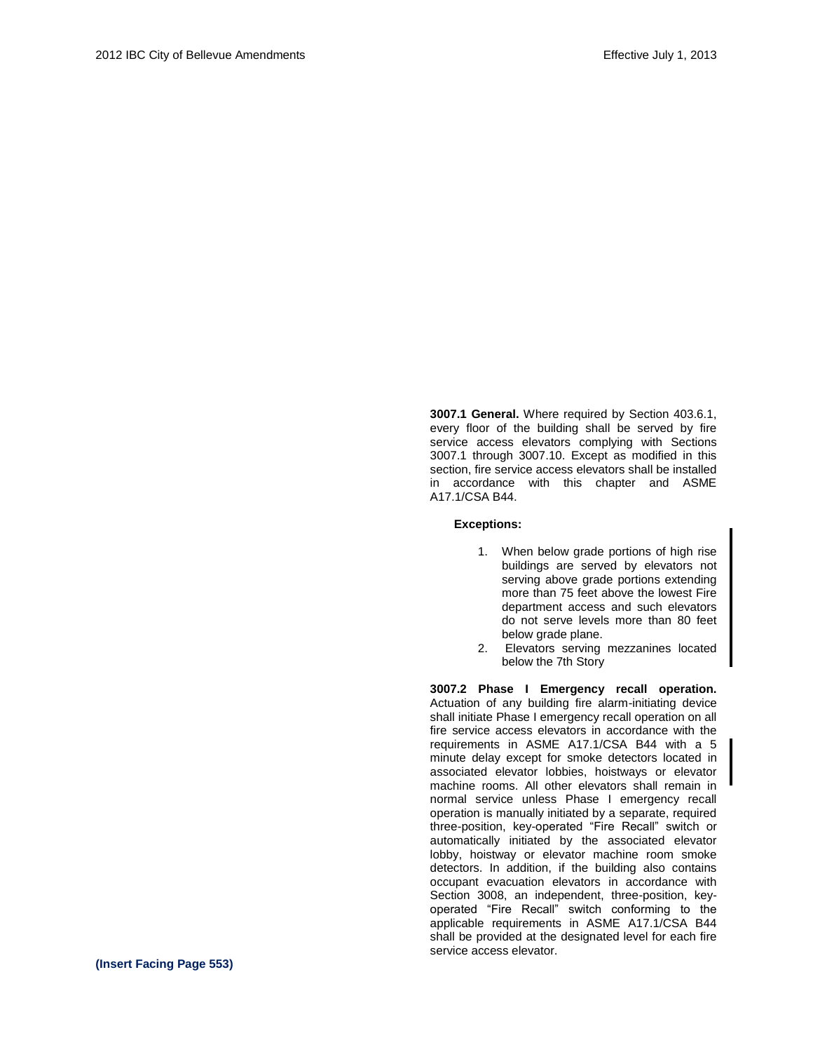**3007.1 General.** Where required by Section 403.6.1, every floor of the building shall be served by fire service access elevators complying with Sections 3007.1 through 3007.10. Except as modified in this section, fire service access elevators shall be installed in accordance with this chapter and ASME A17.1/CSA B44.

**Exceptions:**

1. When below grade portions of high rise buildings are served by elevators not serving above grade portions extending more than 75 feet above the lowest Fire department access and such elevators do not serve levels more than 80 feet below grade plane.
2. Elevators serving mezzanines located below the 7th Story

**3007.2 Phase I Emergency recall operation.** Actuation of any building fire alarm-initiating device shall initiate Phase I emergency recall operation on all fire service access elevators in accordance with the requirements in ASME A17.1/CSA B44 with a 5 minute delay except for smoke detectors located in associated elevator lobbies, hoistways or elevator machine rooms. All other elevators shall remain in normal service unless Phase I emergency recall operation is manually initiated by a separate, required three-position, key-operated "Fire Recall" switch or automatically initiated by the associated elevator lobby, hoistway or elevator machine room smoke detectors. In addition, if the building also contains occupant evacuation elevators in accordance with Section 3008, an independent, three-position, key-operated "Fire Recall" switch conforming to the applicable requirements in ASME A17.1/CSA B44 shall be provided at the designated level for each fire service access elevator.

**(Insert Facing Page 553)**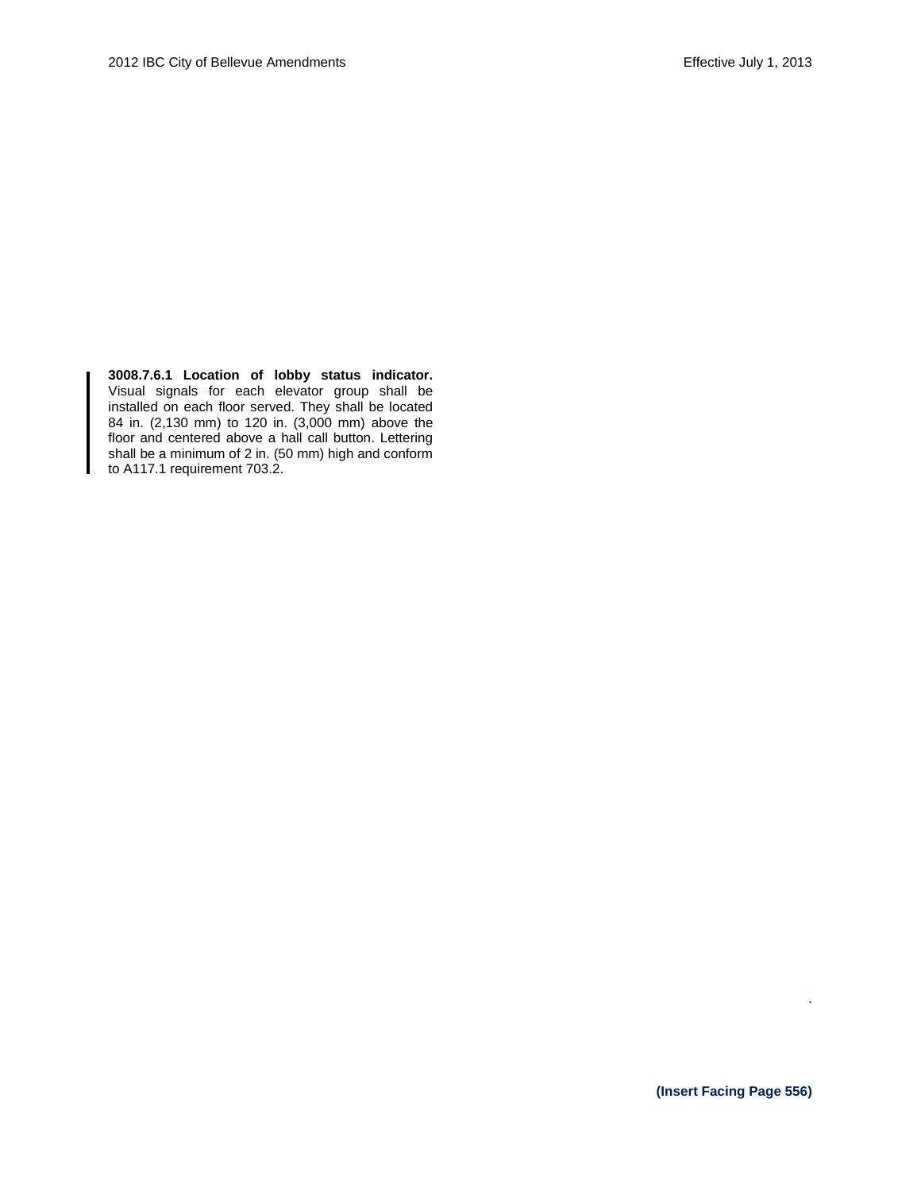**3008.7.6.1 Location of lobby status indicator.** Visual signals for each elevator group shall be installed on each floor served. They shall be located 84 in. (2,130 mm) to 120 in. (3,000 mm) above the floor and centered above a hall call button. Lettering shall be a minimum of 2 in. (50 mm) high and conform to A117.1 requirement 703.2.

**(Insert Facing Page 556)**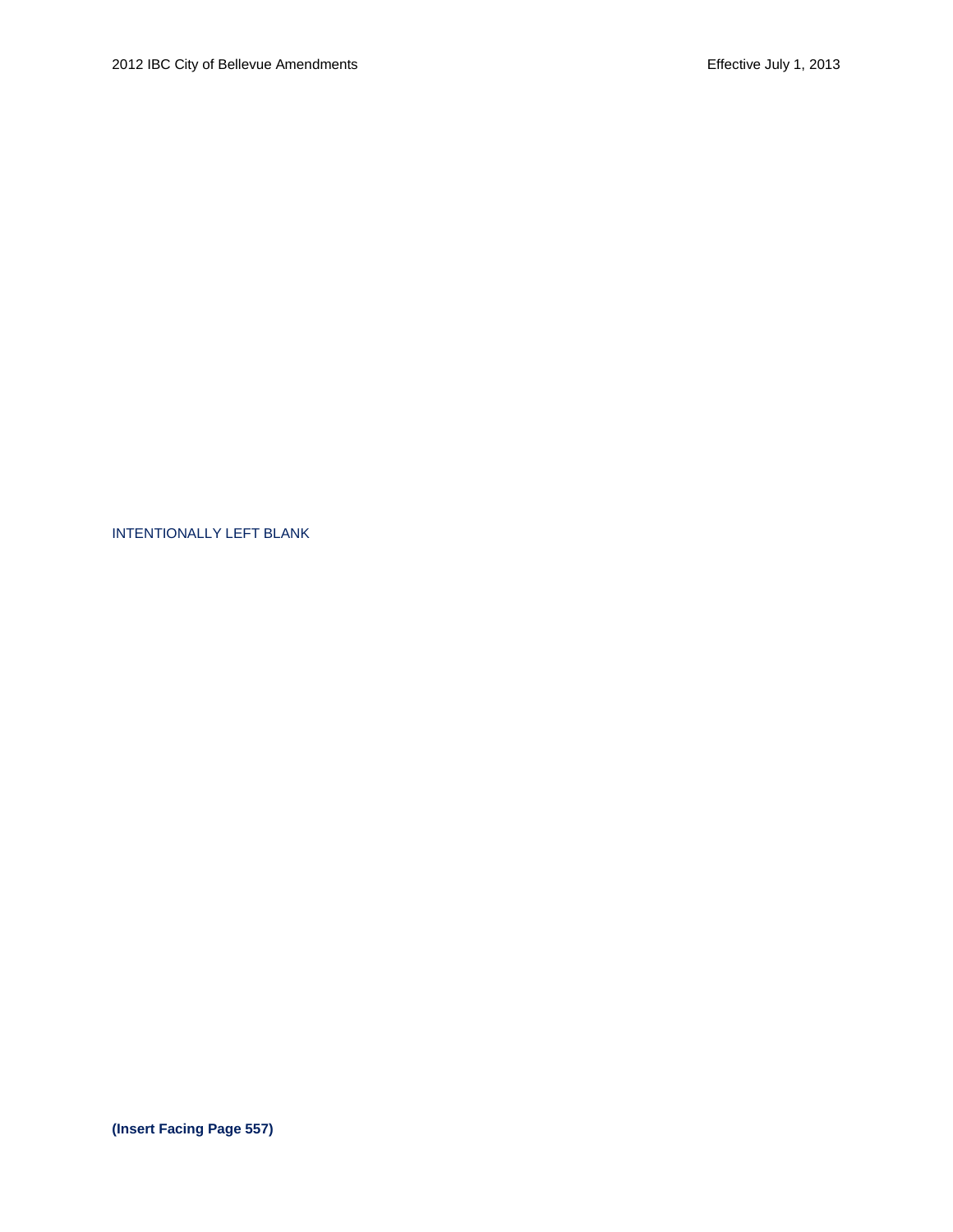INTENTIONALLY LEFT BLANK

**(Insert Facing Page 557)**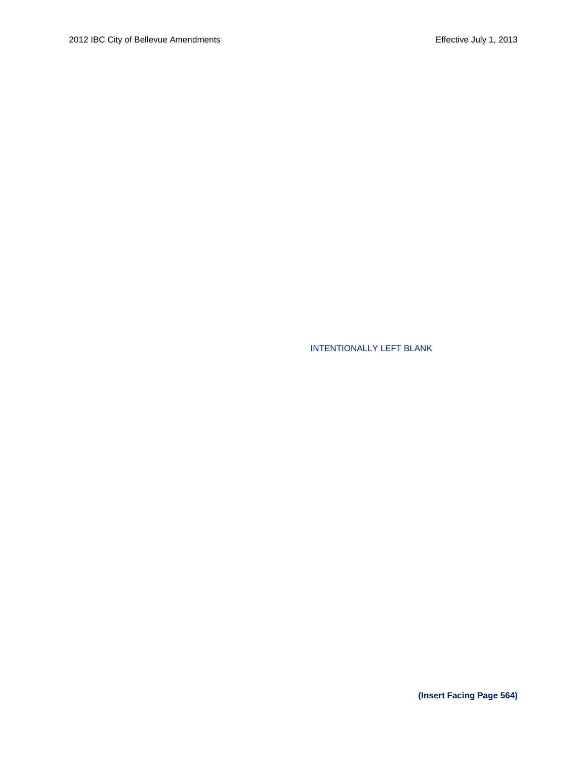INTENTIONALLY LEFT BLANK

**(Insert Facing Page 564)**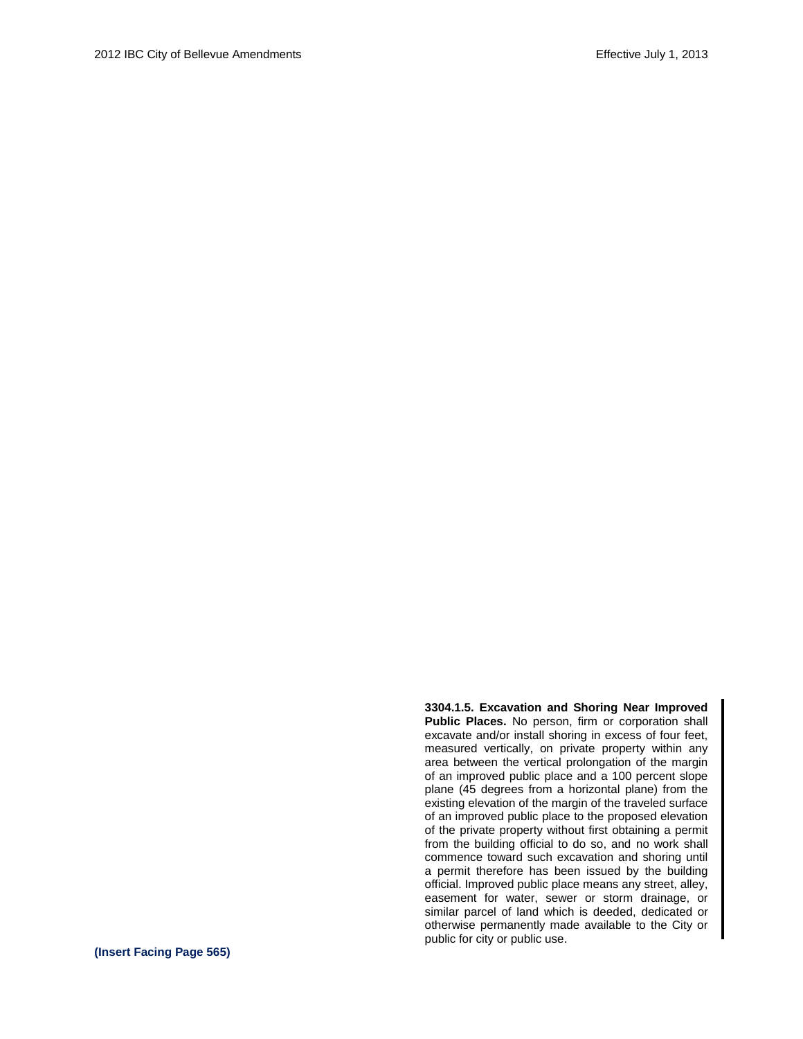**3304.1.5. Excavation and Shoring Near Improved Public Places.** No person, firm or corporation shall excavate and/or install shoring in excess of four feet, measured vertically, on private property within any area between the vertical prolongation of the margin of an improved public place and a 100 percent slope plane (45 degrees from a horizontal plane) from the existing elevation of the margin of the traveled surface of an improved public place to the proposed elevation of the private property without first obtaining a permit from the building official to do so, and no work shall commence toward such excavation and shoring until a permit therefore has been issued by the building official. Improved public place means any street, alley, easement for water, sewer or storm drainage, or similar parcel of land which is deeded, dedicated or otherwise permanently made available to the City or public for city or public use.

**(Insert Facing Page 565)**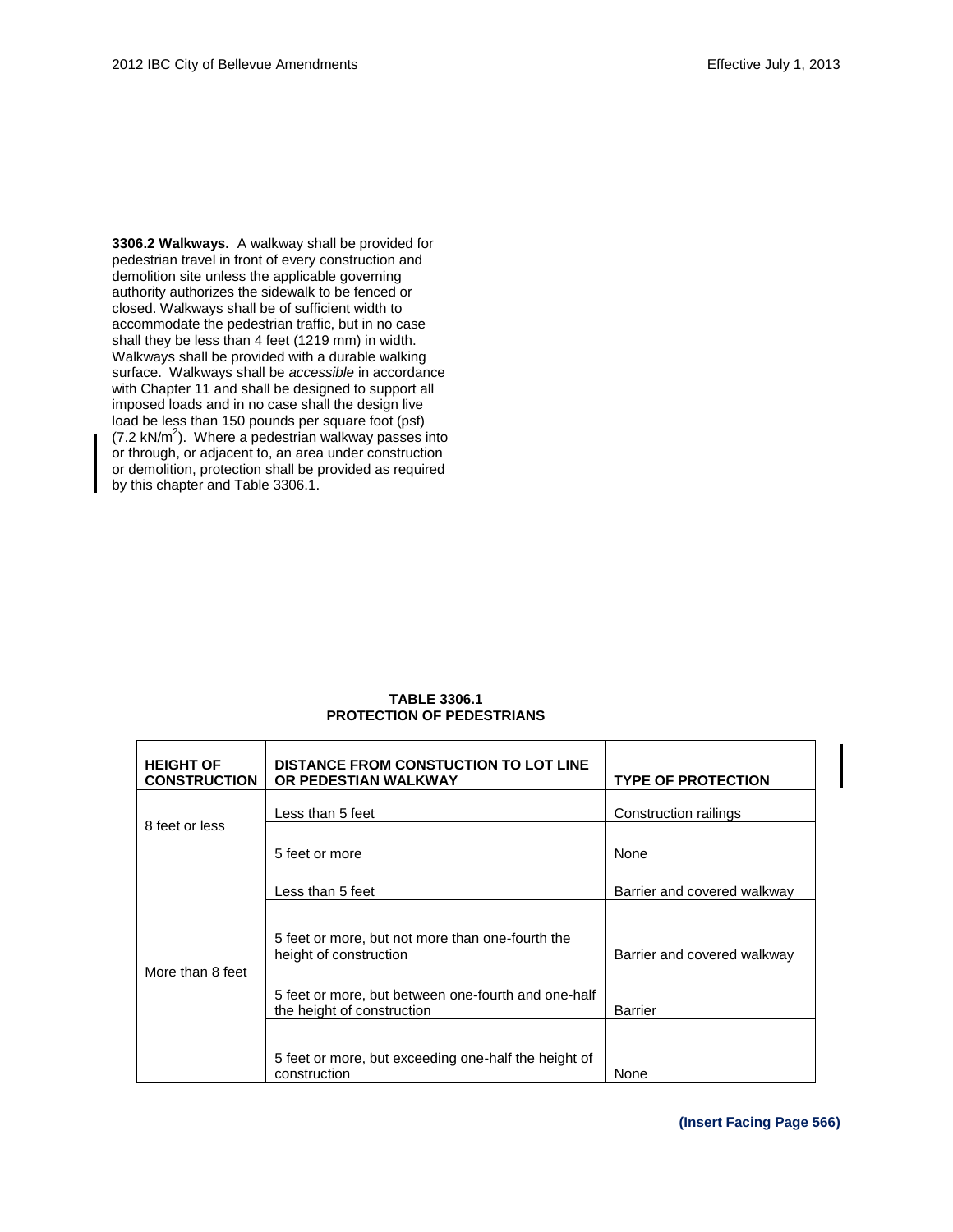**3306.2 Walkways.** A walkway shall be provided for pedestrian travel in front of every construction and demolition site unless the applicable governing authority authorizes the sidewalk to be fenced or closed. Walkways shall be of sufficient width to accommodate the pedestrian traffic, but in no case shall they be less than 4 feet (1219 mm) in width. Walkways shall be provided with a durable walking surface. Walkways shall be *accessible* in accordance with Chapter 11 and shall be designed to support all imposed loads and in no case shall the design live load be less than 150 pounds per square foot (psf) (7.2 kN/$m^2$). Where a pedestrian walkway passes into or through, or adjacent to, an area under construction or demolition, protection shall be provided as required by this chapter and Table 3306.1.

**TABLE 3306.1**
**PROTECTION OF PEDESTRIANS**

| HEIGHT OF CONSTRUCTION | DISTANCE FROM CONSTUCTION TO LOT LINE OR PEDESTIAN WALKWAY | TYPE OF PROTECTION |
|---|---|---|
| 8 feet or less | Less than 5 feet | Construction railings |
| | 5 feet or more | None |
| More than 8 feet | Less than 5 feet | Barrier and covered walkway |
| | 5 feet or more, but not more than one-fourth the height of construction | Barrier and covered walkway |
| | 5 feet or more, but between one-fourth and one-half the height of construction | Barrier |
| | 5 feet or more, but exceeding one-half the height of construction | None |

**(Insert Facing Page 566)**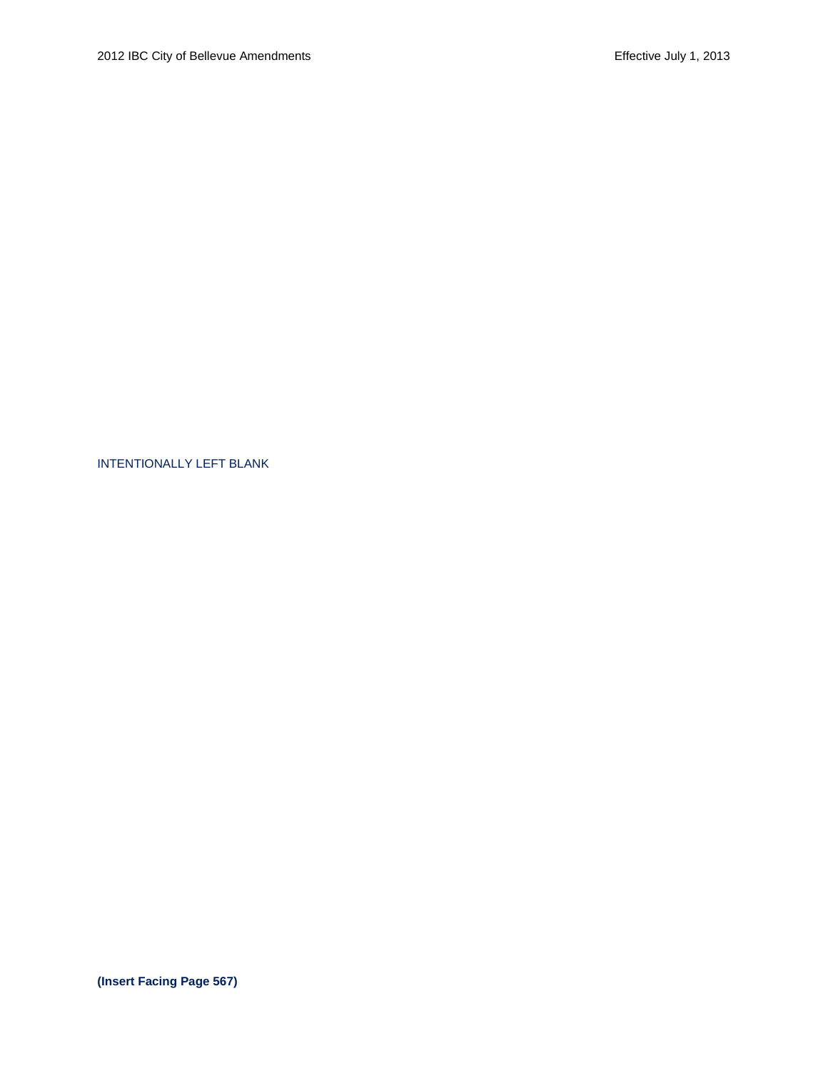INTENTIONALLY LEFT BLANK

**(Insert Facing Page 567)**